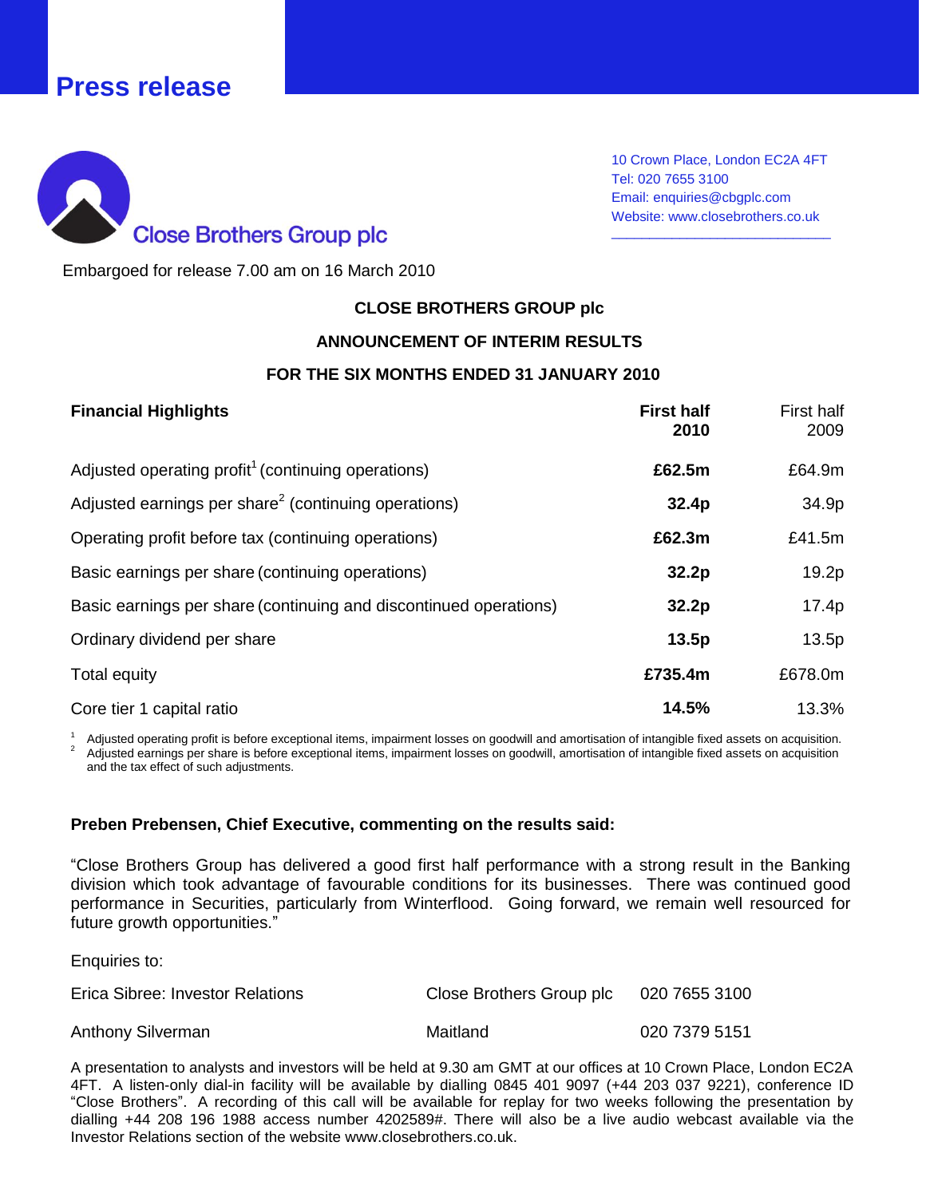# Press release

## Close Brothers Group plc

10 Crown Place, London EC2A 4FT
Tel: 020 7655 3100
Email: enquiries@cbgplc.com
Website: www.closebrothers.co.uk

Embargoed for release 7.00 am on 16 March 2010

**CLOSE BROTHERS GROUP plc**

**ANNOUNCEMENT OF INTERIM RESULTS**

**FOR THE SIX MONTHS ENDED 31 JANUARY 2010**

| **Financial Highlights** | **First half 2010** | First half 2009 |
|---|---|---|
| Adjusted operating profit[1] (continuing operations) | **£62.5m** | £64.9m |
| Adjusted earnings per share[2] (continuing operations) | **32.4p** | 34.9p |
| Operating profit before tax (continuing operations) | **£62.3m** | £41.5m |
| Basic earnings per share (continuing operations) | **32.2p** | 19.2p |
| Basic earnings per share (continuing and discontinued operations) | **32.2p** | 17.4p |
| Ordinary dividend per share | **13.5p** | 13.5p |
| Total equity | **£735.4m** | £678.0m |
| Core tier 1 capital ratio | **14.5%** | 13.3% |

[1] Adjusted operating profit is before exceptional items, impairment losses on goodwill and amortisation of intangible fixed assets on acquisition.
[2] Adjusted earnings per share is before exceptional items, impairment losses on goodwill, amortisation of intangible fixed assets on acquisition and the tax effect of such adjustments.

**Preben Prebensen, Chief Executive, commenting on the results said:**

"Close Brothers Group has delivered a good first half performance with a strong result in the Banking division which took advantage of favourable conditions for its businesses. There was continued good performance in Securities, particularly from Winterflood. Going forward, we remain well resourced for future growth opportunities."

Enquiries to:

| | | |
|---|---|---|
| Erica Sibree: Investor Relations | Close Brothers Group plc | 020 7655 3100 |
| Anthony Silverman | Maitland | 020 7379 5151 |

A presentation to analysts and investors will be held at 9.30 am GMT at our offices at 10 Crown Place, London EC2A 4FT. A listen-only dial-in facility will be available by dialling 0845 401 9097 (+44 203 037 9221), conference ID "Close Brothers". A recording of this call will be available for replay for two weeks following the presentation by dialling +44 208 196 1988 access number 4202589#. There will also be a live audio webcast available via the Investor Relations section of the website www.closebrothers.co.uk.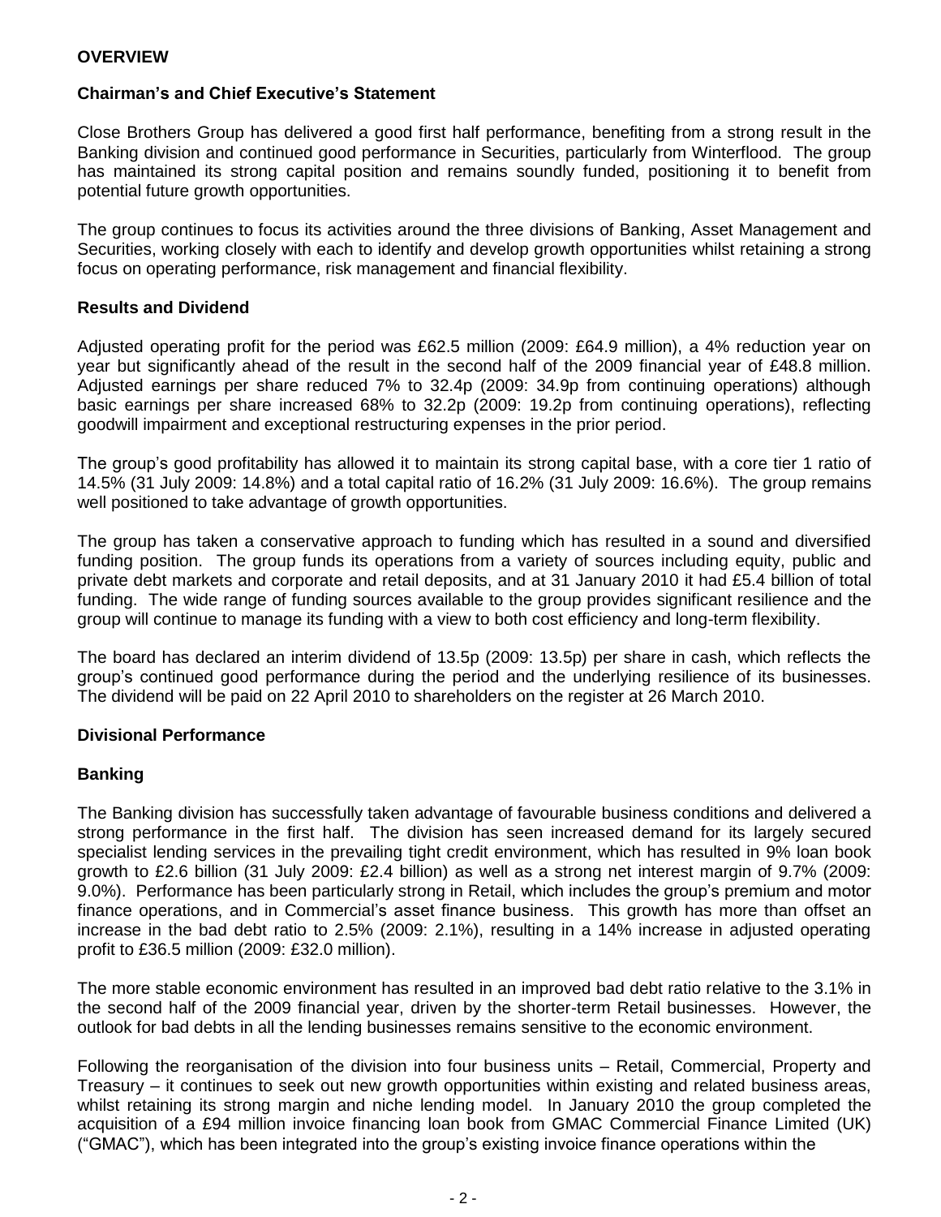# OVERVIEW

## Chairman's and Chief Executive's Statement

Close Brothers Group has delivered a good first half performance, benefiting from a strong result in the Banking division and continued good performance in Securities, particularly from Winterflood. The group has maintained its strong capital position and remains soundly funded, positioning it to benefit from potential future growth opportunities.

The group continues to focus its activities around the three divisions of Banking, Asset Management and Securities, working closely with each to identify and develop growth opportunities whilst retaining a strong focus on operating performance, risk management and financial flexibility.

## Results and Dividend

Adjusted operating profit for the period was £62.5 million (2009: £64.9 million), a 4% reduction year on year but significantly ahead of the result in the second half of the 2009 financial year of £48.8 million. Adjusted earnings per share reduced 7% to 32.4p (2009: 34.9p from continuing operations) although basic earnings per share increased 68% to 32.2p (2009: 19.2p from continuing operations), reflecting goodwill impairment and exceptional restructuring expenses in the prior period.

The group's good profitability has allowed it to maintain its strong capital base, with a core tier 1 ratio of 14.5% (31 July 2009: 14.8%) and a total capital ratio of 16.2% (31 July 2009: 16.6%). The group remains well positioned to take advantage of growth opportunities.

The group has taken a conservative approach to funding which has resulted in a sound and diversified funding position. The group funds its operations from a variety of sources including equity, public and private debt markets and corporate and retail deposits, and at 31 January 2010 it had £5.4 billion of total funding. The wide range of funding sources available to the group provides significant resilience and the group will continue to manage its funding with a view to both cost efficiency and long-term flexibility.

The board has declared an interim dividend of 13.5p (2009: 13.5p) per share in cash, which reflects the group's continued good performance during the period and the underlying resilience of its businesses. The dividend will be paid on 22 April 2010 to shareholders on the register at 26 March 2010.

## Divisional Performance

### Banking

The Banking division has successfully taken advantage of favourable business conditions and delivered a strong performance in the first half. The division has seen increased demand for its largely secured specialist lending services in the prevailing tight credit environment, which has resulted in 9% loan book growth to £2.6 billion (31 July 2009: £2.4 billion) as well as a strong net interest margin of 9.7% (2009: 9.0%). Performance has been particularly strong in Retail, which includes the group's premium and motor finance operations, and in Commercial's asset finance business. This growth has more than offset an increase in the bad debt ratio to 2.5% (2009: 2.1%), resulting in a 14% increase in adjusted operating profit to £36.5 million (2009: £32.0 million).

The more stable economic environment has resulted in an improved bad debt ratio relative to the 3.1% in the second half of the 2009 financial year, driven by the shorter-term Retail businesses. However, the outlook for bad debts in all the lending businesses remains sensitive to the economic environment.

Following the reorganisation of the division into four business units – Retail, Commercial, Property and Treasury – it continues to seek out new growth opportunities within existing and related business areas, whilst retaining its strong margin and niche lending model. In January 2010 the group completed the acquisition of a £94 million invoice financing loan book from GMAC Commercial Finance Limited (UK) ("GMAC"), which has been integrated into the group's existing invoice finance operations within the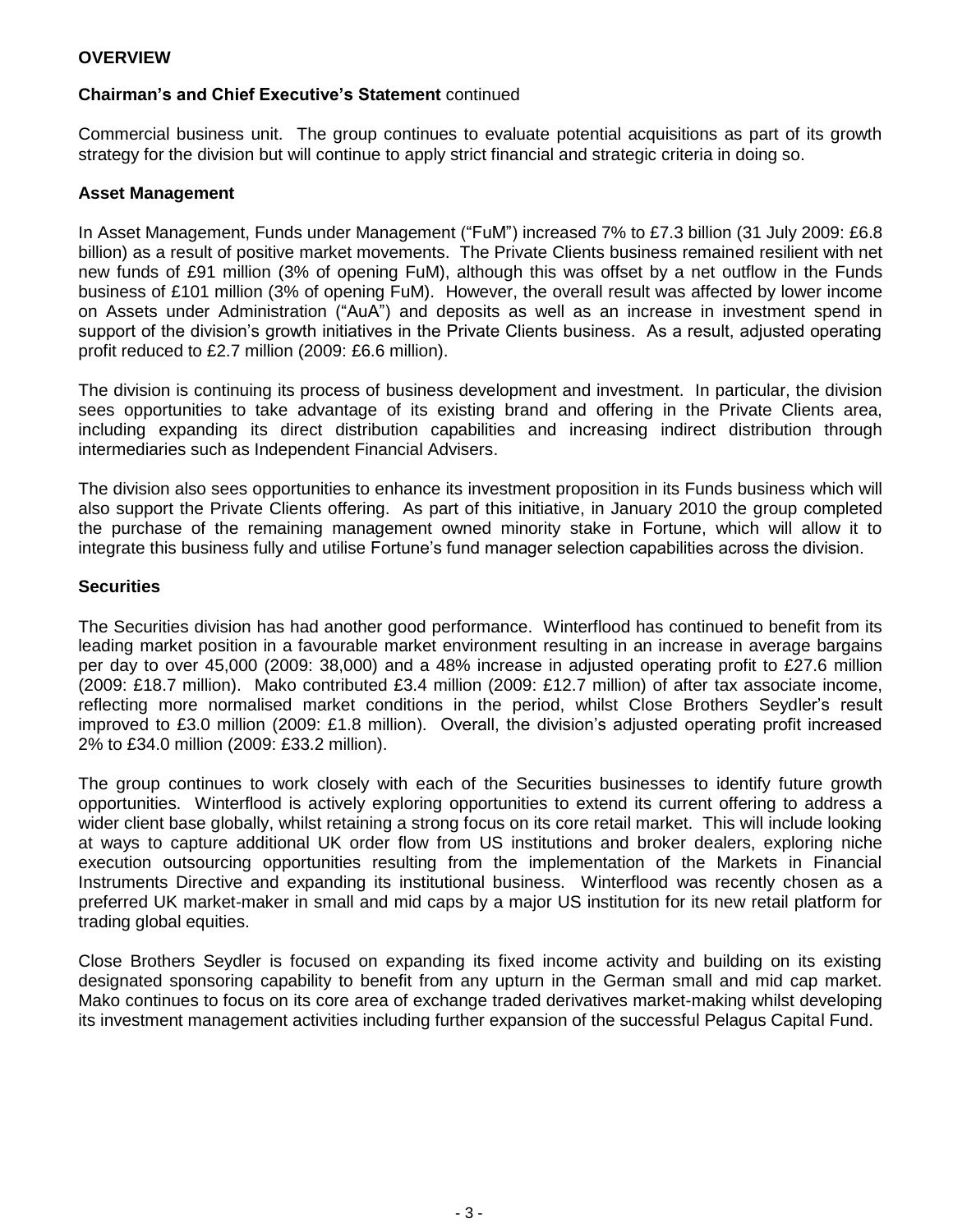**OVERVIEW**

**Chairman's and Chief Executive's Statement** continued

Commercial business unit. The group continues to evaluate potential acquisitions as part of its growth strategy for the division but will continue to apply strict financial and strategic criteria in doing so.

**Asset Management**

In Asset Management, Funds under Management ("FuM") increased 7% to £7.3 billion (31 July 2009: £6.8 billion) as a result of positive market movements. The Private Clients business remained resilient with net new funds of £91 million (3% of opening FuM), although this was offset by a net outflow in the Funds business of £101 million (3% of opening FuM). However, the overall result was affected by lower income on Assets under Administration ("AuA") and deposits as well as an increase in investment spend in support of the division's growth initiatives in the Private Clients business. As a result, adjusted operating profit reduced to £2.7 million (2009: £6.6 million).

The division is continuing its process of business development and investment. In particular, the division sees opportunities to take advantage of its existing brand and offering in the Private Clients area, including expanding its direct distribution capabilities and increasing indirect distribution through intermediaries such as Independent Financial Advisers.

The division also sees opportunities to enhance its investment proposition in its Funds business which will also support the Private Clients offering. As part of this initiative, in January 2010 the group completed the purchase of the remaining management owned minority stake in Fortune, which will allow it to integrate this business fully and utilise Fortune's fund manager selection capabilities across the division.

**Securities**

The Securities division has had another good performance. Winterflood has continued to benefit from its leading market position in a favourable market environment resulting in an increase in average bargains per day to over 45,000 (2009: 38,000) and a 48% increase in adjusted operating profit to £27.6 million (2009: £18.7 million). Mako contributed £3.4 million (2009: £12.7 million) of after tax associate income, reflecting more normalised market conditions in the period, whilst Close Brothers Seydler's result improved to £3.0 million (2009: £1.8 million). Overall, the division's adjusted operating profit increased 2% to £34.0 million (2009: £33.2 million).

The group continues to work closely with each of the Securities businesses to identify future growth opportunities. Winterflood is actively exploring opportunities to extend its current offering to address a wider client base globally, whilst retaining a strong focus on its core retail market. This will include looking at ways to capture additional UK order flow from US institutions and broker dealers, exploring niche execution outsourcing opportunities resulting from the implementation of the Markets in Financial Instruments Directive and expanding its institutional business. Winterflood was recently chosen as a preferred UK market-maker in small and mid caps by a major US institution for its new retail platform for trading global equities.

Close Brothers Seydler is focused on expanding its fixed income activity and building on its existing designated sponsoring capability to benefit from any upturn in the German small and mid cap market. Mako continues to focus on its core area of exchange traded derivatives market-making whilst developing its investment management activities including further expansion of the successful Pelagus Capital Fund.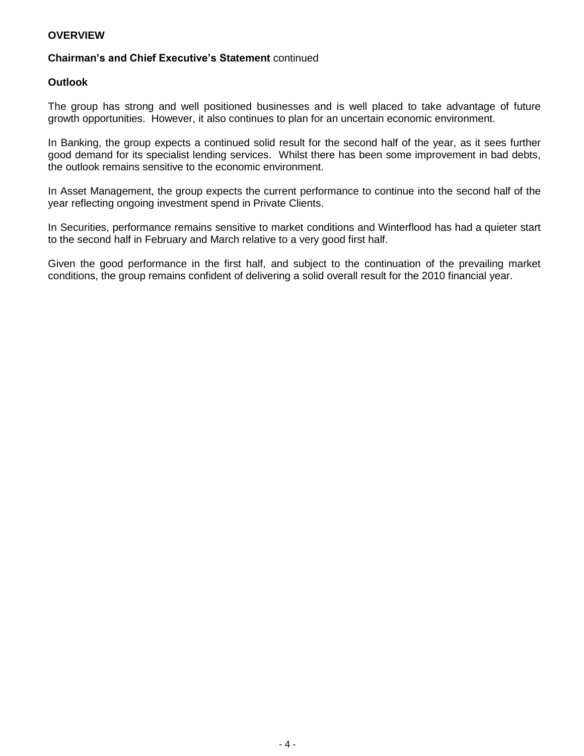**OVERVIEW**

**Chairman's and Chief Executive's Statement** continued

**Outlook**

The group has strong and well positioned businesses and is well placed to take advantage of future growth opportunities. However, it also continues to plan for an uncertain economic environment.

In Banking, the group expects a continued solid result for the second half of the year, as it sees further good demand for its specialist lending services. Whilst there has been some improvement in bad debts, the outlook remains sensitive to the economic environment.

In Asset Management, the group expects the current performance to continue into the second half of the year reflecting ongoing investment spend in Private Clients.

In Securities, performance remains sensitive to market conditions and Winterflood has had a quieter start to the second half in February and March relative to a very good first half.

Given the good performance in the first half, and subject to the continuation of the prevailing market conditions, the group remains confident of delivering a solid overall result for the 2010 financial year.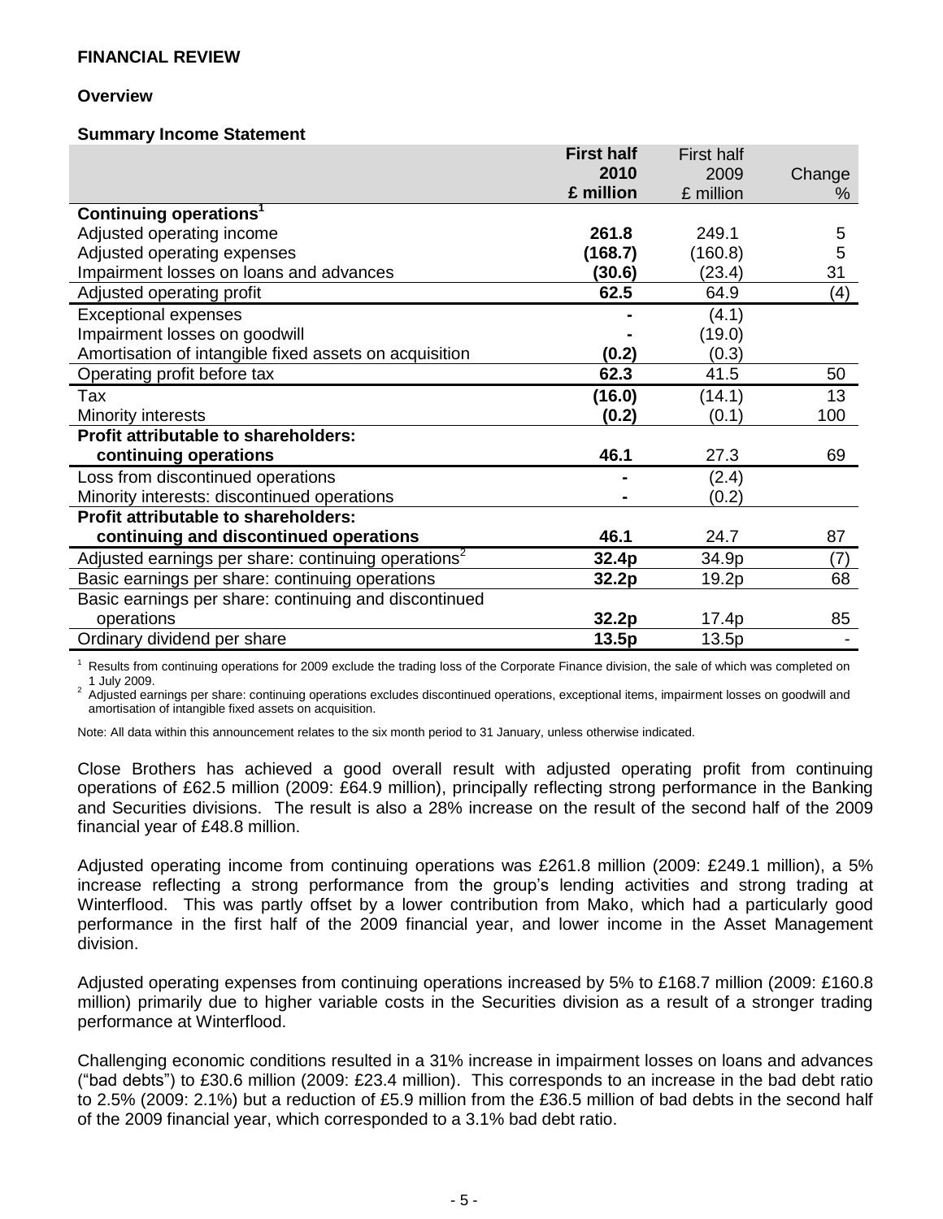# FINANCIAL REVIEW

## Overview

### Summary Income Statement

| | First half 2010 £ million | First half 2009 £ million | Change % |
|---|---|---|---|
| **Continuing operations[1]** | | | |
| Adjusted operating income | **261.8** | 249.1 | 5 |
| Adjusted operating expenses | **(168.7)** | (160.8) | 5 |
| Impairment losses on loans and advances | **(30.6)** | (23.4) | 31 |
| Adjusted operating profit | **62.5** | 64.9 | (4) |
| Exceptional expenses | **-** | (4.1) | |
| Impairment losses on goodwill | **-** | (19.0) | |
| Amortisation of intangible fixed assets on acquisition | **(0.2)** | (0.3) | |
| Operating profit before tax | **62.3** | 41.5 | 50 |
| Tax | **(16.0)** | (14.1) | 13 |
| Minority interests | **(0.2)** | (0.1) | 100 |
| **Profit attributable to shareholders: continuing operations** | **46.1** | 27.3 | 69 |
| Loss from discontinued operations | **-** | (2.4) | |
| Minority interests: discontinued operations | **-** | (0.2) | |
| **Profit attributable to shareholders: continuing and discontinued operations** | **46.1** | 24.7 | 87 |
| Adjusted earnings per share: continuing operations[2] | **32.4p** | 34.9p | (7) |
| Basic earnings per share: continuing operations | **32.2p** | 19.2p | 68 |
| Basic earnings per share: continuing and discontinued operations | **32.2p** | 17.4p | 85 |
| Ordinary dividend per share | **13.5p** | 13.5p | - |

[1] Results from continuing operations for 2009 exclude the trading loss of the Corporate Finance division, the sale of which was completed on 1 July 2009.

[2] Adjusted earnings per share: continuing operations excludes discontinued operations, exceptional items, impairment losses on goodwill and amortisation of intangible fixed assets on acquisition.

Note: All data within this announcement relates to the six month period to 31 January, unless otherwise indicated.

Close Brothers has achieved a good overall result with adjusted operating profit from continuing operations of £62.5 million (2009: £64.9 million), principally reflecting strong performance in the Banking and Securities divisions. The result is also a 28% increase on the result of the second half of the 2009 financial year of £48.8 million.

Adjusted operating income from continuing operations was £261.8 million (2009: £249.1 million), a 5% increase reflecting a strong performance from the group's lending activities and strong trading at Winterflood. This was partly offset by a lower contribution from Mako, which had a particularly good performance in the first half of the 2009 financial year, and lower income in the Asset Management division.

Adjusted operating expenses from continuing operations increased by 5% to £168.7 million (2009: £160.8 million) primarily due to higher variable costs in the Securities division as a result of a stronger trading performance at Winterflood.

Challenging economic conditions resulted in a 31% increase in impairment losses on loans and advances ("bad debts") to £30.6 million (2009: £23.4 million). This corresponds to an increase in the bad debt ratio to 2.5% (2009: 2.1%) but a reduction of £5.9 million from the £36.5 million of bad debts in the second half of the 2009 financial year, which corresponded to a 3.1% bad debt ratio.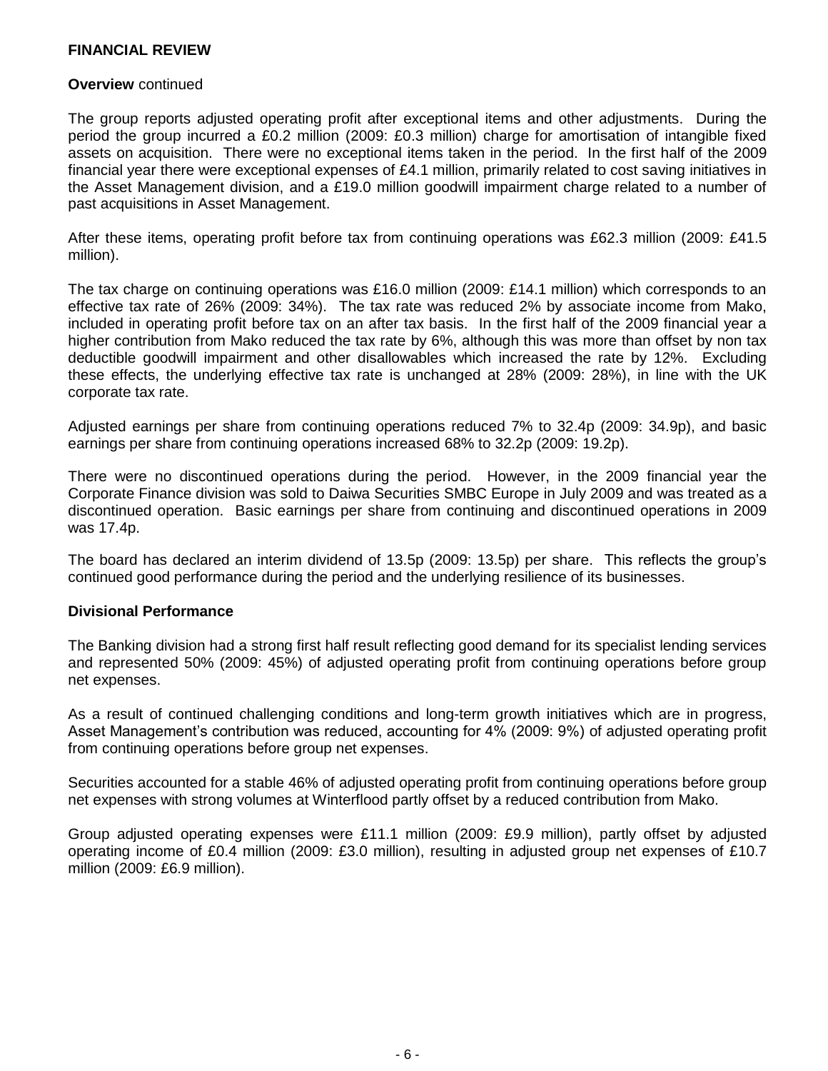## FINANCIAL REVIEW

**Overview** continued

The group reports adjusted operating profit after exceptional items and other adjustments. During the period the group incurred a £0.2 million (2009: £0.3 million) charge for amortisation of intangible fixed assets on acquisition. There were no exceptional items taken in the period. In the first half of the 2009 financial year there were exceptional expenses of £4.1 million, primarily related to cost saving initiatives in the Asset Management division, and a £19.0 million goodwill impairment charge related to a number of past acquisitions in Asset Management.

After these items, operating profit before tax from continuing operations was £62.3 million (2009: £41.5 million).

The tax charge on continuing operations was £16.0 million (2009: £14.1 million) which corresponds to an effective tax rate of 26% (2009: 34%). The tax rate was reduced 2% by associate income from Mako, included in operating profit before tax on an after tax basis. In the first half of the 2009 financial year a higher contribution from Mako reduced the tax rate by 6%, although this was more than offset by non tax deductible goodwill impairment and other disallowables which increased the rate by 12%. Excluding these effects, the underlying effective tax rate is unchanged at 28% (2009: 28%), in line with the UK corporate tax rate.

Adjusted earnings per share from continuing operations reduced 7% to 32.4p (2009: 34.9p), and basic earnings per share from continuing operations increased 68% to 32.2p (2009: 19.2p).

There were no discontinued operations during the period. However, in the 2009 financial year the Corporate Finance division was sold to Daiwa Securities SMBC Europe in July 2009 and was treated as a discontinued operation. Basic earnings per share from continuing and discontinued operations in 2009 was 17.4p.

The board has declared an interim dividend of 13.5p (2009: 13.5p) per share. This reflects the group's continued good performance during the period and the underlying resilience of its businesses.

**Divisional Performance**

The Banking division had a strong first half result reflecting good demand for its specialist lending services and represented 50% (2009: 45%) of adjusted operating profit from continuing operations before group net expenses.

As a result of continued challenging conditions and long-term growth initiatives which are in progress, Asset Management's contribution was reduced, accounting for 4% (2009: 9%) of adjusted operating profit from continuing operations before group net expenses.

Securities accounted for a stable 46% of adjusted operating profit from continuing operations before group net expenses with strong volumes at Winterflood partly offset by a reduced contribution from Mako.

Group adjusted operating expenses were £11.1 million (2009: £9.9 million), partly offset by adjusted operating income of £0.4 million (2009: £3.0 million), resulting in adjusted group net expenses of £10.7 million (2009: £6.9 million).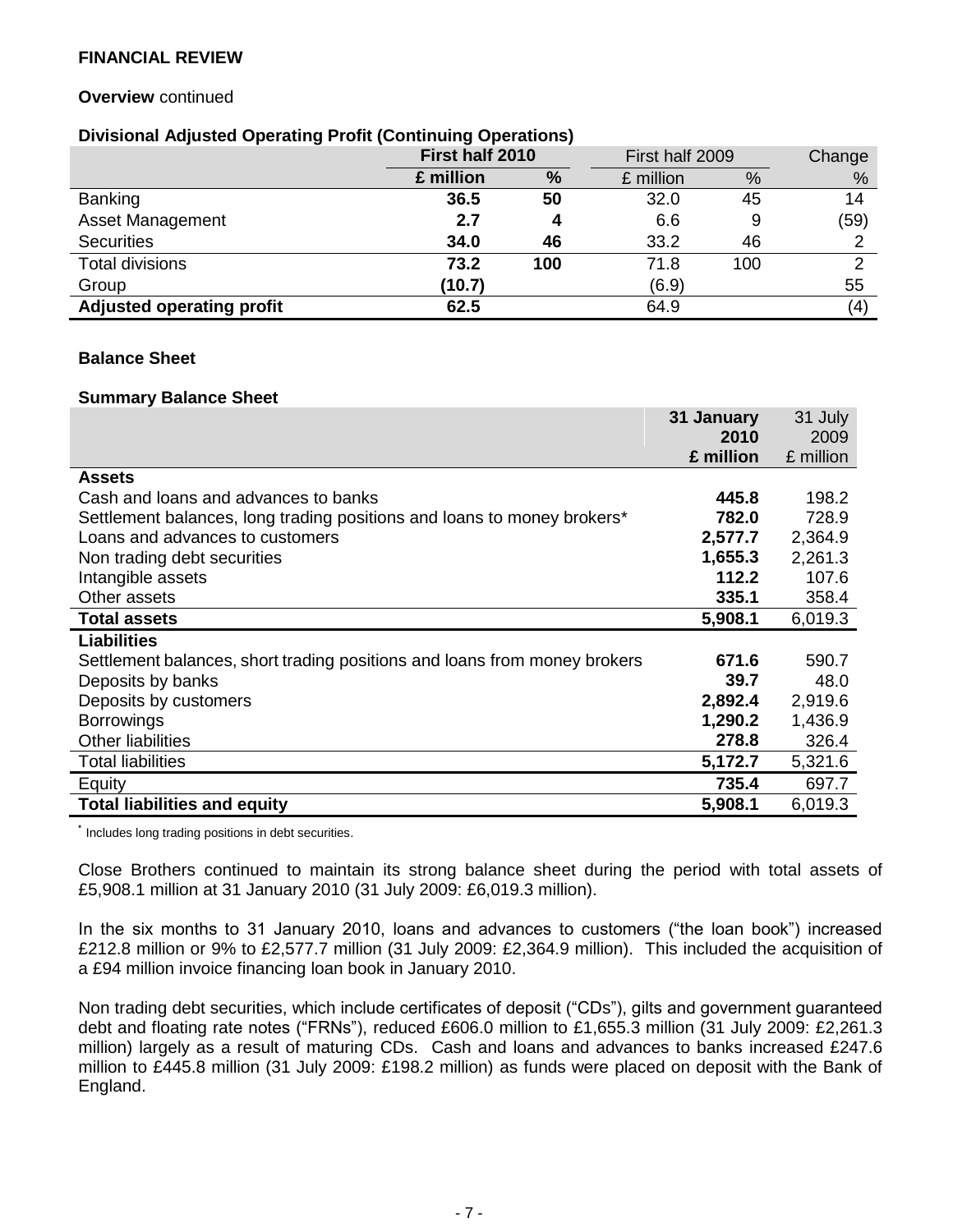## FINANCIAL REVIEW

**Overview** continued

**Divisional Adjusted Operating Profit (Continuing Operations)**

| | First half 2010 | | First half 2009 | | Change |
|---|---|---|---|---|---|
| | £ million | % | £ million | % | % |
| Banking | **36.5** | **50** | 32.0 | 45 | 14 |
| Asset Management | **2.7** | **4** | 6.6 | 9 | (59) |
| Securities | **34.0** | **46** | 33.2 | 46 | 2 |
| Total divisions | **73.2** | **100** | 71.8 | 100 | 2 |
| Group | **(10.7)** | | (6.9) | | 55 |
| **Adjusted operating profit** | **62.5** | | 64.9 | | (4) |

### Balance Sheet

**Summary Balance Sheet**

| | 31 January 2010 £ million | 31 July 2009 £ million |
|---|---|---|
| **Assets** | | |
| Cash and loans and advances to banks | **445.8** | 198.2 |
| Settlement balances, long trading positions and loans to money brokers* | **782.0** | 728.9 |
| Loans and advances to customers | **2,577.7** | 2,364.9 |
| Non trading debt securities | **1,655.3** | 2,261.3 |
| Intangible assets | **112.2** | 107.6 |
| Other assets | **335.1** | 358.4 |
| **Total assets** | **5,908.1** | 6,019.3 |
| **Liabilities** | | |
| Settlement balances, short trading positions and loans from money brokers | **671.6** | 590.7 |
| Deposits by banks | **39.7** | 48.0 |
| Deposits by customers | **2,892.4** | 2,919.6 |
| Borrowings | **1,290.2** | 1,436.9 |
| Other liabilities | **278.8** | 326.4 |
| Total liabilities | **5,172.7** | 5,321.6 |
| Equity | **735.4** | 697.7 |
| **Total liabilities and equity** | **5,908.1** | 6,019.3 |

* Includes long trading positions in debt securities.

Close Brothers continued to maintain its strong balance sheet during the period with total assets of £5,908.1 million at 31 January 2010 (31 July 2009: £6,019.3 million).

In the six months to 31 January 2010, loans and advances to customers ("the loan book") increased £212.8 million or 9% to £2,577.7 million (31 July 2009: £2,364.9 million). This included the acquisition of a £94 million invoice financing loan book in January 2010.

Non trading debt securities, which include certificates of deposit ("CDs"), gilts and government guaranteed debt and floating rate notes ("FRNs"), reduced £606.0 million to £1,655.3 million (31 July 2009: £2,261.3 million) largely as a result of maturing CDs. Cash and loans and advances to banks increased £247.6 million to £445.8 million (31 July 2009: £198.2 million) as funds were placed on deposit with the Bank of England.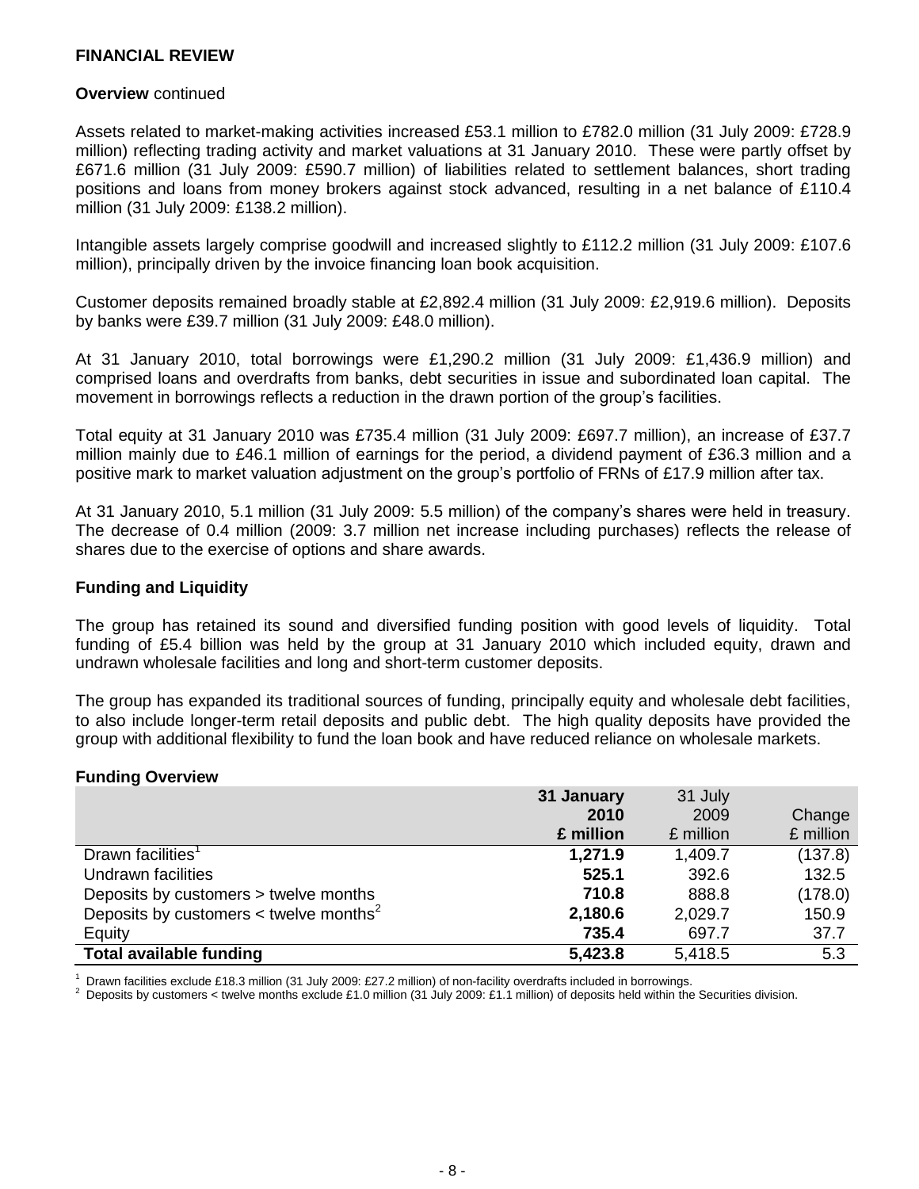## FINANCIAL REVIEW

**Overview** continued

Assets related to market-making activities increased £53.1 million to £782.0 million (31 July 2009: £728.9 million) reflecting trading activity and market valuations at 31 January 2010. These were partly offset by £671.6 million (31 July 2009: £590.7 million) of liabilities related to settlement balances, short trading positions and loans from money brokers against stock advanced, resulting in a net balance of £110.4 million (31 July 2009: £138.2 million).

Intangible assets largely comprise goodwill and increased slightly to £112.2 million (31 July 2009: £107.6 million), principally driven by the invoice financing loan book acquisition.

Customer deposits remained broadly stable at £2,892.4 million (31 July 2009: £2,919.6 million). Deposits by banks were £39.7 million (31 July 2009: £48.0 million).

At 31 January 2010, total borrowings were £1,290.2 million (31 July 2009: £1,436.9 million) and comprised loans and overdrafts from banks, debt securities in issue and subordinated loan capital. The movement in borrowings reflects a reduction in the drawn portion of the group's facilities.

Total equity at 31 January 2010 was £735.4 million (31 July 2009: £697.7 million), an increase of £37.7 million mainly due to £46.1 million of earnings for the period, a dividend payment of £36.3 million and a positive mark to market valuation adjustment on the group's portfolio of FRNs of £17.9 million after tax.

At 31 January 2010, 5.1 million (31 July 2009: 5.5 million) of the company's shares were held in treasury. The decrease of 0.4 million (2009: 3.7 million net increase including purchases) reflects the release of shares due to the exercise of options and share awards.

### Funding and Liquidity

The group has retained its sound and diversified funding position with good levels of liquidity. Total funding of £5.4 billion was held by the group at 31 January 2010 which included equity, drawn and undrawn wholesale facilities and long and short-term customer deposits.

The group has expanded its traditional sources of funding, principally equity and wholesale debt facilities, to also include longer-term retail deposits and public debt. The high quality deposits have provided the group with additional flexibility to fund the loan book and have reduced reliance on wholesale markets.

**Funding Overview**

| | **31 January 2010 £ million** | 31 July 2009 £ million | Change £ million |
|---|---|---|---|
| Drawn facilities[1] | **1,271.9** | 1,409.7 | (137.8) |
| Undrawn facilities | **525.1** | 392.6 | 132.5 |
| Deposits by customers > twelve months | **710.8** | 888.8 | (178.0) |
| Deposits by customers < twelve months[2] | **2,180.6** | 2,029.7 | 150.9 |
| Equity | **735.4** | 697.7 | 37.7 |
| **Total available funding** | **5,423.8** | 5,418.5 | 5.3 |

[1] Drawn facilities exclude £18.3 million (31 July 2009: £27.2 million) of non-facility overdrafts included in borrowings.
[2] Deposits by customers < twelve months exclude £1.0 million (31 July 2009: £1.1 million) of deposits held within the Securities division.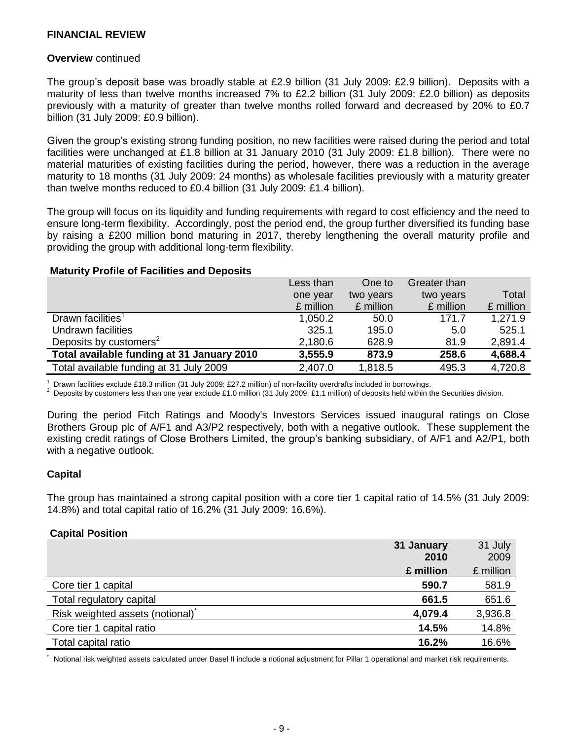## FINANCIAL REVIEW

**Overview** continued

The group's deposit base was broadly stable at £2.9 billion (31 July 2009: £2.9 billion). Deposits with a maturity of less than twelve months increased 7% to £2.2 billion (31 July 2009: £2.0 billion) as deposits previously with a maturity of greater than twelve months rolled forward and decreased by 20% to £0.7 billion (31 July 2009: £0.9 billion).

Given the group's existing strong funding position, no new facilities were raised during the period and total facilities were unchanged at £1.8 billion at 31 January 2010 (31 July 2009: £1.8 billion). There were no material maturities of existing facilities during the period, however, there was a reduction in the average maturity to 18 months (31 July 2009: 24 months) as wholesale facilities previously with a maturity greater than twelve months reduced to £0.4 billion (31 July 2009: £1.4 billion).

The group will focus on its liquidity and funding requirements with regard to cost efficiency and the need to ensure long-term flexibility. Accordingly, post the period end, the group further diversified its funding base by raising a £200 million bond maturing in 2017, thereby lengthening the overall maturity profile and providing the group with additional long-term flexibility.

**Maturity Profile of Facilities and Deposits**

| | Less than one year £ million | One to two years £ million | Greater than two years £ million | Total £ million |
|---|---|---|---|---|
| Drawn facilities[1] | 1,050.2 | 50.0 | 171.7 | 1,271.9 |
| Undrawn facilities | 325.1 | 195.0 | 5.0 | 525.1 |
| Deposits by customers[2] | 2,180.6 | 628.9 | 81.9 | 2,891.4 |
| **Total available funding at 31 January 2010** | **3,555.9** | **873.9** | **258.6** | **4,688.4** |
| Total available funding at 31 July 2009 | 2,407.0 | 1,818.5 | 495.3 | 4,720.8 |

[1] Drawn facilities exclude £18.3 million (31 July 2009: £27.2 million) of non-facility overdrafts included in borrowings.
[2] Deposits by customers less than one year exclude £1.0 million (31 July 2009: £1.1 million) of deposits held within the Securities division.

During the period Fitch Ratings and Moody's Investors Services issued inaugural ratings on Close Brothers Group plc of A/F1 and A3/P2 respectively, both with a negative outlook. These supplement the existing credit ratings of Close Brothers Limited, the group's banking subsidiary, of A/F1 and A2/P1, both with a negative outlook.

### Capital

The group has maintained a strong capital position with a core tier 1 capital ratio of 14.5% (31 July 2009: 14.8%) and total capital ratio of 16.2% (31 July 2009: 16.6%).

**Capital Position**

| | **31 January 2010 £ million** | 31 July 2009 £ million |
|---|---|---|
| Core tier 1 capital | **590.7** | 581.9 |
| Total regulatory capital | **661.5** | 651.6 |
| Risk weighted assets (notional)* | **4,079.4** | 3,936.8 |
| Core tier 1 capital ratio | **14.5%** | 14.8% |
| Total capital ratio | **16.2%** | 16.6% |

* Notional risk weighted assets calculated under Basel II include a notional adjustment for Pillar 1 operational and market risk requirements.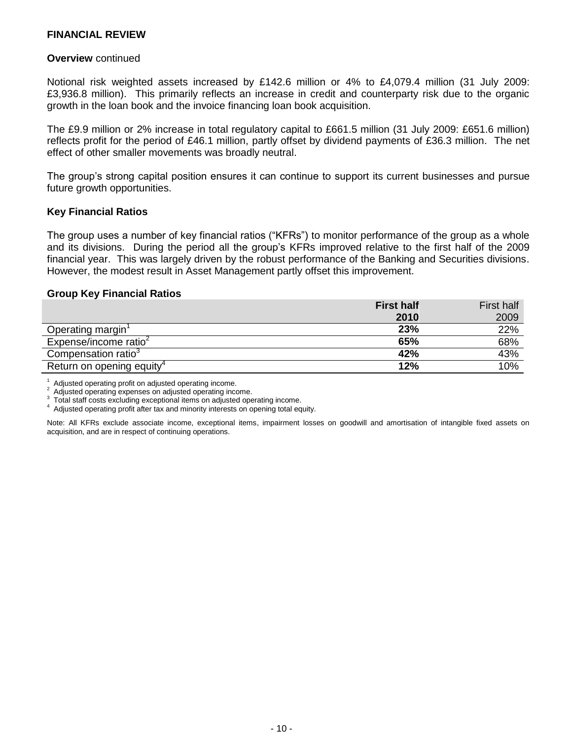**FINANCIAL REVIEW**

**Overview** continued

Notional risk weighted assets increased by £142.6 million or 4% to £4,079.4 million (31 July 2009: £3,936.8 million). This primarily reflects an increase in credit and counterparty risk due to the organic growth in the loan book and the invoice financing loan book acquisition.

The £9.9 million or 2% increase in total regulatory capital to £661.5 million (31 July 2009: £651.6 million) reflects profit for the period of £46.1 million, partly offset by dividend payments of £36.3 million. The net effect of other smaller movements was broadly neutral.

The group's strong capital position ensures it can continue to support its current businesses and pursue future growth opportunities.

### Key Financial Ratios

The group uses a number of key financial ratios ("KFRs") to monitor performance of the group as a whole and its divisions. During the period all the group's KFRs improved relative to the first half of the 2009 financial year. This was largely driven by the robust performance of the Banking and Securities divisions. However, the modest result in Asset Management partly offset this improvement.

**Group Key Financial Ratios**

| | **First half 2010** | First half 2009 |
|---|---|---|
| Operating margin[1] | **23%** | 22% |
| Expense/income ratio[2] | **65%** | 68% |
| Compensation ratio[3] | **42%** | 43% |
| Return on opening equity[4] | **12%** | 10% |

[1] Adjusted operating profit on adjusted operating income.
[2] Adjusted operating expenses on adjusted operating income.
[3] Total staff costs excluding exceptional items on adjusted operating income.
[4] Adjusted operating profit after tax and minority interests on opening total equity.

Note: All KFRs exclude associate income, exceptional items, impairment losses on goodwill and amortisation of intangible fixed assets on acquisition, and are in respect of continuing operations.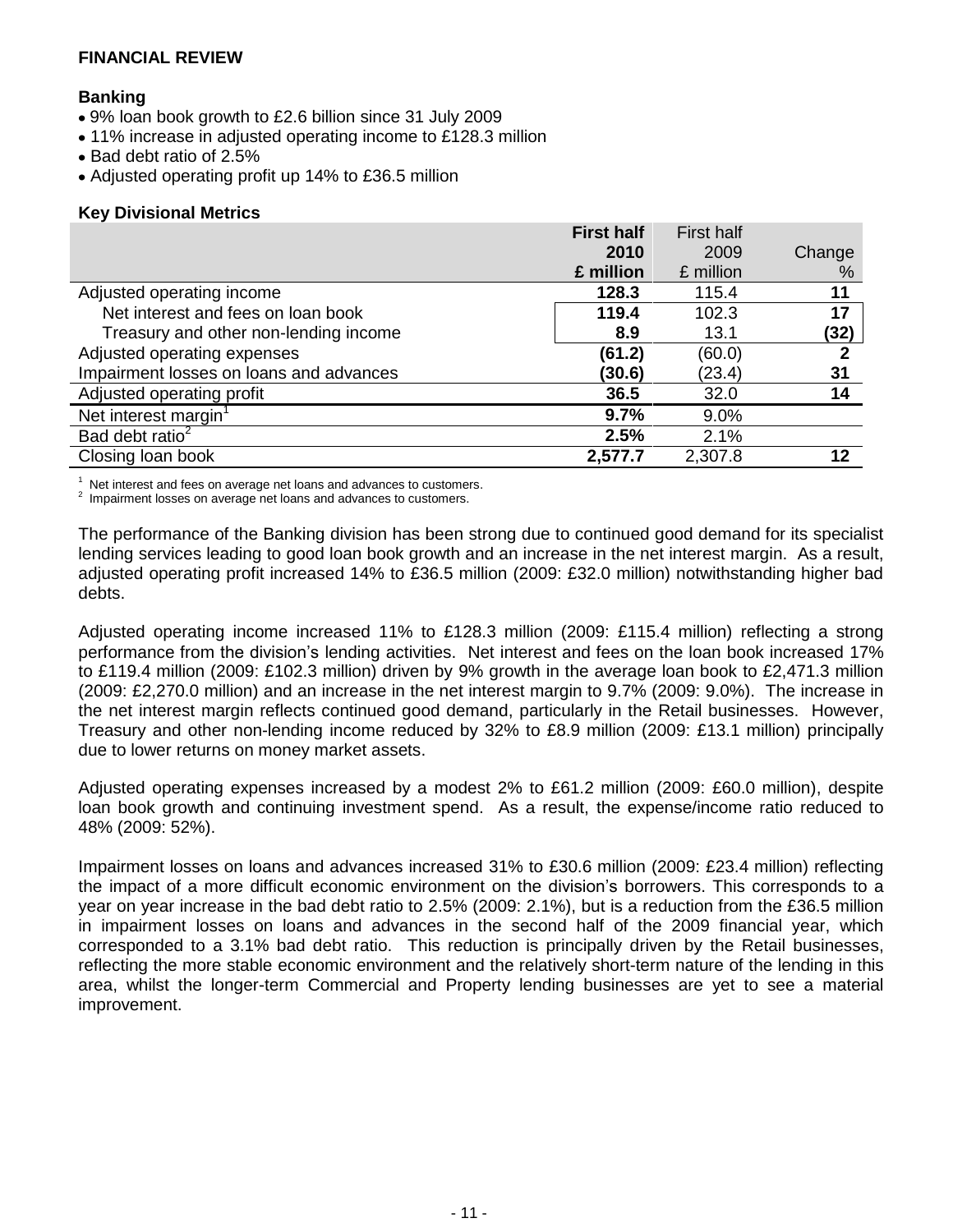## FINANCIAL REVIEW

### Banking

- 9% loan book growth to £2.6 billion since 31 July 2009
- 11% increase in adjusted operating income to £128.3 million
- Bad debt ratio of 2.5%
- Adjusted operating profit up 14% to £36.5 million

### Key Divisional Metrics

| | **First half 2010 £ million** | First half 2009 £ million | Change % |
|---|---|---|---|
| Adjusted operating income | **128.3** | 115.4 | **11** |
| Net interest and fees on loan book | **119.4** | 102.3 | **17** |
| Treasury and other non-lending income | **8.9** | 13.1 | **(32)** |
| Adjusted operating expenses | **(61.2)** | (60.0) | **2** |
| Impairment losses on loans and advances | **(30.6)** | (23.4) | **31** |
| Adjusted operating profit | **36.5** | 32.0 | **14** |
| Net interest margin[1] | **9.7%** | 9.0% | |
| Bad debt ratio[2] | **2.5%** | 2.1% | |
| Closing loan book | **2,577.7** | 2,307.8 | **12** |

[1] Net interest and fees on average net loans and advances to customers.
[2] Impairment losses on average net loans and advances to customers.

The performance of the Banking division has been strong due to continued good demand for its specialist lending services leading to good loan book growth and an increase in the net interest margin. As a result, adjusted operating profit increased 14% to £36.5 million (2009: £32.0 million) notwithstanding higher bad debts.

Adjusted operating income increased 11% to £128.3 million (2009: £115.4 million) reflecting a strong performance from the division's lending activities. Net interest and fees on the loan book increased 17% to £119.4 million (2009: £102.3 million) driven by 9% growth in the average loan book to £2,471.3 million (2009: £2,270.0 million) and an increase in the net interest margin to 9.7% (2009: 9.0%). The increase in the net interest margin reflects continued good demand, particularly in the Retail businesses. However, Treasury and other non-lending income reduced by 32% to £8.9 million (2009: £13.1 million) principally due to lower returns on money market assets.

Adjusted operating expenses increased by a modest 2% to £61.2 million (2009: £60.0 million), despite loan book growth and continuing investment spend. As a result, the expense/income ratio reduced to 48% (2009: 52%).

Impairment losses on loans and advances increased 31% to £30.6 million (2009: £23.4 million) reflecting the impact of a more difficult economic environment on the division's borrowers. This corresponds to a year on year increase in the bad debt ratio to 2.5% (2009: 2.1%), but is a reduction from the £36.5 million in impairment losses on loans and advances in the second half of the 2009 financial year, which corresponded to a 3.1% bad debt ratio. This reduction is principally driven by the Retail businesses, reflecting the more stable economic environment and the relatively short-term nature of the lending in this area, whilst the longer-term Commercial and Property lending businesses are yet to see a material improvement.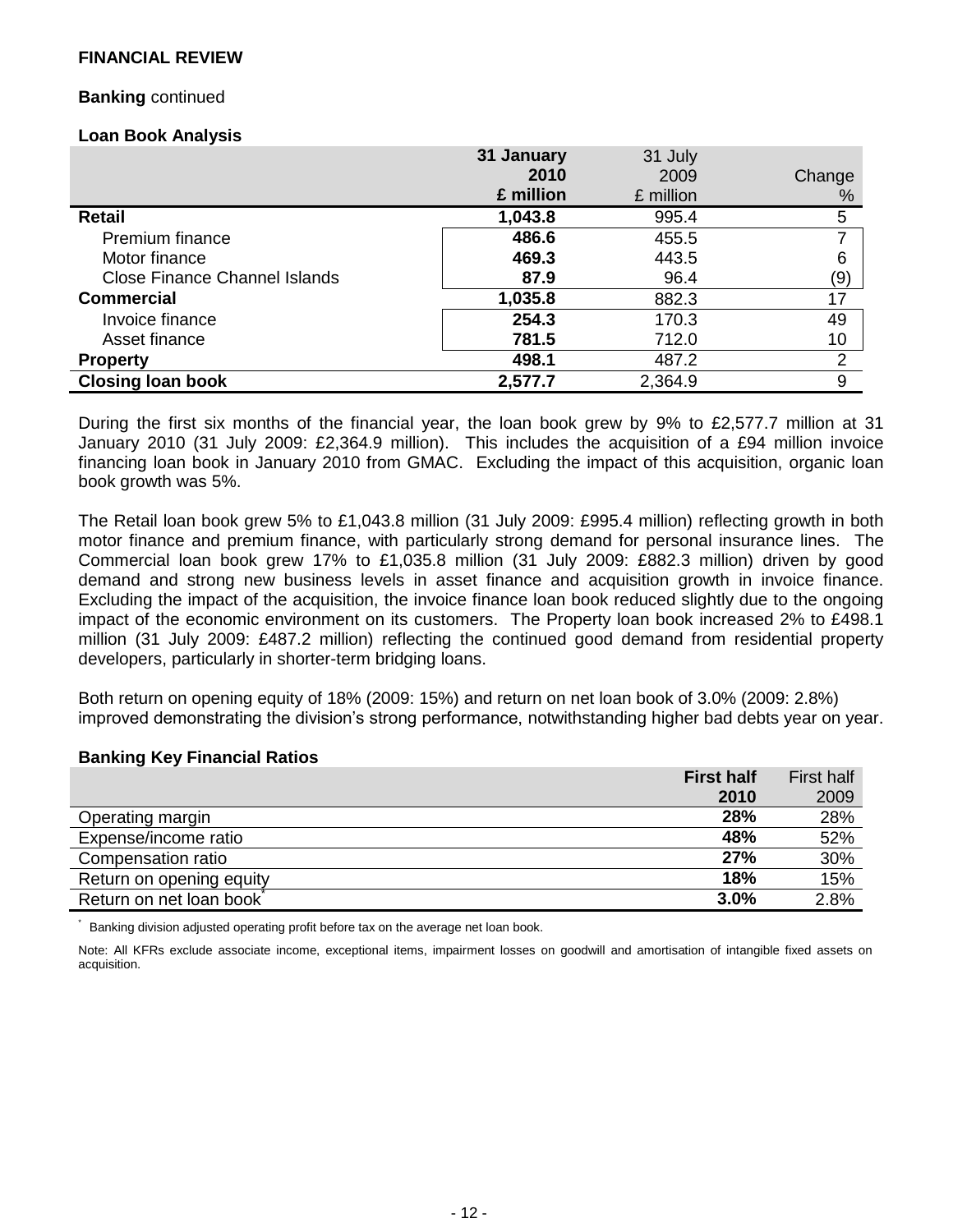**FINANCIAL REVIEW**

**Banking** continued

**Loan Book Analysis**

| | 31 January 2010 £ million | 31 July 2009 £ million | Change % |
|---|---|---|---|
| **Retail** | **1,043.8** | 995.4 | 5 |
| Premium finance | **486.6** | 455.5 | 7 |
| Motor finance | **469.3** | 443.5 | 6 |
| Close Finance Channel Islands | **87.9** | 96.4 | (9) |
| **Commercial** | **1,035.8** | 882.3 | 17 |
| Invoice finance | **254.3** | 170.3 | 49 |
| Asset finance | **781.5** | 712.0 | 10 |
| **Property** | **498.1** | 487.2 | 2 |
| **Closing loan book** | **2,577.7** | 2,364.9 | 9 |

During the first six months of the financial year, the loan book grew by 9% to £2,577.7 million at 31 January 2010 (31 July 2009: £2,364.9 million). This includes the acquisition of a £94 million invoice financing loan book in January 2010 from GMAC. Excluding the impact of this acquisition, organic loan book growth was 5%.

The Retail loan book grew 5% to £1,043.8 million (31 July 2009: £995.4 million) reflecting growth in both motor finance and premium finance, with particularly strong demand for personal insurance lines. The Commercial loan book grew 17% to £1,035.8 million (31 July 2009: £882.3 million) driven by good demand and strong new business levels in asset finance and acquisition growth in invoice finance. Excluding the impact of the acquisition, the invoice finance loan book reduced slightly due to the ongoing impact of the economic environment on its customers. The Property loan book increased 2% to £498.1 million (31 July 2009: £487.2 million) reflecting the continued good demand from residential property developers, particularly in shorter-term bridging loans.

Both return on opening equity of 18% (2009: 15%) and return on net loan book of 3.0% (2009: 2.8%) improved demonstrating the division's strong performance, notwithstanding higher bad debts year on year.

**Banking Key Financial Ratios**

| | First half 2010 | First half 2009 |
|---|---|---|
| Operating margin | **28%** | 28% |
| Expense/income ratio | **48%** | 52% |
| Compensation ratio | **27%** | 30% |
| Return on opening equity | **18%** | 15% |
| Return on net loan book* | **3.0%** | 2.8% |

* Banking division adjusted operating profit before tax on the average net loan book.

Note: All KFRs exclude associate income, exceptional items, impairment losses on goodwill and amortisation of intangible fixed assets on acquisition.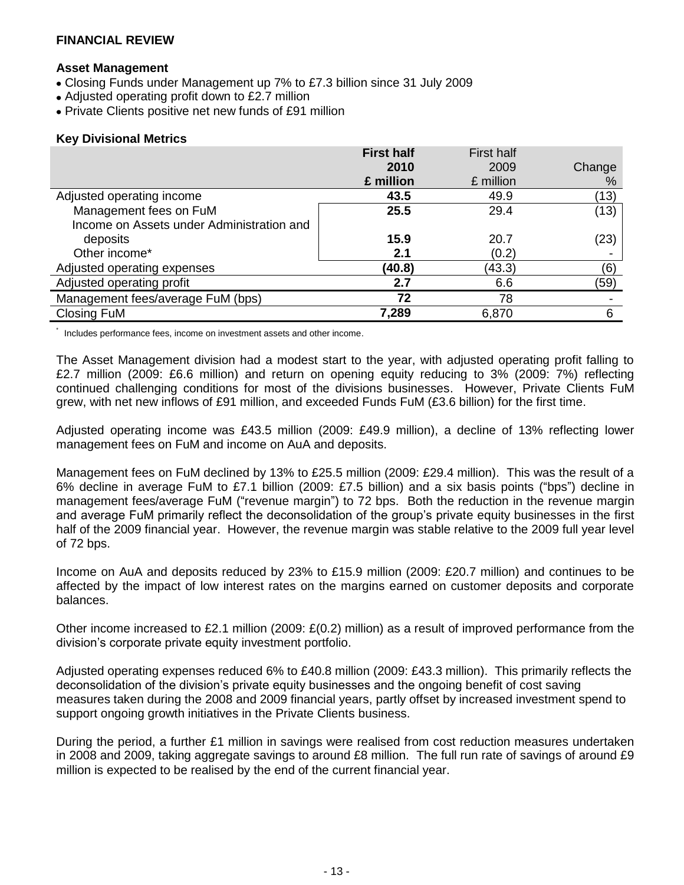## FINANCIAL REVIEW

### Asset Management

- Closing Funds under Management up 7% to £7.3 billion since 31 July 2009
- Adjusted operating profit down to £2.7 million
- Private Clients positive net new funds of £91 million

### Key Divisional Metrics

| | **First half 2010 £ million** | First half 2009 £ million | Change % |
|---|---|---|---|
| Adjusted operating income | **43.5** | 49.9 | (13) |
| Management fees on FuM | **25.5** | 29.4 | (13) |
| Income on Assets under Administration and deposits | **15.9** | 20.7 | (23) |
| Other income* | **2.1** | (0.2) | - |
| Adjusted operating expenses | **(40.8)** | (43.3) | (6) |
| Adjusted operating profit | **2.7** | 6.6 | (59) |
| Management fees/average FuM (bps) | **72** | 78 | - |
| Closing FuM | **7,289** | 6,870 | 6 |

* Includes performance fees, income on investment assets and other income.

The Asset Management division had a modest start to the year, with adjusted operating profit falling to £2.7 million (2009: £6.6 million) and return on opening equity reducing to 3% (2009: 7%) reflecting continued challenging conditions for most of the divisions businesses. However, Private Clients FuM grew, with net new inflows of £91 million, and exceeded Funds FuM (£3.6 billion) for the first time.

Adjusted operating income was £43.5 million (2009: £49.9 million), a decline of 13% reflecting lower management fees on FuM and income on AuA and deposits.

Management fees on FuM declined by 13% to £25.5 million (2009: £29.4 million). This was the result of a 6% decline in average FuM to £7.1 billion (2009: £7.5 billion) and a six basis points ("bps") decline in management fees/average FuM ("revenue margin") to 72 bps. Both the reduction in the revenue margin and average FuM primarily reflect the deconsolidation of the group's private equity businesses in the first half of the 2009 financial year. However, the revenue margin was stable relative to the 2009 full year level of 72 bps.

Income on AuA and deposits reduced by 23% to £15.9 million (2009: £20.7 million) and continues to be affected by the impact of low interest rates on the margins earned on customer deposits and corporate balances.

Other income increased to £2.1 million (2009: £(0.2) million) as a result of improved performance from the division's corporate private equity investment portfolio.

Adjusted operating expenses reduced 6% to £40.8 million (2009: £43.3 million). This primarily reflects the deconsolidation of the division's private equity businesses and the ongoing benefit of cost saving measures taken during the 2008 and 2009 financial years, partly offset by increased investment spend to support ongoing growth initiatives in the Private Clients business.

During the period, a further £1 million in savings were realised from cost reduction measures undertaken in 2008 and 2009, taking aggregate savings to around £8 million. The full run rate of savings of around £9 million is expected to be realised by the end of the current financial year.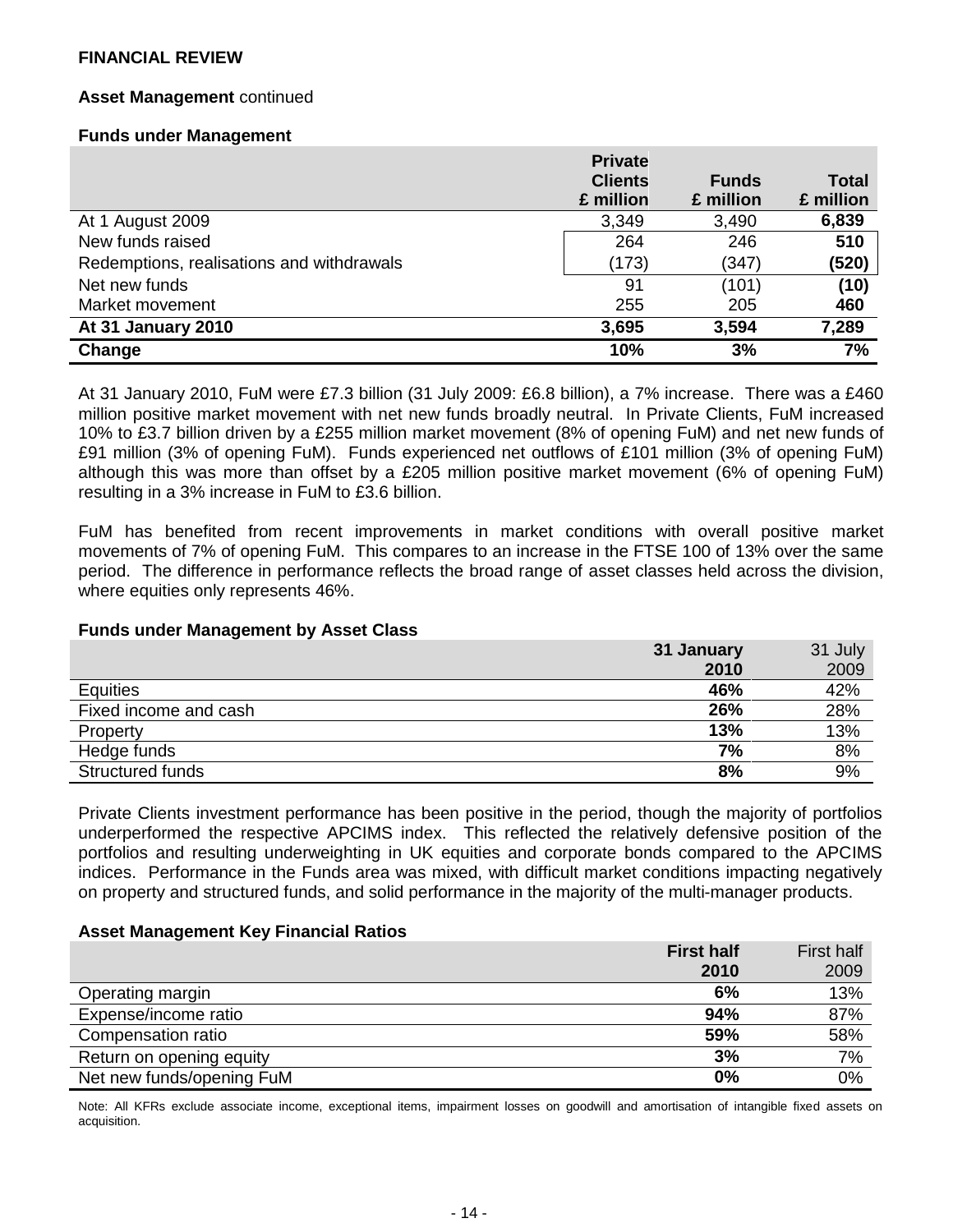**FINANCIAL REVIEW**

**Asset Management** continued

**Funds under Management**

| | Private Clients £ million | Funds £ million | Total £ million |
|---|---|---|---|
| At 1 August 2009 | 3,349 | 3,490 | **6,839** |
| New funds raised | 264 | 246 | **510** |
| Redemptions, realisations and withdrawals | (173) | (347) | **(520)** |
| Net new funds | 91 | (101) | **(10)** |
| Market movement | 255 | 205 | **460** |
| **At 31 January 2010** | **3,695** | **3,594** | **7,289** |
| **Change** | **10%** | **3%** | **7%** |

At 31 January 2010, FuM were £7.3 billion (31 July 2009: £6.8 billion), a 7% increase. There was a £460 million positive market movement with net new funds broadly neutral. In Private Clients, FuM increased 10% to £3.7 billion driven by a £255 million market movement (8% of opening FuM) and net new funds of £91 million (3% of opening FuM). Funds experienced net outflows of £101 million (3% of opening FuM) although this was more than offset by a £205 million positive market movement (6% of opening FuM) resulting in a 3% increase in FuM to £3.6 billion.

FuM has benefited from recent improvements in market conditions with overall positive market movements of 7% of opening FuM. This compares to an increase in the FTSE 100 of 13% over the same period. The difference in performance reflects the broad range of asset classes held across the division, where equities only represents 46%.

**Funds under Management by Asset Class**

| | **31 January 2010** | 31 July 2009 |
|---|---|---|
| Equities | **46%** | 42% |
| Fixed income and cash | **26%** | 28% |
| Property | **13%** | 13% |
| Hedge funds | **7%** | 8% |
| Structured funds | **8%** | 9% |

Private Clients investment performance has been positive in the period, though the majority of portfolios underperformed the respective APCIMS index. This reflected the relatively defensive position of the portfolios and resulting underweighting in UK equities and corporate bonds compared to the APCIMS indices. Performance in the Funds area was mixed, with difficult market conditions impacting negatively on property and structured funds, and solid performance in the majority of the multi-manager products.

**Asset Management Key Financial Ratios**

| | **First half 2010** | First half 2009 |
|---|---|---|
| Operating margin | **6%** | 13% |
| Expense/income ratio | **94%** | 87% |
| Compensation ratio | **59%** | 58% |
| Return on opening equity | **3%** | 7% |
| Net new funds/opening FuM | **0%** | 0% |

Note: All KFRs exclude associate income, exceptional items, impairment losses on goodwill and amortisation of intangible fixed assets on acquisition.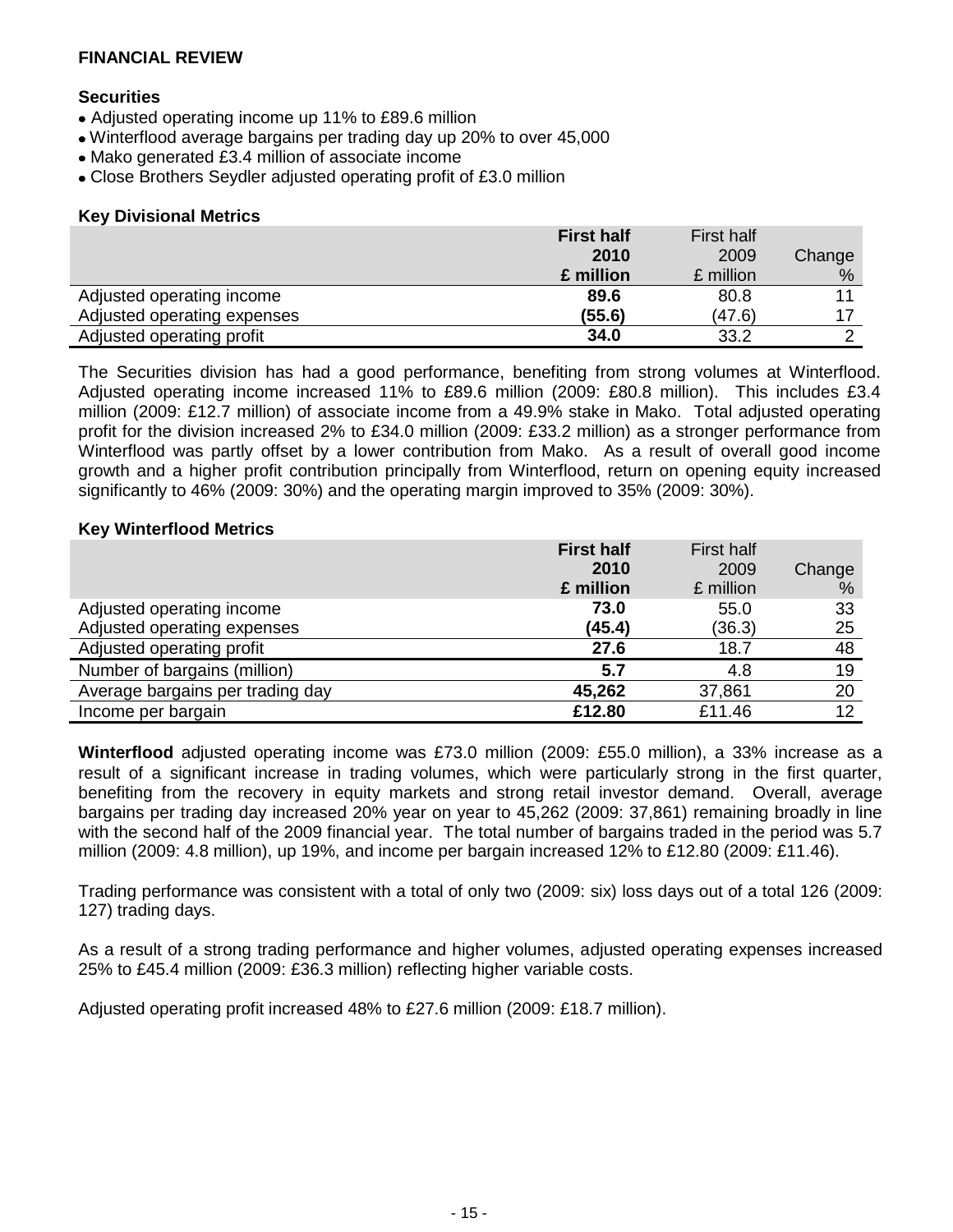## FINANCIAL REVIEW

### Securities

- Adjusted operating income up 11% to £89.6 million
- Winterflood average bargains per trading day up 20% to over 45,000
- Mako generated £3.4 million of associate income
- Close Brothers Seydler adjusted operating profit of £3.0 million

**Key Divisional Metrics**

| | **First half 2010 £ million** | First half 2009 £ million | Change % |
|---|---|---|---|
| Adjusted operating income | **89.6** | 80.8 | 11 |
| Adjusted operating expenses | **(55.6)** | (47.6) | 17 |
| Adjusted operating profit | **34.0** | 33.2 | 2 |

The Securities division has had a good performance, benefiting from strong volumes at Winterflood. Adjusted operating income increased 11% to £89.6 million (2009: £80.8 million). This includes £3.4 million (2009: £12.7 million) of associate income from a 49.9% stake in Mako. Total adjusted operating profit for the division increased 2% to £34.0 million (2009: £33.2 million) as a stronger performance from Winterflood was partly offset by a lower contribution from Mako. As a result of overall good income growth and a higher profit contribution principally from Winterflood, return on opening equity increased significantly to 46% (2009: 30%) and the operating margin improved to 35% (2009: 30%).

**Key Winterflood Metrics**

| | **First half 2010 £ million** | First half 2009 £ million | Change % |
|---|---|---|---|
| Adjusted operating income | **73.0** | 55.0 | 33 |
| Adjusted operating expenses | **(45.4)** | (36.3) | 25 |
| Adjusted operating profit | **27.6** | 18.7 | 48 |
| Number of bargains (million) | **5.7** | 4.8 | 19 |
| Average bargains per trading day | **45,262** | 37,861 | 20 |
| Income per bargain | **£12.80** | £11.46 | 12 |

**Winterflood** adjusted operating income was £73.0 million (2009: £55.0 million), a 33% increase as a result of a significant increase in trading volumes, which were particularly strong in the first quarter, benefiting from the recovery in equity markets and strong retail investor demand. Overall, average bargains per trading day increased 20% year on year to 45,262 (2009: 37,861) remaining broadly in line with the second half of the 2009 financial year. The total number of bargains traded in the period was 5.7 million (2009: 4.8 million), up 19%, and income per bargain increased 12% to £12.80 (2009: £11.46).

Trading performance was consistent with a total of only two (2009: six) loss days out of a total 126 (2009: 127) trading days.

As a result of a strong trading performance and higher volumes, adjusted operating expenses increased 25% to £45.4 million (2009: £36.3 million) reflecting higher variable costs.

Adjusted operating profit increased 48% to £27.6 million (2009: £18.7 million).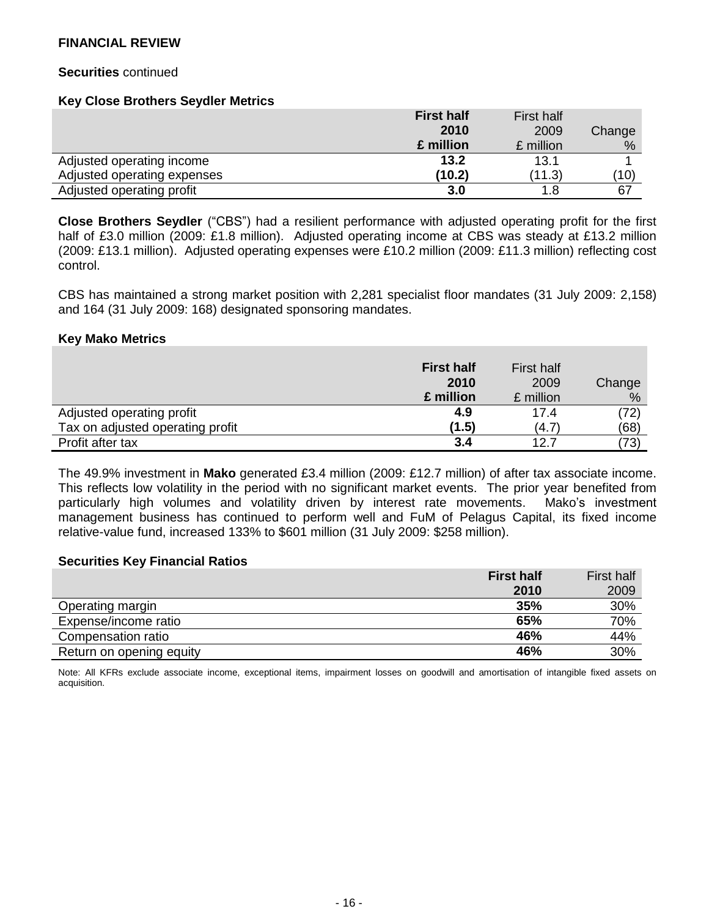**FINANCIAL REVIEW**

**Securities** continued

**Key Close Brothers Seydler Metrics**

| | **First half 2010 £ million** | First half 2009 £ million | Change % |
|---|---|---|---|
| Adjusted operating income | **13.2** | 13.1 | 1 |
| Adjusted operating expenses | **(10.2)** | (11.3) | (10) |
| Adjusted operating profit | **3.0** | 1.8 | 67 |

**Close Brothers Seydler** ("CBS") had a resilient performance with adjusted operating profit for the first half of £3.0 million (2009: £1.8 million). Adjusted operating income at CBS was steady at £13.2 million (2009: £13.1 million). Adjusted operating expenses were £10.2 million (2009: £11.3 million) reflecting cost control.

CBS has maintained a strong market position with 2,281 specialist floor mandates (31 July 2009: 2,158) and 164 (31 July 2009: 168) designated sponsoring mandates.

**Key Mako Metrics**

| | **First half 2010 £ million** | First half 2009 £ million | Change % |
|---|---|---|---|
| Adjusted operating profit | **4.9** | 17.4 | (72) |
| Tax on adjusted operating profit | **(1.5)** | (4.7) | (68) |
| Profit after tax | **3.4** | 12.7 | (73) |

The 49.9% investment in **Mako** generated £3.4 million (2009: £12.7 million) of after tax associate income. This reflects low volatility in the period with no significant market events. The prior year benefited from particularly high volumes and volatility driven by interest rate movements. Mako's investment management business has continued to perform well and FuM of Pelagus Capital, its fixed income relative-value fund, increased 133% to $601 million (31 July 2009: $258 million).

**Securities Key Financial Ratios**

| | **First half 2010** | First half 2009 |
|---|---|---|
| Operating margin | **35%** | 30% |
| Expense/income ratio | **65%** | 70% |
| Compensation ratio | **46%** | 44% |
| Return on opening equity | **46%** | 30% |

Note: All KFRs exclude associate income, exceptional items, impairment losses on goodwill and amortisation of intangible fixed assets on acquisition.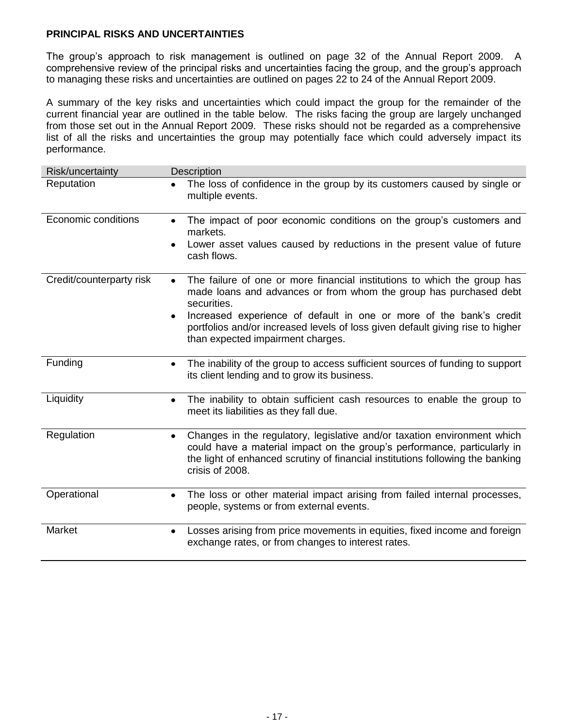**PRINCIPAL RISKS AND UNCERTAINTIES**

The group's approach to risk management is outlined on page 32 of the Annual Report 2009. A comprehensive review of the principal risks and uncertainties facing the group, and the group's approach to managing these risks and uncertainties are outlined on pages 22 to 24 of the Annual Report 2009.

A summary of the key risks and uncertainties which could impact the group for the remainder of the current financial year are outlined in the table below. The risks facing the group are largely unchanged from those set out in the Annual Report 2009. These risks should not be regarded as a comprehensive list of all the risks and uncertainties the group may potentially face which could adversely impact its performance.

| Risk/uncertainty | Description |
|---|---|
| Reputation | • The loss of confidence in the group by its customers caused by single or multiple events. |
| Economic conditions | • The impact of poor economic conditions on the group's customers and markets.<br>• Lower asset values caused by reductions in the present value of future cash flows. |
| Credit/counterparty risk | • The failure of one or more financial institutions to which the group has made loans and advances or from whom the group has purchased debt securities.<br>• Increased experience of default in one or more of the bank's credit portfolios and/or increased levels of loss given default giving rise to higher than expected impairment charges. |
| Funding | • The inability of the group to access sufficient sources of funding to support its client lending and to grow its business. |
| Liquidity | • The inability to obtain sufficient cash resources to enable the group to meet its liabilities as they fall due. |
| Regulation | • Changes in the regulatory, legislative and/or taxation environment which could have a material impact on the group's performance, particularly in the light of enhanced scrutiny of financial institutions following the banking crisis of 2008. |
| Operational | • The loss or other material impact arising from failed internal processes, people, systems or from external events. |
| Market | • Losses arising from price movements in equities, fixed income and foreign exchange rates, or from changes to interest rates. |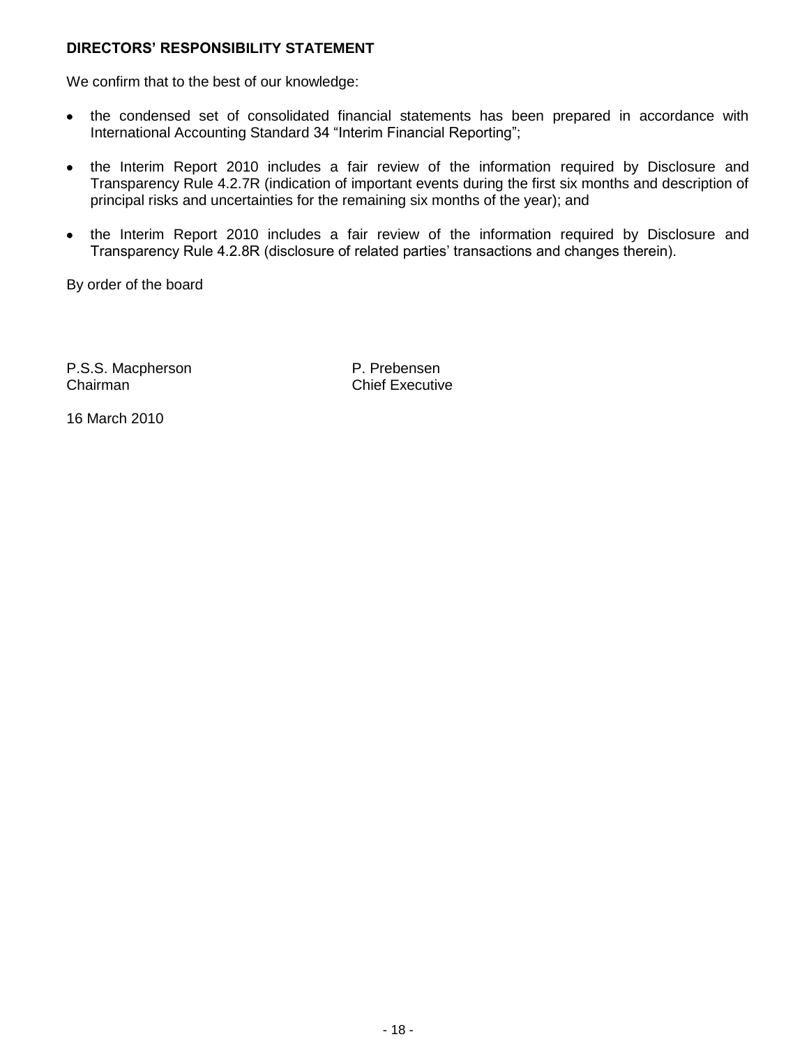## DIRECTORS' RESPONSIBILITY STATEMENT

We confirm that to the best of our knowledge:

- the condensed set of consolidated financial statements has been prepared in accordance with International Accounting Standard 34 "Interim Financial Reporting";
- the Interim Report 2010 includes a fair review of the information required by Disclosure and Transparency Rule 4.2.7R (indication of important events during the first six months and description of principal risks and uncertainties for the remaining six months of the year); and
- the Interim Report 2010 includes a fair review of the information required by Disclosure and Transparency Rule 4.2.8R (disclosure of related parties' transactions and changes therein).

By order of the board

P.S.S. Macpherson
Chairman

P. Prebensen
Chief Executive

16 March 2010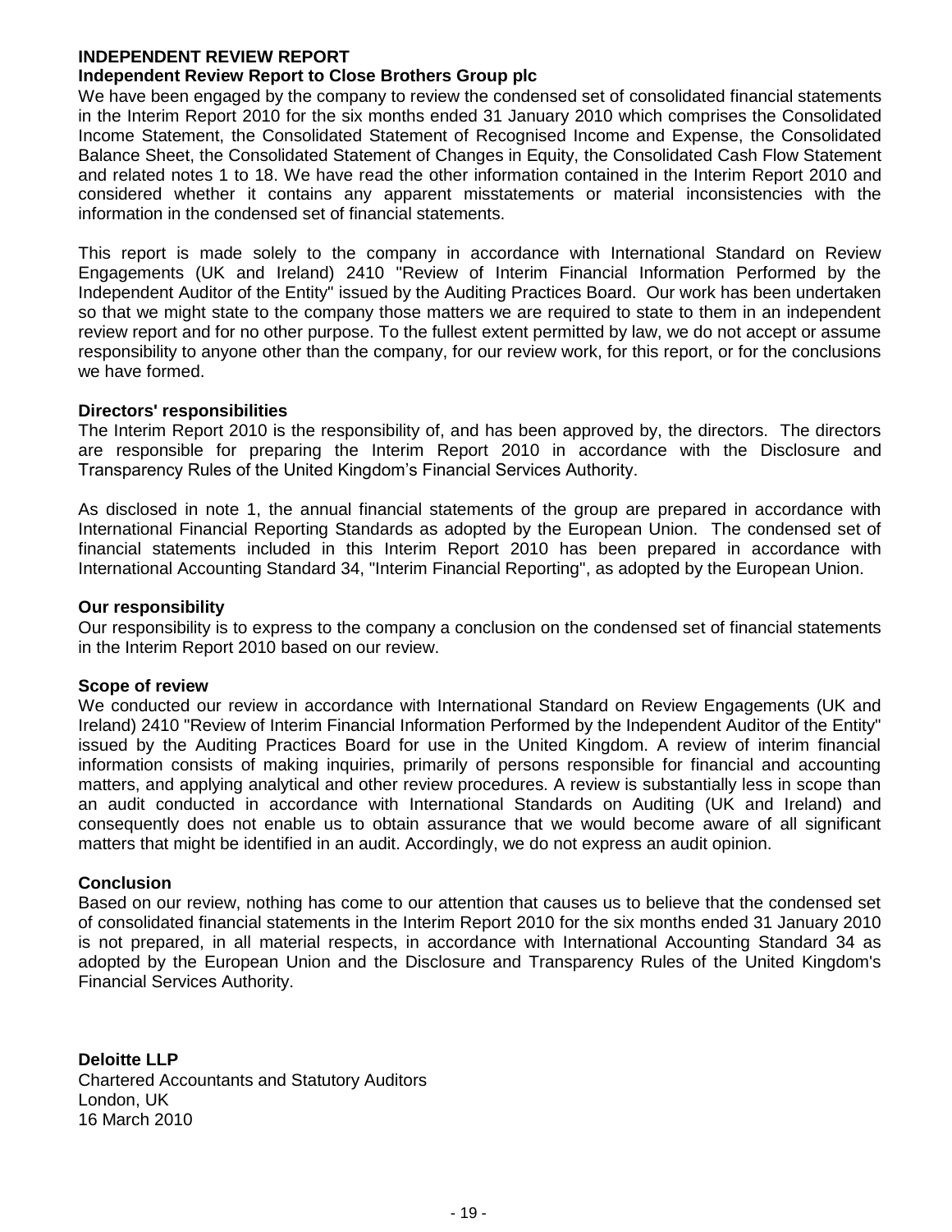## INDEPENDENT REVIEW REPORT

### Independent Review Report to Close Brothers Group plc

We have been engaged by the company to review the condensed set of consolidated financial statements in the Interim Report 2010 for the six months ended 31 January 2010 which comprises the Consolidated Income Statement, the Consolidated Statement of Recognised Income and Expense, the Consolidated Balance Sheet, the Consolidated Statement of Changes in Equity, the Consolidated Cash Flow Statement and related notes 1 to 18. We have read the other information contained in the Interim Report 2010 and considered whether it contains any apparent misstatements or material inconsistencies with the information in the condensed set of financial statements.

This report is made solely to the company in accordance with International Standard on Review Engagements (UK and Ireland) 2410 "Review of Interim Financial Information Performed by the Independent Auditor of the Entity" issued by the Auditing Practices Board. Our work has been undertaken so that we might state to the company those matters we are required to state to them in an independent review report and for no other purpose. To the fullest extent permitted by law, we do not accept or assume responsibility to anyone other than the company, for our review work, for this report, or for the conclusions we have formed.

**Directors' responsibilities**

The Interim Report 2010 is the responsibility of, and has been approved by, the directors. The directors are responsible for preparing the Interim Report 2010 in accordance with the Disclosure and Transparency Rules of the United Kingdom's Financial Services Authority.

As disclosed in note 1, the annual financial statements of the group are prepared in accordance with International Financial Reporting Standards as adopted by the European Union. The condensed set of financial statements included in this Interim Report 2010 has been prepared in accordance with International Accounting Standard 34, "Interim Financial Reporting", as adopted by the European Union.

**Our responsibility**

Our responsibility is to express to the company a conclusion on the condensed set of financial statements in the Interim Report 2010 based on our review.

**Scope of review**

We conducted our review in accordance with International Standard on Review Engagements (UK and Ireland) 2410 "Review of Interim Financial Information Performed by the Independent Auditor of the Entity" issued by the Auditing Practices Board for use in the United Kingdom. A review of interim financial information consists of making inquiries, primarily of persons responsible for financial and accounting matters, and applying analytical and other review procedures. A review is substantially less in scope than an audit conducted in accordance with International Standards on Auditing (UK and Ireland) and consequently does not enable us to obtain assurance that we would become aware of all significant matters that might be identified in an audit. Accordingly, we do not express an audit opinion.

**Conclusion**

Based on our review, nothing has come to our attention that causes us to believe that the condensed set of consolidated financial statements in the Interim Report 2010 for the six months ended 31 January 2010 is not prepared, in all material respects, in accordance with International Accounting Standard 34 as adopted by the European Union and the Disclosure and Transparency Rules of the United Kingdom's Financial Services Authority.

**Deloitte LLP**
Chartered Accountants and Statutory Auditors
London, UK
16 March 2010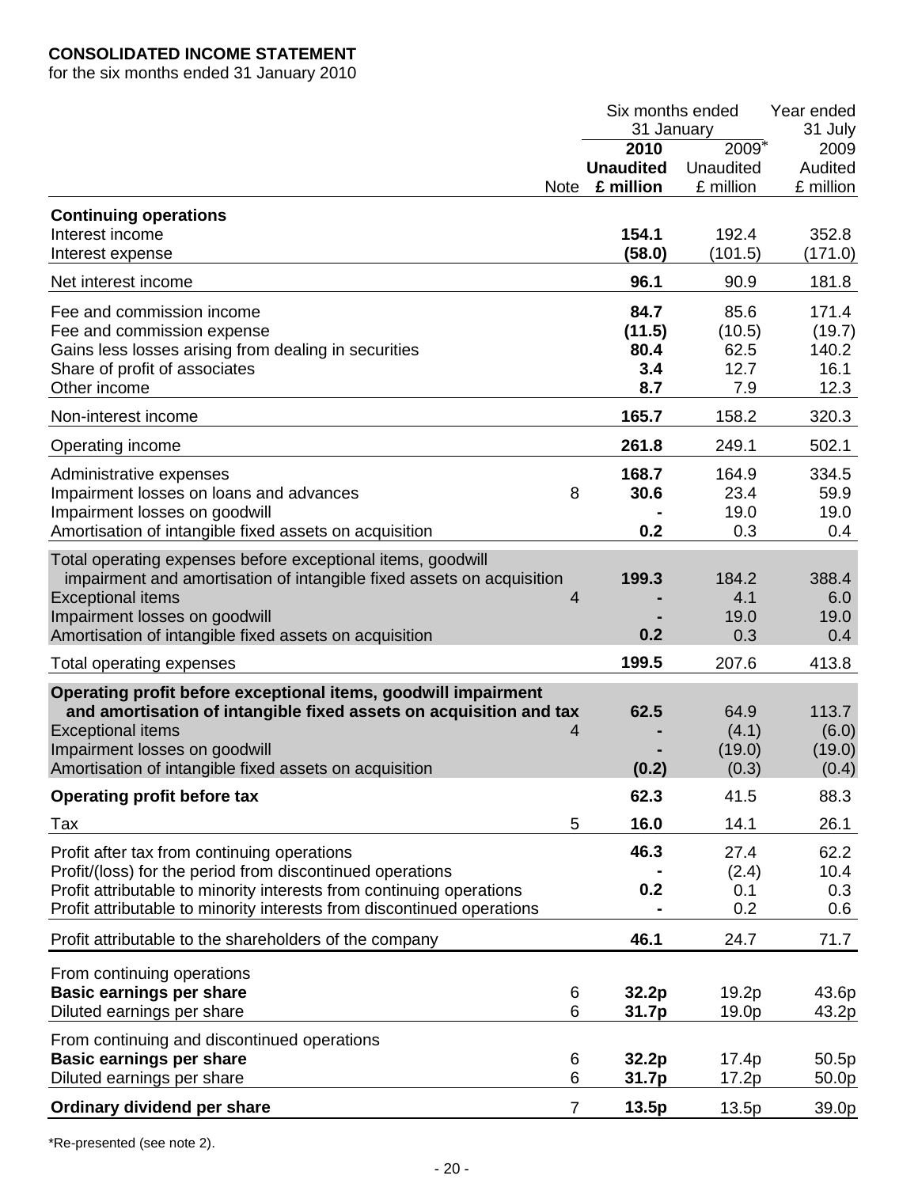**CONSOLIDATED INCOME STATEMENT**
for the six months ended 31 January 2010

| | Note | Six months ended 31 January 2010 Unaudited £ million | Six months ended 31 January 2009* Unaudited £ million | Year ended 31 July 2009 Audited £ million |
|---|---|---|---|---|
| **Continuing operations** | | | | |
| Interest income | | **154.1** | 192.4 | 352.8 |
| Interest expense | | **(58.0)** | (101.5) | (171.0) |
| Net interest income | | **96.1** | 90.9 | 181.8 |
| Fee and commission income | | **84.7** | 85.6 | 171.4 |
| Fee and commission expense | | **(11.5)** | (10.5) | (19.7) |
| Gains less losses arising from dealing in securities | | **80.4** | 62.5 | 140.2 |
| Share of profit of associates | | **3.4** | 12.7 | 16.1 |
| Other income | | **8.7** | 7.9 | 12.3 |
| Non-interest income | | **165.7** | 158.2 | 320.3 |
| Operating income | | **261.8** | 249.1 | 502.1 |
| Administrative expenses | | **168.7** | 164.9 | 334.5 |
| Impairment losses on loans and advances | 8 | **30.6** | 23.4 | 59.9 |
| Impairment losses on goodwill | | **-** | 19.0 | 19.0 |
| Amortisation of intangible fixed assets on acquisition | | **0.2** | 0.3 | 0.4 |
| Total operating expenses before exceptional items, goodwill impairment and amortisation of intangible fixed assets on acquisition | | **199.3** | 184.2 | 388.4 |
| Exceptional items | 4 | **-** | 4.1 | 6.0 |
| Impairment losses on goodwill | | **-** | 19.0 | 19.0 |
| Amortisation of intangible fixed assets on acquisition | | **0.2** | 0.3 | 0.4 |
| Total operating expenses | | **199.5** | 207.6 | 413.8 |
| **Operating profit before exceptional items, goodwill impairment and amortisation of intangible fixed assets on acquisition and tax** | | **62.5** | 64.9 | 113.7 |
| Exceptional items | 4 | **-** | (4.1) | (6.0) |
| Impairment losses on goodwill | | **-** | (19.0) | (19.0) |
| Amortisation of intangible fixed assets on acquisition | | **(0.2)** | (0.3) | (0.4) |
| **Operating profit before tax** | | **62.3** | 41.5 | 88.3 |
| Tax | 5 | **16.0** | 14.1 | 26.1 |
| Profit after tax from continuing operations | | **46.3** | 27.4 | 62.2 |
| Profit/(loss) for the period from discontinued operations | | **-** | (2.4) | 10.4 |
| Profit attributable to minority interests from continuing operations | | **0.2** | 0.1 | 0.3 |
| Profit attributable to minority interests from discontinued operations | | **-** | 0.2 | 0.6 |
| Profit attributable to the shareholders of the company | | **46.1** | 24.7 | 71.7 |
| From continuing operations | | | | |
| **Basic earnings per share** | 6 | **32.2p** | 19.2p | 43.6p |
| Diluted earnings per share | 6 | **31.7p** | 19.0p | 43.2p |
| From continuing and discontinued operations | | | | |
| **Basic earnings per share** | 6 | **32.2p** | 17.4p | 50.5p |
| Diluted earnings per share | 6 | **31.7p** | 17.2p | 50.0p |
| **Ordinary dividend per share** | 7 | **13.5p** | 13.5p | 39.0p |

*Re-presented (see note 2).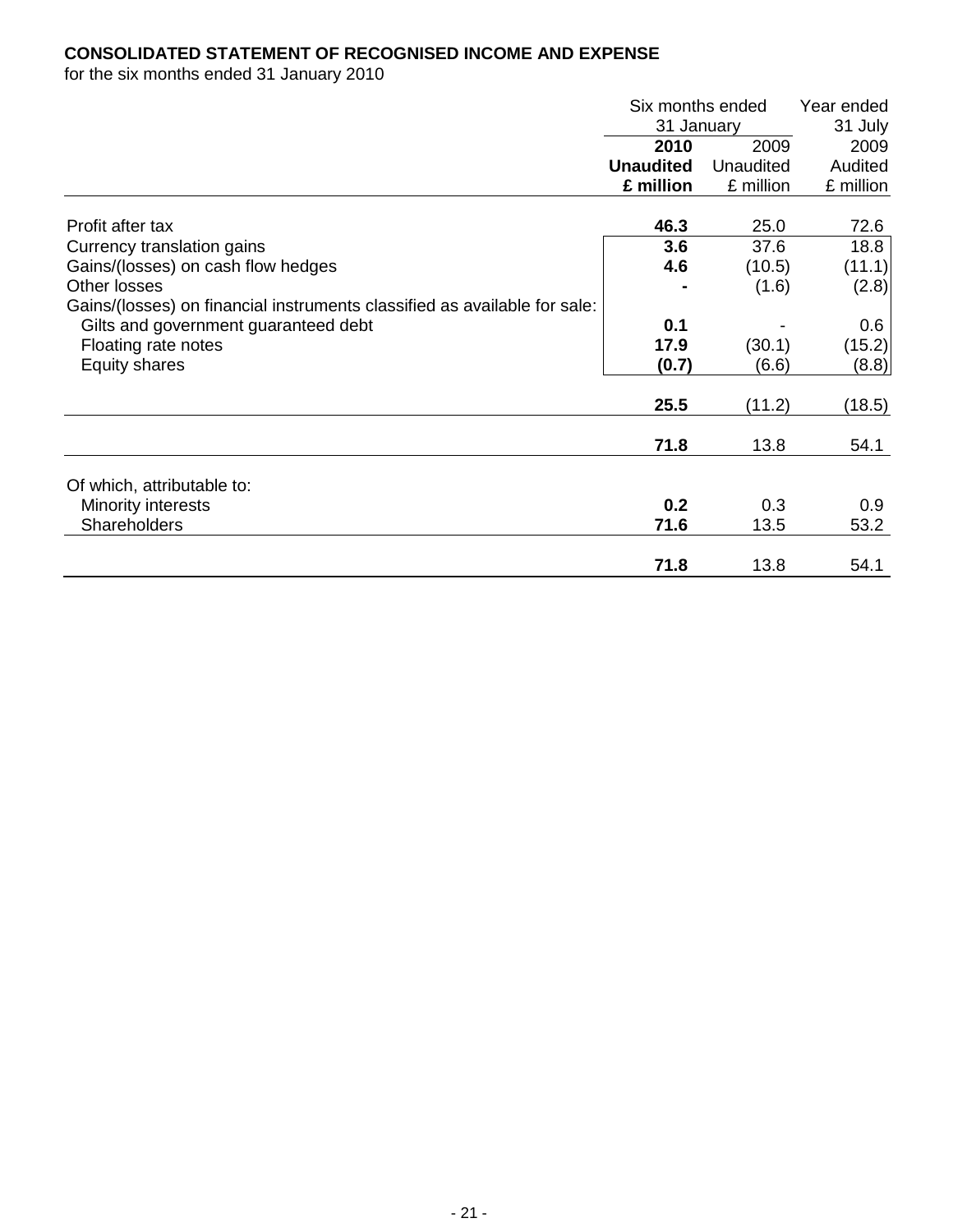**CONSOLIDATED STATEMENT OF RECOGNISED INCOME AND EXPENSE**
for the six months ended 31 January 2010

| | Six months ended 31 January | | Year ended 31 July |
|---|---|---|---|
| | **2010** | 2009 | 2009 |
| | **Unaudited** | Unaudited | Audited |
| | **£ million** | £ million | £ million |
| Profit after tax | **46.3** | 25.0 | 72.6 |
| Currency translation gains | **3.6** | 37.6 | 18.8 |
| Gains/(losses) on cash flow hedges | **4.6** | (10.5) | (11.1) |
| Other losses | **-** | (1.6) | (2.8) |
| Gains/(losses) on financial instruments classified as available for sale: | | | |
| Gilts and government guaranteed debt | **0.1** | - | 0.6 |
| Floating rate notes | **17.9** | (30.1) | (15.2) |
| Equity shares | **(0.7)** | (6.6) | (8.8) |
| | **25.5** | (11.2) | (18.5) |
| | **71.8** | 13.8 | 54.1 |
| Of which, attributable to: | | | |
| Minority interests | **0.2** | 0.3 | 0.9 |
| Shareholders | **71.6** | 13.5 | 53.2 |
| | **71.8** | 13.8 | 54.1 |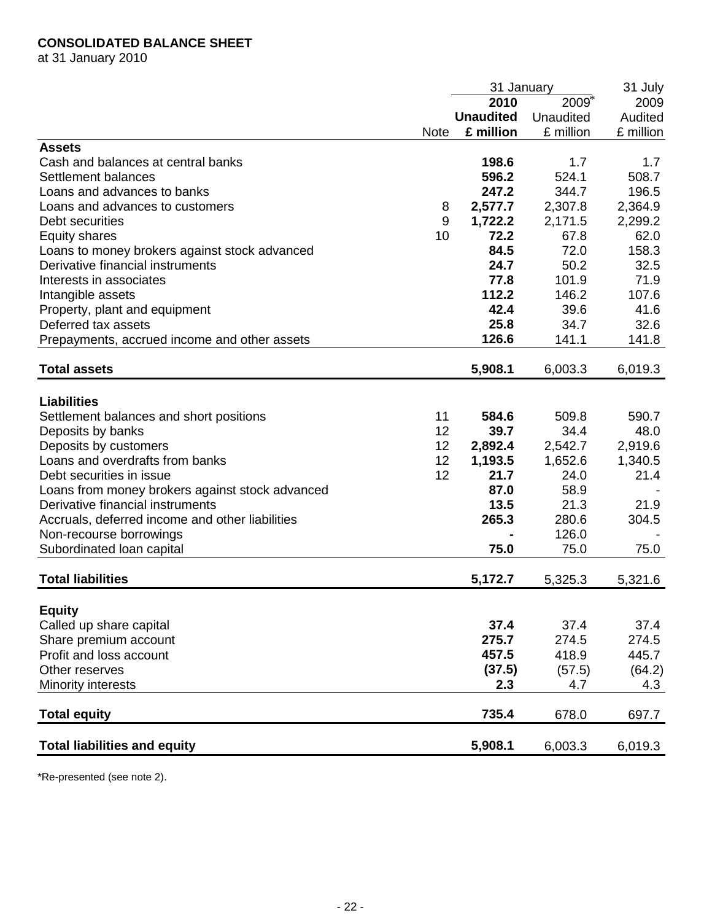**CONSOLIDATED BALANCE SHEET**
at 31 January 2010

| | Note | 31 January 2010 Unaudited £ million | 31 January 2009* Unaudited £ million | 31 July 2009 Audited £ million |
|---|---|---|---|---|
| **Assets** | | | | |
| Cash and balances at central banks | | **198.6** | 1.7 | 1.7 |
| Settlement balances | | **596.2** | 524.1 | 508.7 |
| Loans and advances to banks | | **247.2** | 344.7 | 196.5 |
| Loans and advances to customers | 8 | **2,577.7** | 2,307.8 | 2,364.9 |
| Debt securities | 9 | **1,722.2** | 2,171.5 | 2,299.2 |
| Equity shares | 10 | **72.2** | 67.8 | 62.0 |
| Loans to money brokers against stock advanced | | **84.5** | 72.0 | 158.3 |
| Derivative financial instruments | | **24.7** | 50.2 | 32.5 |
| Interests in associates | | **77.8** | 101.9 | 71.9 |
| Intangible assets | | **112.2** | 146.2 | 107.6 |
| Property, plant and equipment | | **42.4** | 39.6 | 41.6 |
| Deferred tax assets | | **25.8** | 34.7 | 32.6 |
| Prepayments, accrued income and other assets | | **126.6** | 141.1 | 141.8 |
| **Total assets** | | **5,908.1** | 6,003.3 | 6,019.3 |
| **Liabilities** | | | | |
| Settlement balances and short positions | 11 | **584.6** | 509.8 | 590.7 |
| Deposits by banks | 12 | **39.7** | 34.4 | 48.0 |
| Deposits by customers | 12 | **2,892.4** | 2,542.7 | 2,919.6 |
| Loans and overdrafts from banks | 12 | **1,193.5** | 1,652.6 | 1,340.5 |
| Debt securities in issue | 12 | **21.7** | 24.0 | 21.4 |
| Loans from money brokers against stock advanced | | **87.0** | 58.9 | - |
| Derivative financial instruments | | **13.5** | 21.3 | 21.9 |
| Accruals, deferred income and other liabilities | | **265.3** | 280.6 | 304.5 |
| Non-recourse borrowings | | **-** | 126.0 | - |
| Subordinated loan capital | | **75.0** | 75.0 | 75.0 |
| **Total liabilities** | | **5,172.7** | 5,325.3 | 5,321.6 |
| **Equity** | | | | |
| Called up share capital | | **37.4** | 37.4 | 37.4 |
| Share premium account | | **275.7** | 274.5 | 274.5 |
| Profit and loss account | | **457.5** | 418.9 | 445.7 |
| Other reserves | | **(37.5)** | (57.5) | (64.2) |
| Minority interests | | **2.3** | 4.7 | 4.3 |
| **Total equity** | | **735.4** | 678.0 | 697.7 |
| **Total liabilities and equity** | | **5,908.1** | 6,003.3 | 6,019.3 |

*Re-presented (see note 2).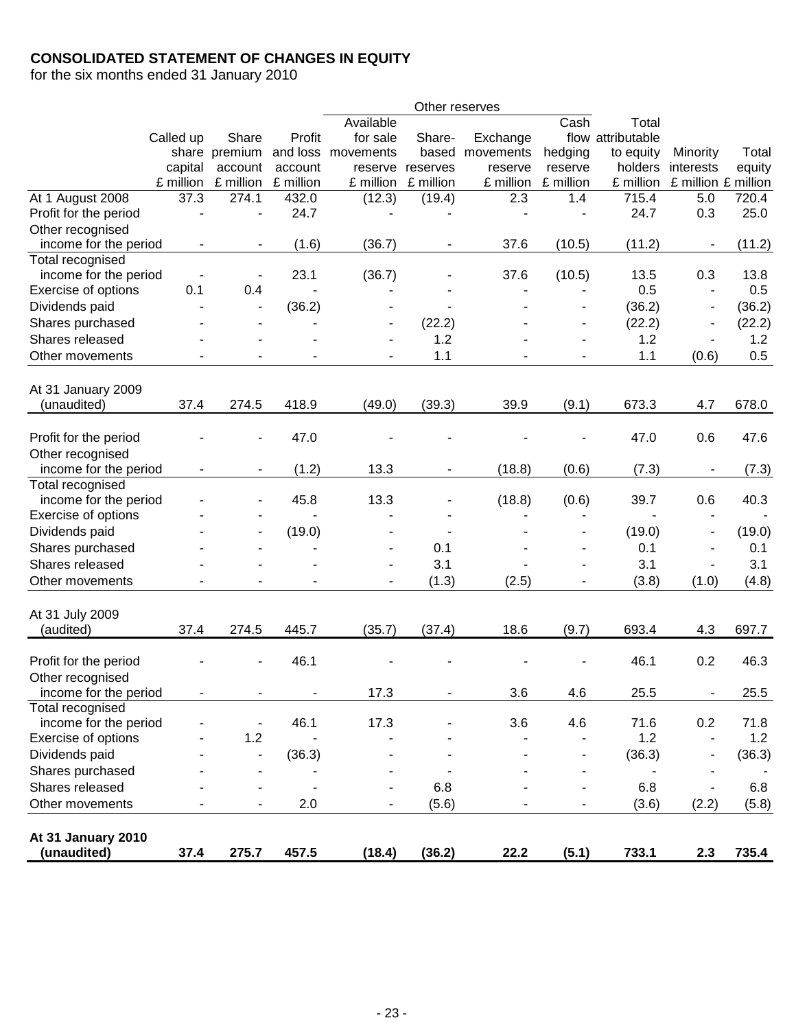**CONSOLIDATED STATEMENT OF CHANGES IN EQUITY**
for the six months ended 31 January 2010

| | Called up share capital | Share premium account | Profit and loss account | Other reserves: Available for sale movements reserve | Other reserves: Share-based reserves | Other reserves: Exchange movements reserve | Other reserves: Cash flow hedging reserve | Total attributable to equity holders | Minority interests | Total equity |
|---|---|---|---|---|---|---|---|---|---|---|
| | £ million | £ million | £ million | £ million | £ million | £ million | £ million | £ million | £ million | £ million |
| At 1 August 2008 | 37.3 | 274.1 | 432.0 | (12.3) | (19.4) | 2.3 | 1.4 | 715.4 | 5.0 | 720.4 |
| Profit for the period | - | - | 24.7 | - | - | - | - | 24.7 | 0.3 | 25.0 |
| Other recognised income for the period | - | - | (1.6) | (36.7) | - | 37.6 | (10.5) | (11.2) | - | (11.2) |
| Total recognised income for the period | - | - | 23.1 | (36.7) | - | 37.6 | (10.5) | 13.5 | 0.3 | 13.8 |
| Exercise of options | 0.1 | 0.4 | - | - | - | - | - | 0.5 | - | 0.5 |
| Dividends paid | - | - | (36.2) | - | - | - | - | (36.2) | - | (36.2) |
| Shares purchased | - | - | - | - | (22.2) | - | - | (22.2) | - | (22.2) |
| Shares released | - | - | - | - | 1.2 | - | - | 1.2 | - | 1.2 |
| Other movements | - | - | - | - | 1.1 | - | - | 1.1 | (0.6) | 0.5 |
| At 31 January 2009 (unaudited) | 37.4 | 274.5 | 418.9 | (49.0) | (39.3) | 39.9 | (9.1) | 673.3 | 4.7 | 678.0 |
| Profit for the period | - | - | 47.0 | - | - | - | - | 47.0 | 0.6 | 47.6 |
| Other recognised income for the period | - | - | (1.2) | 13.3 | - | (18.8) | (0.6) | (7.3) | - | (7.3) |
| Total recognised income for the period | - | - | 45.8 | 13.3 | - | (18.8) | (0.6) | 39.7 | 0.6 | 40.3 |
| Exercise of options | - | - | - | - | - | - | - | - | - | - |
| Dividends paid | - | - | (19.0) | - | - | - | - | (19.0) | - | (19.0) |
| Shares purchased | - | - | - | - | 0.1 | - | - | 0.1 | - | 0.1 |
| Shares released | - | - | - | - | 3.1 | - | - | 3.1 | - | 3.1 |
| Other movements | - | - | - | - | (1.3) | (2.5) | - | (3.8) | (1.0) | (4.8) |
| At 31 July 2009 (audited) | 37.4 | 274.5 | 445.7 | (35.7) | (37.4) | 18.6 | (9.7) | 693.4 | 4.3 | 697.7 |
| Profit for the period | - | - | 46.1 | - | - | - | - | 46.1 | 0.2 | 46.3 |
| Other recognised income for the period | - | - | - | 17.3 | - | 3.6 | 4.6 | 25.5 | - | 25.5 |
| Total recognised income for the period | - | - | 46.1 | 17.3 | - | 3.6 | 4.6 | 71.6 | 0.2 | 71.8 |
| Exercise of options | - | 1.2 | - | - | - | - | - | 1.2 | - | 1.2 |
| Dividends paid | - | - | (36.3) | - | - | - | - | (36.3) | - | (36.3) |
| Shares purchased | - | - | - | - | - | - | - | - | - | - |
| Shares released | - | - | - | - | 6.8 | - | - | 6.8 | - | 6.8 |
| Other movements | - | - | 2.0 | - | (5.6) | - | - | (3.6) | (2.2) | (5.8) |
| **At 31 January 2010 (unaudited)** | **37.4** | **275.7** | **457.5** | **(18.4)** | **(36.2)** | **22.2** | **(5.1)** | **733.1** | **2.3** | **735.4** |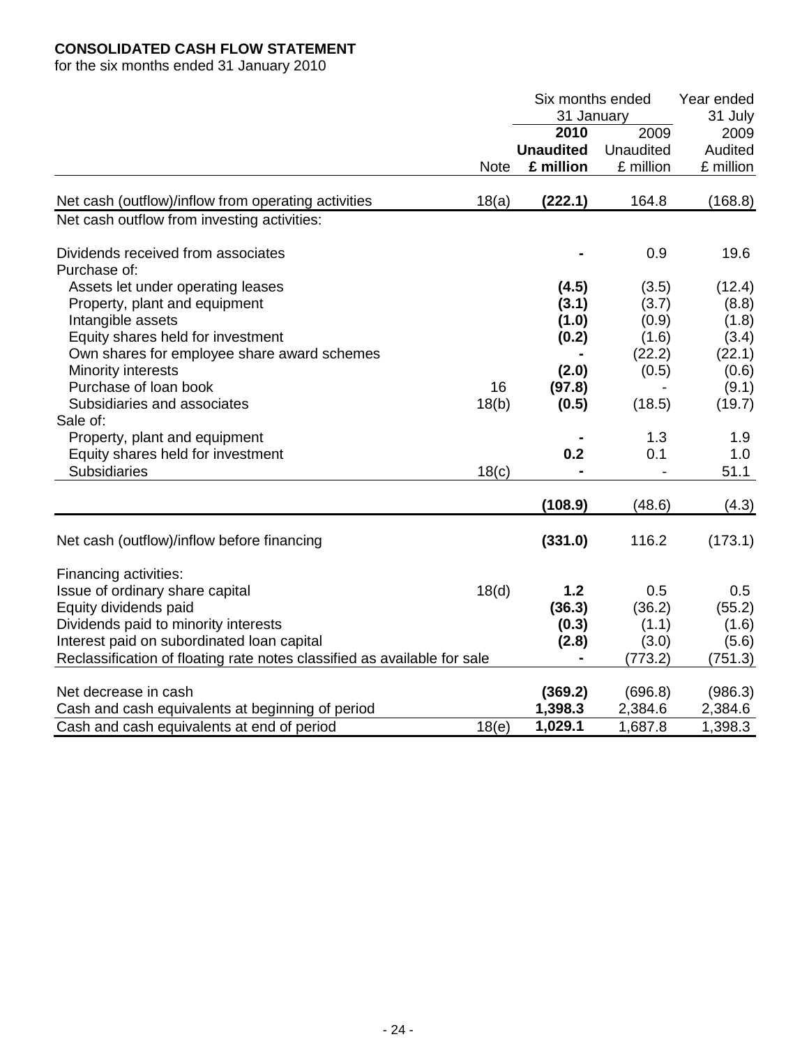**CONSOLIDATED CASH FLOW STATEMENT**

for the six months ended 31 January 2010

| | Note | Six months ended 31 January 2010 Unaudited £ million | Six months ended 31 January 2009 Unaudited £ million | Year ended 31 July 2009 Audited £ million |
|---|---|---|---|---|
| Net cash (outflow)/inflow from operating activities | 18(a) | **(222.1)** | 164.8 | (168.8) |
| Net cash outflow from investing activities: | | | | |
| Dividends received from associates | | **-** | 0.9 | 19.6 |
| Purchase of: | | | | |
| Assets let under operating leases | | **(4.5)** | (3.5) | (12.4) |
| Property, plant and equipment | | **(3.1)** | (3.7) | (8.8) |
| Intangible assets | | **(1.0)** | (0.9) | (1.8) |
| Equity shares held for investment | | **(0.2)** | (1.6) | (3.4) |
| Own shares for employee share award schemes | | **-** | (22.2) | (22.1) |
| Minority interests | | **(2.0)** | (0.5) | (0.6) |
| Purchase of loan book | 16 | **(97.8)** | - | (9.1) |
| Subsidiaries and associates | 18(b) | **(0.5)** | (18.5) | (19.7) |
| Sale of: | | | | |
| Property, plant and equipment | | **-** | 1.3 | 1.9 |
| Equity shares held for investment | | **0.2** | 0.1 | 1.0 |
| Subsidiaries | 18(c) | **-** | - | 51.1 |
| | | **(108.9)** | (48.6) | (4.3) |
| Net cash (outflow)/inflow before financing | | **(331.0)** | 116.2 | (173.1) |
| Financing activities: | | | | |
| Issue of ordinary share capital | 18(d) | **1.2** | 0.5 | 0.5 |
| Equity dividends paid | | **(36.3)** | (36.2) | (55.2) |
| Dividends paid to minority interests | | **(0.3)** | (1.1) | (1.6) |
| Interest paid on subordinated loan capital | | **(2.8)** | (3.0) | (5.6) |
| Reclassification of floating rate notes classified as available for sale | | **-** | (773.2) | (751.3) |
| Net decrease in cash | | **(369.2)** | (696.8) | (986.3) |
| Cash and cash equivalents at beginning of period | | **1,398.3** | 2,384.6 | 2,384.6 |
| Cash and cash equivalents at end of period | 18(e) | **1,029.1** | 1,687.8 | 1,398.3 |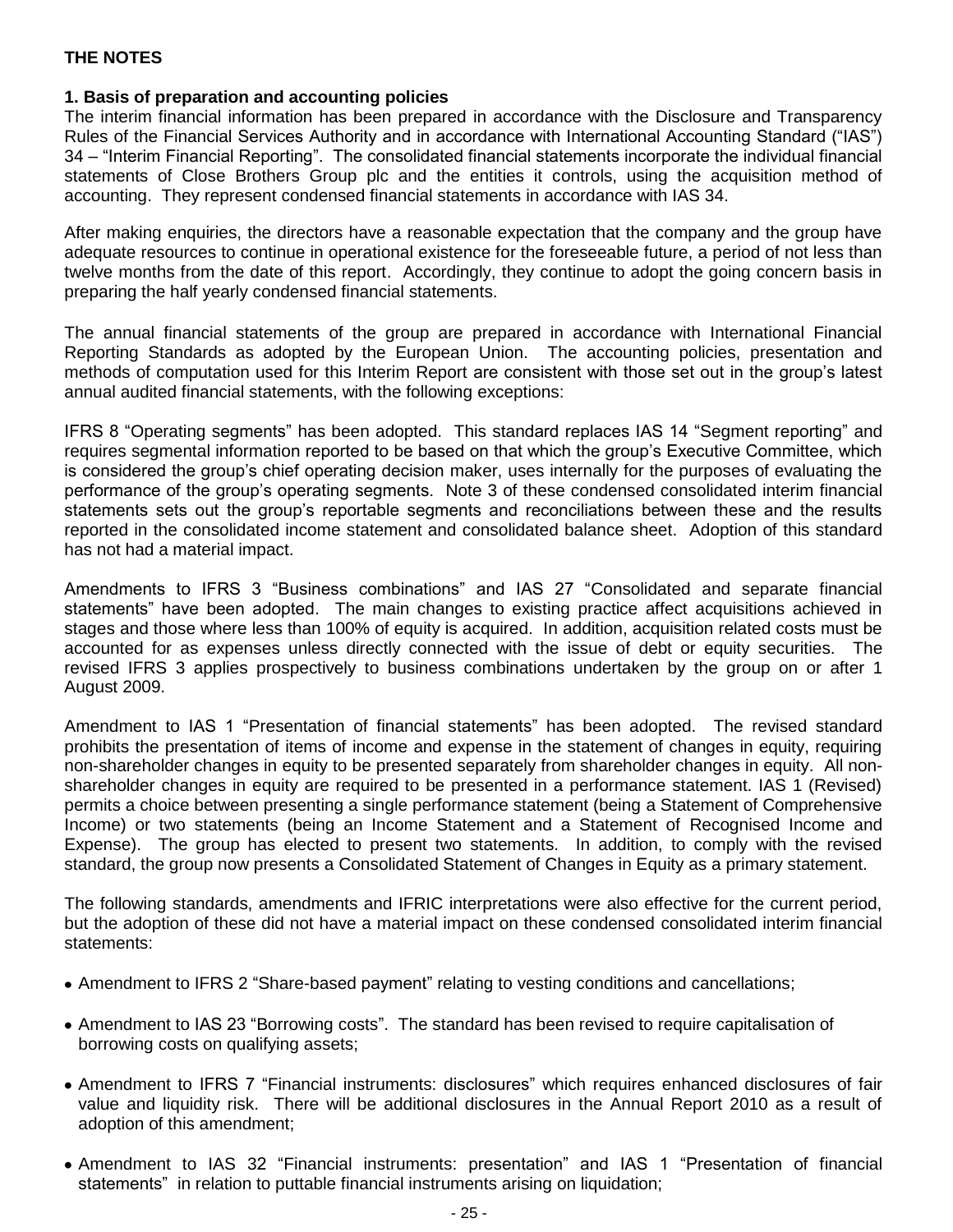## THE NOTES

### 1. Basis of preparation and accounting policies

The interim financial information has been prepared in accordance with the Disclosure and Transparency Rules of the Financial Services Authority and in accordance with International Accounting Standard ("IAS") 34 – "Interim Financial Reporting". The consolidated financial statements incorporate the individual financial statements of Close Brothers Group plc and the entities it controls, using the acquisition method of accounting. They represent condensed financial statements in accordance with IAS 34.

After making enquiries, the directors have a reasonable expectation that the company and the group have adequate resources to continue in operational existence for the foreseeable future, a period of not less than twelve months from the date of this report. Accordingly, they continue to adopt the going concern basis in preparing the half yearly condensed financial statements.

The annual financial statements of the group are prepared in accordance with International Financial Reporting Standards as adopted by the European Union. The accounting policies, presentation and methods of computation used for this Interim Report are consistent with those set out in the group's latest annual audited financial statements, with the following exceptions:

IFRS 8 "Operating segments" has been adopted. This standard replaces IAS 14 "Segment reporting" and requires segmental information reported to be based on that which the group's Executive Committee, which is considered the group's chief operating decision maker, uses internally for the purposes of evaluating the performance of the group's operating segments. Note 3 of these condensed consolidated interim financial statements sets out the group's reportable segments and reconciliations between these and the results reported in the consolidated income statement and consolidated balance sheet. Adoption of this standard has not had a material impact.

Amendments to IFRS 3 "Business combinations" and IAS 27 "Consolidated and separate financial statements" have been adopted. The main changes to existing practice affect acquisitions achieved in stages and those where less than 100% of equity is acquired. In addition, acquisition related costs must be accounted for as expenses unless directly connected with the issue of debt or equity securities. The revised IFRS 3 applies prospectively to business combinations undertaken by the group on or after 1 August 2009.

Amendment to IAS 1 "Presentation of financial statements" has been adopted. The revised standard prohibits the presentation of items of income and expense in the statement of changes in equity, requiring non-shareholder changes in equity to be presented separately from shareholder changes in equity. All non-shareholder changes in equity are required to be presented in a performance statement. IAS 1 (Revised) permits a choice between presenting a single performance statement (being a Statement of Comprehensive Income) or two statements (being an Income Statement and a Statement of Recognised Income and Expense). The group has elected to present two statements. In addition, to comply with the revised standard, the group now presents a Consolidated Statement of Changes in Equity as a primary statement.

The following standards, amendments and IFRIC interpretations were also effective for the current period, but the adoption of these did not have a material impact on these condensed consolidated interim financial statements:

- Amendment to IFRS 2 "Share-based payment" relating to vesting conditions and cancellations;
- Amendment to IAS 23 "Borrowing costs". The standard has been revised to require capitalisation of borrowing costs on qualifying assets;
- Amendment to IFRS 7 "Financial instruments: disclosures" which requires enhanced disclosures of fair value and liquidity risk. There will be additional disclosures in the Annual Report 2010 as a result of adoption of this amendment;
- Amendment to IAS 32 "Financial instruments: presentation" and IAS 1 "Presentation of financial statements" in relation to puttable financial instruments arising on liquidation;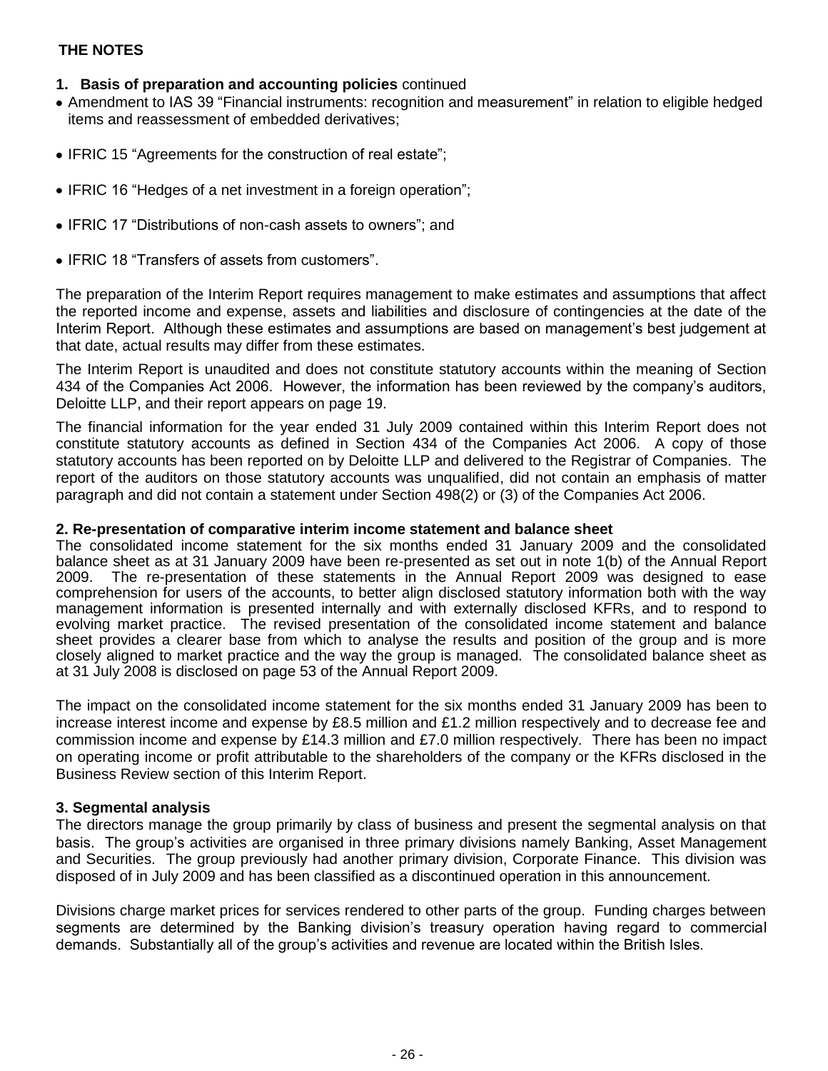## THE NOTES

**1. Basis of preparation and accounting policies** continued

- Amendment to IAS 39 "Financial instruments: recognition and measurement" in relation to eligible hedged items and reassessment of embedded derivatives;
- IFRIC 15 "Agreements for the construction of real estate";
- IFRIC 16 "Hedges of a net investment in a foreign operation";
- IFRIC 17 "Distributions of non-cash assets to owners"; and
- IFRIC 18 "Transfers of assets from customers".

The preparation of the Interim Report requires management to make estimates and assumptions that affect the reported income and expense, assets and liabilities and disclosure of contingencies at the date of the Interim Report. Although these estimates and assumptions are based on management's best judgement at that date, actual results may differ from these estimates.

The Interim Report is unaudited and does not constitute statutory accounts within the meaning of Section 434 of the Companies Act 2006. However, the information has been reviewed by the company's auditors, Deloitte LLP, and their report appears on page 19.

The financial information for the year ended 31 July 2009 contained within this Interim Report does not constitute statutory accounts as defined in Section 434 of the Companies Act 2006. A copy of those statutory accounts has been reported on by Deloitte LLP and delivered to the Registrar of Companies. The report of the auditors on those statutory accounts was unqualified, did not contain an emphasis of matter paragraph and did not contain a statement under Section 498(2) or (3) of the Companies Act 2006.

**2. Re-presentation of comparative interim income statement and balance sheet**

The consolidated income statement for the six months ended 31 January 2009 and the consolidated balance sheet as at 31 January 2009 have been re-presented as set out in note 1(b) of the Annual Report 2009. The re-presentation of these statements in the Annual Report 2009 was designed to ease comprehension for users of the accounts, to better align disclosed statutory information both with the way management information is presented internally and with externally disclosed KFRs, and to respond to evolving market practice. The revised presentation of the consolidated income statement and balance sheet provides a clearer base from which to analyse the results and position of the group and is more closely aligned to market practice and the way the group is managed. The consolidated balance sheet as at 31 July 2008 is disclosed on page 53 of the Annual Report 2009.

The impact on the consolidated income statement for the six months ended 31 January 2009 has been to increase interest income and expense by £8.5 million and £1.2 million respectively and to decrease fee and commission income and expense by £14.3 million and £7.0 million respectively. There has been no impact on operating income or profit attributable to the shareholders of the company or the KFRs disclosed in the Business Review section of this Interim Report.

**3. Segmental analysis**

The directors manage the group primarily by class of business and present the segmental analysis on that basis. The group's activities are organised in three primary divisions namely Banking, Asset Management and Securities. The group previously had another primary division, Corporate Finance. This division was disposed of in July 2009 and has been classified as a discontinued operation in this announcement.

Divisions charge market prices for services rendered to other parts of the group. Funding charges between segments are determined by the Banking division's treasury operation having regard to commercial demands. Substantially all of the group's activities and revenue are located within the British Isles.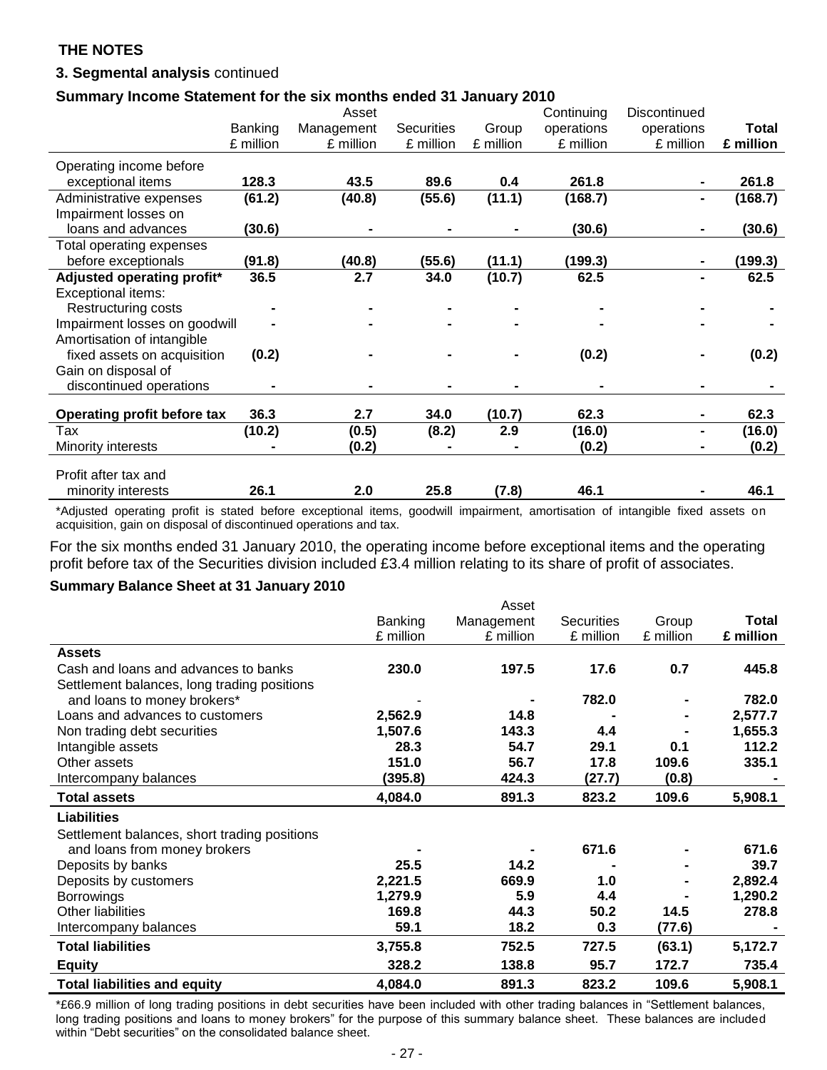**THE NOTES**

**3. Segmental analysis** continued

**Summary Income Statement for the six months ended 31 January 2010**

| | Banking £ million | Asset Management £ million | Securities £ million | Group £ million | Continuing operations £ million | Discontinued operations £ million | **Total £ million** |
|---|---|---|---|---|---|---|---|
| Operating income before exceptional items | **128.3** | **43.5** | **89.6** | **0.4** | **261.8** | **-** | **261.8** |
| Administrative expenses | **(61.2)** | **(40.8)** | **(55.6)** | **(11.1)** | **(168.7)** | **-** | **(168.7)** |
| Impairment losses on loans and advances | **(30.6)** | **-** | **-** | **-** | **(30.6)** | **-** | **(30.6)** |
| Total operating expenses before exceptionals | **(91.8)** | **(40.8)** | **(55.6)** | **(11.1)** | **(199.3)** | **-** | **(199.3)** |
| **Adjusted operating profit*** | **36.5** | **2.7** | **34.0** | **(10.7)** | **62.5** | **-** | **62.5** |
| Exceptional items: | | | | | | | |
| Restructuring costs | **-** | **-** | **-** | **-** | **-** | **-** | **-** |
| Impairment losses on goodwill | **-** | **-** | **-** | **-** | **-** | **-** | **-** |
| Amortisation of intangible fixed assets on acquisition | **(0.2)** | **-** | **-** | **-** | **(0.2)** | **-** | **(0.2)** |
| Gain on disposal of discontinued operations | **-** | **-** | **-** | **-** | **-** | **-** | **-** |
| **Operating profit before tax** | **36.3** | **2.7** | **34.0** | **(10.7)** | **62.3** | **-** | **62.3** |
| Tax | **(10.2)** | **(0.5)** | **(8.2)** | **2.9** | **(16.0)** | **-** | **(16.0)** |
| Minority interests | **-** | **(0.2)** | **-** | **-** | **(0.2)** | **-** | **(0.2)** |
| Profit after tax and minority interests | **26.1** | **2.0** | **25.8** | **(7.8)** | **46.1** | **-** | **46.1** |

*Adjusted operating profit is stated before exceptional items, goodwill impairment, amortisation of intangible fixed assets on acquisition, gain on disposal of discontinued operations and tax.

For the six months ended 31 January 2010, the operating income before exceptional items and the operating profit before tax of the Securities division included £3.4 million relating to its share of profit of associates.

**Summary Balance Sheet at 31 January 2010**

| | Banking £ million | Asset Management £ million | Securities £ million | Group £ million | **Total £ million** |
|---|---|---|---|---|---|
| **Assets** | | | | | |
| Cash and loans and advances to banks | **230.0** | **197.5** | **17.6** | **0.7** | **445.8** |
| Settlement balances, long trading positions and loans to money brokers* | - | **-** | **782.0** | **-** | **782.0** |
| Loans and advances to customers | **2,562.9** | **14.8** | **-** | **-** | **2,577.7** |
| Non trading debt securities | **1,507.6** | **143.3** | **4.4** | **-** | **1,655.3** |
| Intangible assets | **28.3** | **54.7** | **29.1** | **0.1** | **112.2** |
| Other assets | **151.0** | **56.7** | **17.8** | **109.6** | **335.1** |
| Intercompany balances | **(395.8)** | **424.3** | **(27.7)** | **(0.8)** | **-** |
| **Total assets** | **4,084.0** | **891.3** | **823.2** | **109.6** | **5,908.1** |
| **Liabilities** | | | | | |
| Settlement balances, short trading positions and loans from money brokers | **-** | **-** | **671.6** | **-** | **671.6** |
| Deposits by banks | **25.5** | **14.2** | **-** | **-** | **39.7** |
| Deposits by customers | **2,221.5** | **669.9** | **1.0** | **-** | **2,892.4** |
| Borrowings | **1,279.9** | **5.9** | **4.4** | **-** | **1,290.2** |
| Other liabilities | **169.8** | **44.3** | **50.2** | **14.5** | **278.8** |
| Intercompany balances | **59.1** | **18.2** | **0.3** | **(77.6)** | **-** |
| **Total liabilities** | **3,755.8** | **752.5** | **727.5** | **(63.1)** | **5,172.7** |
| **Equity** | **328.2** | **138.8** | **95.7** | **172.7** | **735.4** |
| **Total liabilities and equity** | **4,084.0** | **891.3** | **823.2** | **109.6** | **5,908.1** |

*£66.9 million of long trading positions in debt securities have been included with other trading balances in "Settlement balances, long trading positions and loans to money brokers" for the purpose of this summary balance sheet. These balances are included within "Debt securities" on the consolidated balance sheet.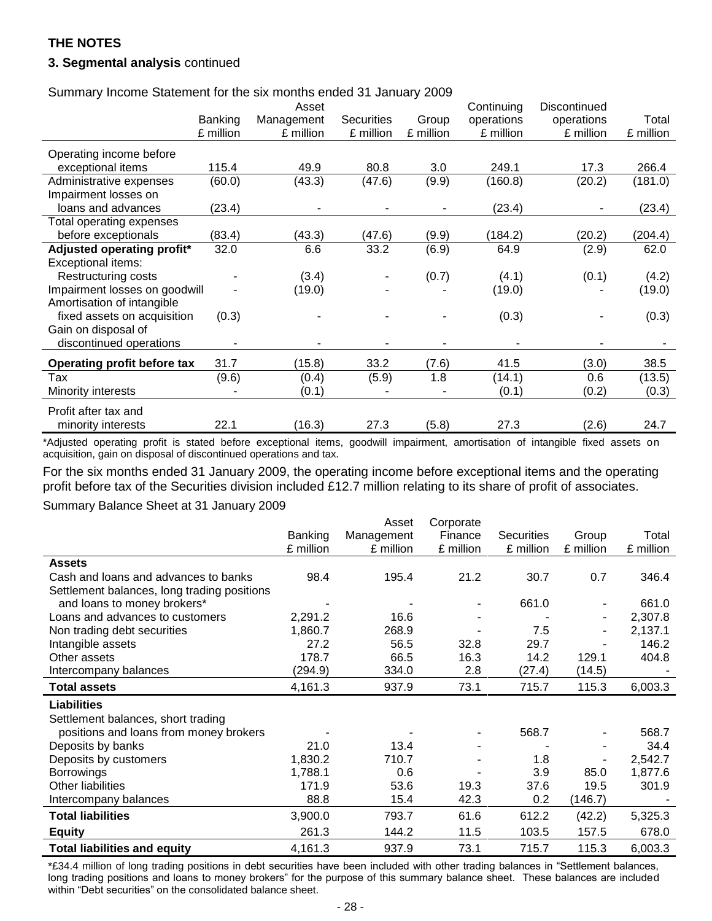**THE NOTES**

**3. Segmental analysis** continued

Summary Income Statement for the six months ended 31 January 2009

| | Banking £ million | Asset Management £ million | Securities £ million | Group £ million | Continuing operations £ million | Discontinued operations £ million | Total £ million |
|---|---|---|---|---|---|---|---|
| Operating income before exceptional items | 115.4 | 49.9 | 80.8 | 3.0 | 249.1 | 17.3 | 266.4 |
| Administrative expenses | (60.0) | (43.3) | (47.6) | (9.9) | (160.8) | (20.2) | (181.0) |
| Impairment losses on loans and advances | (23.4) | - | - | - | (23.4) | - | (23.4) |
| Total operating expenses before exceptionals | (83.4) | (43.3) | (47.6) | (9.9) | (184.2) | (20.2) | (204.4) |
| **Adjusted operating profit*** | 32.0 | 6.6 | 33.2 | (6.9) | 64.9 | (2.9) | 62.0 |
| Exceptional items: | | | | | | | |
| Restructuring costs | - | (3.4) | - | (0.7) | (4.1) | (0.1) | (4.2) |
| Impairment losses on goodwill | - | (19.0) | - | - | (19.0) | - | (19.0) |
| Amortisation of intangible fixed assets on acquisition | (0.3) | - | - | - | (0.3) | - | (0.3) |
| Gain on disposal of discontinued operations | - | - | - | - | - | - | - |
| **Operating profit before tax** | 31.7 | (15.8) | 33.2 | (7.6) | 41.5 | (3.0) | 38.5 |
| Tax | (9.6) | (0.4) | (5.9) | 1.8 | (14.1) | 0.6 | (13.5) |
| Minority interests | - | (0.1) | - | - | (0.1) | (0.2) | (0.3) |
| Profit after tax and minority interests | 22.1 | (16.3) | 27.3 | (5.8) | 27.3 | (2.6) | 24.7 |

*Adjusted operating profit is stated before exceptional items, goodwill impairment, amortisation of intangible fixed assets on acquisition, gain on disposal of discontinued operations and tax.

For the six months ended 31 January 2009, the operating income before exceptional items and the operating profit before tax of the Securities division included £12.7 million relating to its share of profit of associates.

Summary Balance Sheet at 31 January 2009

| | Banking £ million | Asset Management £ million | Corporate Finance £ million | Securities £ million | Group £ million | Total £ million |
|---|---|---|---|---|---|---|
| **Assets** | | | | | | |
| Cash and loans and advances to banks | 98.4 | 195.4 | 21.2 | 30.7 | 0.7 | 346.4 |
| Settlement balances, long trading positions and loans to money brokers* | - | - | - | 661.0 | - | 661.0 |
| Loans and advances to customers | 2,291.2 | 16.6 | - | - | - | 2,307.8 |
| Non trading debt securities | 1,860.7 | 268.9 | - | 7.5 | - | 2,137.1 |
| Intangible assets | 27.2 | 56.5 | 32.8 | 29.7 | - | 146.2 |
| Other assets | 178.7 | 66.5 | 16.3 | 14.2 | 129.1 | 404.8 |
| Intercompany balances | (294.9) | 334.0 | 2.8 | (27.4) | (14.5) | - |
| **Total assets** | 4,161.3 | 937.9 | 73.1 | 715.7 | 115.3 | 6,003.3 |
| **Liabilities** | | | | | | |
| Settlement balances, short trading positions and loans from money brokers | - | - | - | 568.7 | - | 568.7 |
| Deposits by banks | 21.0 | 13.4 | - | - | - | 34.4 |
| Deposits by customers | 1,830.2 | 710.7 | - | 1.8 | - | 2,542.7 |
| Borrowings | 1,788.1 | 0.6 | - | 3.9 | 85.0 | 1,877.6 |
| Other liabilities | 171.9 | 53.6 | 19.3 | 37.6 | 19.5 | 301.9 |
| Intercompany balances | 88.8 | 15.4 | 42.3 | 0.2 | (146.7) | - |
| **Total liabilities** | 3,900.0 | 793.7 | 61.6 | 612.2 | (42.2) | 5,325.3 |
| **Equity** | 261.3 | 144.2 | 11.5 | 103.5 | 157.5 | 678.0 |
| **Total liabilities and equity** | 4,161.3 | 937.9 | 73.1 | 715.7 | 115.3 | 6,003.3 |

*£34.4 million of long trading positions in debt securities have been included with other trading balances in "Settlement balances, long trading positions and loans to money brokers" for the purpose of this summary balance sheet. These balances are included within "Debt securities" on the consolidated balance sheet.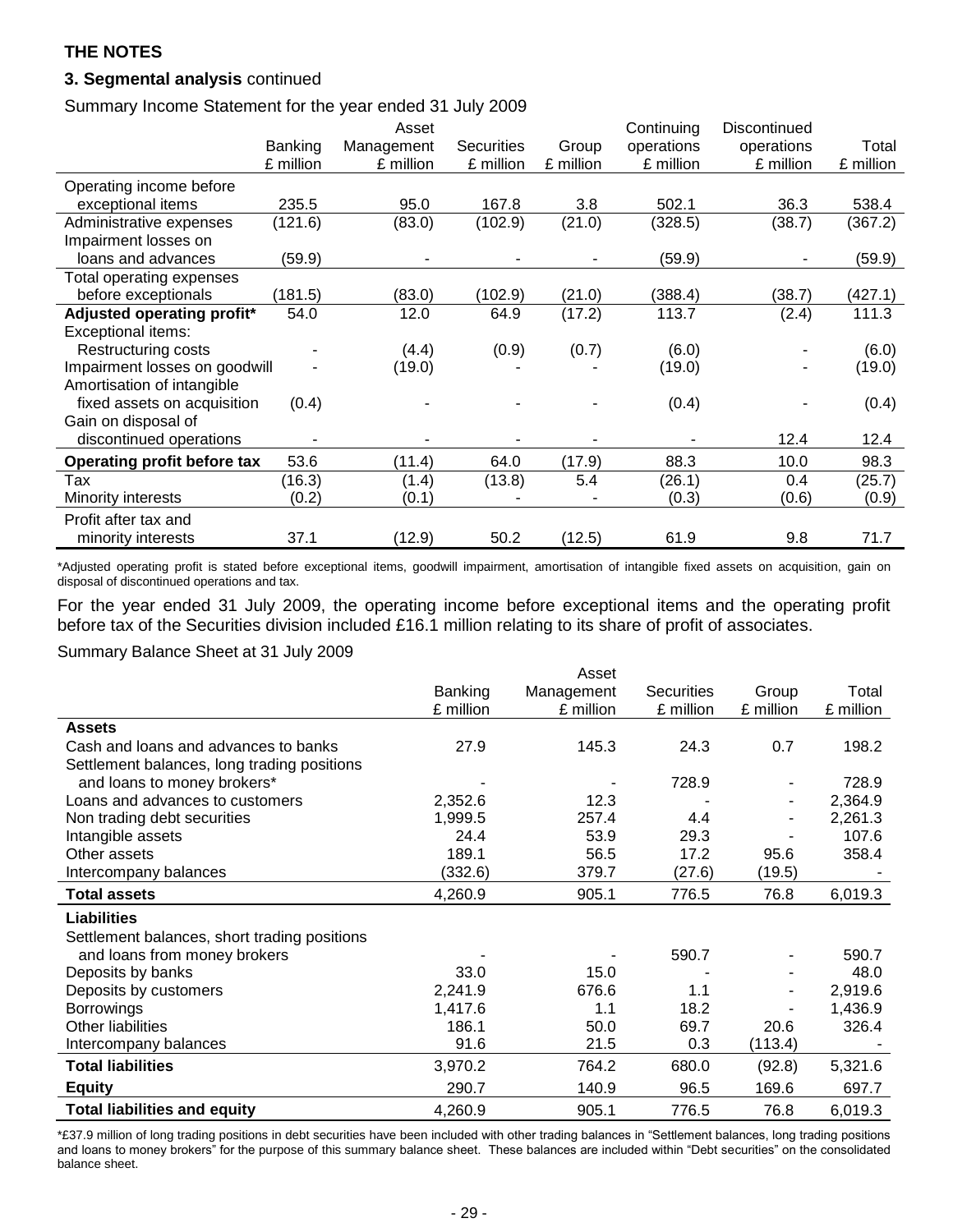**THE NOTES**

**3. Segmental analysis** continued

Summary Income Statement for the year ended 31 July 2009

| | Banking £ million | Asset Management £ million | Securities £ million | Group £ million | Continuing operations £ million | Discontinued operations £ million | Total £ million |
|---|---|---|---|---|---|---|---|
| Operating income before exceptional items | 235.5 | 95.0 | 167.8 | 3.8 | 502.1 | 36.3 | 538.4 |
| Administrative expenses | (121.6) | (83.0) | (102.9) | (21.0) | (328.5) | (38.7) | (367.2) |
| Impairment losses on loans and advances | (59.9) | - | - | - | (59.9) | - | (59.9) |
| Total operating expenses before exceptionals | (181.5) | (83.0) | (102.9) | (21.0) | (388.4) | (38.7) | (427.1) |
| **Adjusted operating profit*** | 54.0 | 12.0 | 64.9 | (17.2) | 113.7 | (2.4) | 111.3 |
| Exceptional items: | | | | | | | |
| Restructuring costs | - | (4.4) | (0.9) | (0.7) | (6.0) | - | (6.0) |
| Impairment losses on goodwill | - | (19.0) | - | - | (19.0) | - | (19.0) |
| Amortisation of intangible fixed assets on acquisition | (0.4) | - | - | - | (0.4) | - | (0.4) |
| Gain on disposal of discontinued operations | - | - | - | - | - | 12.4 | 12.4 |
| **Operating profit before tax** | 53.6 | (11.4) | 64.0 | (17.9) | 88.3 | 10.0 | 98.3 |
| Tax | (16.3) | (1.4) | (13.8) | 5.4 | (26.1) | 0.4 | (25.7) |
| Minority interests | (0.2) | (0.1) | - | - | (0.3) | (0.6) | (0.9) |
| Profit after tax and minority interests | 37.1 | (12.9) | 50.2 | (12.5) | 61.9 | 9.8 | 71.7 |

*Adjusted operating profit is stated before exceptional items, goodwill impairment, amortisation of intangible fixed assets on acquisition, gain on disposal of discontinued operations and tax.

For the year ended 31 July 2009, the operating income before exceptional items and the operating profit before tax of the Securities division included £16.1 million relating to its share of profit of associates.

Summary Balance Sheet at 31 July 2009

| | Banking £ million | Asset Management £ million | Securities £ million | Group £ million | Total £ million |
|---|---|---|---|---|---|
| **Assets** | | | | | |
| Cash and loans and advances to banks | 27.9 | 145.3 | 24.3 | 0.7 | 198.2 |
| Settlement balances, long trading positions and loans to money brokers* | - | - | 728.9 | - | 728.9 |
| Loans and advances to customers | 2,352.6 | 12.3 | - | - | 2,364.9 |
| Non trading debt securities | 1,999.5 | 257.4 | 4.4 | - | 2,261.3 |
| Intangible assets | 24.4 | 53.9 | 29.3 | - | 107.6 |
| Other assets | 189.1 | 56.5 | 17.2 | 95.6 | 358.4 |
| Intercompany balances | (332.6) | 379.7 | (27.6) | (19.5) | - |
| **Total assets** | 4,260.9 | 905.1 | 776.5 | 76.8 | 6,019.3 |
| **Liabilities** | | | | | |
| Settlement balances, short trading positions and loans from money brokers | - | - | 590.7 | - | 590.7 |
| Deposits by banks | 33.0 | 15.0 | - | - | 48.0 |
| Deposits by customers | 2,241.9 | 676.6 | 1.1 | - | 2,919.6 |
| Borrowings | 1,417.6 | 1.1 | 18.2 | - | 1,436.9 |
| Other liabilities | 186.1 | 50.0 | 69.7 | 20.6 | 326.4 |
| Intercompany balances | 91.6 | 21.5 | 0.3 | (113.4) | - |
| **Total liabilities** | 3,970.2 | 764.2 | 680.0 | (92.8) | 5,321.6 |
| **Equity** | 290.7 | 140.9 | 96.5 | 169.6 | 697.7 |
| **Total liabilities and equity** | 4,260.9 | 905.1 | 776.5 | 76.8 | 6,019.3 |

*£37.9 million of long trading positions in debt securities have been included with other trading balances in "Settlement balances, long trading positions and loans to money brokers" for the purpose of this summary balance sheet. These balances are included within "Debt securities" on the consolidated balance sheet.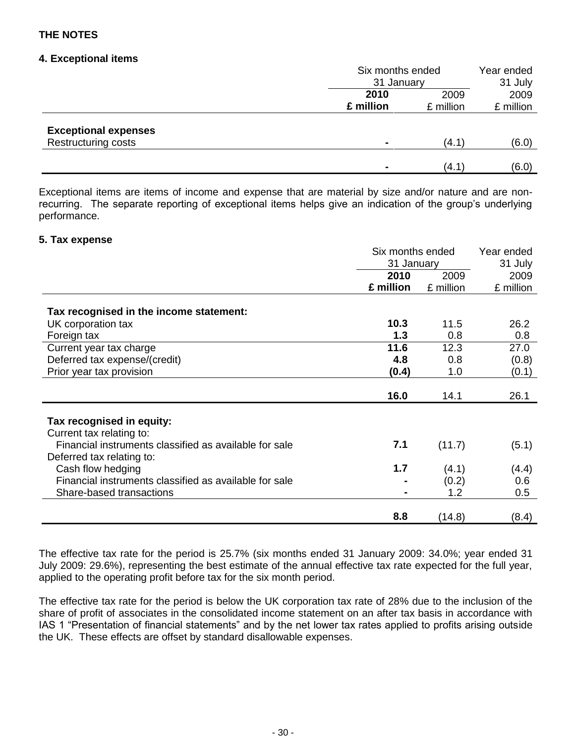## THE NOTES

### 4. Exceptional items

| | Six months ended 31 January | | Year ended 31 July |
|---|---|---|---|
| | **2010** | 2009 | 2009 |
| | **£ million** | £ million | £ million |
| **Exceptional expenses** | | | |
| Restructuring costs | **-** | (4.1) | (6.0) |
| | **-** | (4.1) | (6.0) |

Exceptional items are items of income and expense that are material by size and/or nature and are non-recurring. The separate reporting of exceptional items helps give an indication of the group's underlying performance.

### 5. Tax expense

| | Six months ended 31 January | | Year ended 31 July |
|---|---|---|---|
| | **2010** | 2009 | 2009 |
| | **£ million** | £ million | £ million |
| **Tax recognised in the income statement:** | | | |
| UK corporation tax | **10.3** | 11.5 | 26.2 |
| Foreign tax | **1.3** | 0.8 | 0.8 |
| Current year tax charge | **11.6** | 12.3 | 27.0 |
| Deferred tax expense/(credit) | **4.8** | 0.8 | (0.8) |
| Prior year tax provision | **(0.4)** | 1.0 | (0.1) |
| | **16.0** | 14.1 | 26.1 |
| **Tax recognised in equity:** | | | |
| Current tax relating to: | | | |
| Financial instruments classified as available for sale | **7.1** | (11.7) | (5.1) |
| Deferred tax relating to: | | | |
| Cash flow hedging | **1.7** | (4.1) | (4.4) |
| Financial instruments classified as available for sale | **-** | (0.2) | 0.6 |
| Share-based transactions | **-** | 1.2 | 0.5 |
| | **8.8** | (14.8) | (8.4) |

The effective tax rate for the period is 25.7% (six months ended 31 January 2009: 34.0%; year ended 31 July 2009: 29.6%), representing the best estimate of the annual effective tax rate expected for the full year, applied to the operating profit before tax for the six month period.

The effective tax rate for the period is below the UK corporation tax rate of 28% due to the inclusion of the share of profit of associates in the consolidated income statement on an after tax basis in accordance with IAS 1 "Presentation of financial statements" and by the net lower tax rates applied to profits arising outside the UK. These effects are offset by standard disallowable expenses.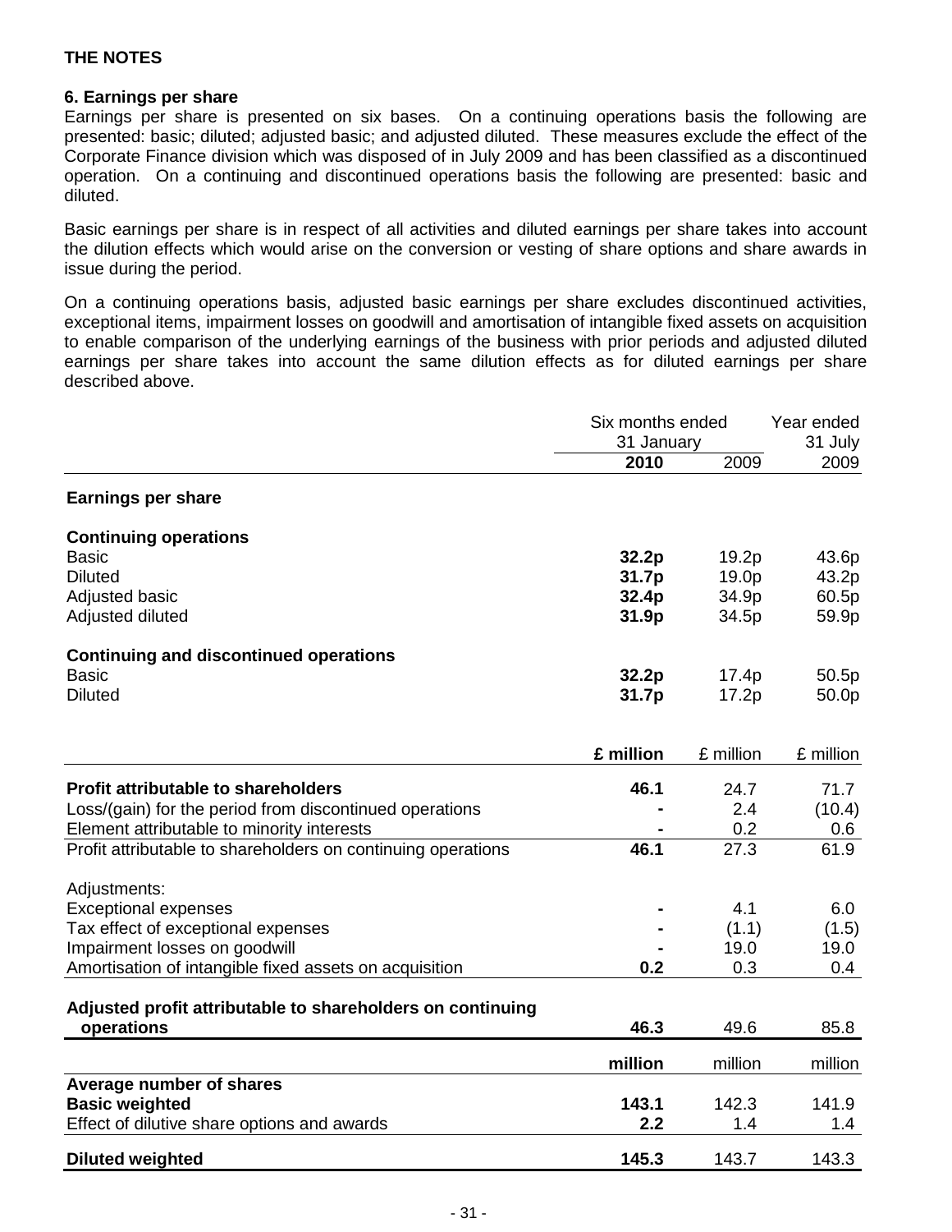**THE NOTES**

**6. Earnings per share**

Earnings per share is presented on six bases. On a continuing operations basis the following are presented: basic; diluted; adjusted basic; and adjusted diluted. These measures exclude the effect of the Corporate Finance division which was disposed of in July 2009 and has been classified as a discontinued operation. On a continuing and discontinued operations basis the following are presented: basic and diluted.

Basic earnings per share is in respect of all activities and diluted earnings per share takes into account the dilution effects which would arise on the conversion or vesting of share options and share awards in issue during the period.

On a continuing operations basis, adjusted basic earnings per share excludes discontinued activities, exceptional items, impairment losses on goodwill and amortisation of intangible fixed assets on acquisition to enable comparison of the underlying earnings of the business with prior periods and adjusted diluted earnings per share takes into account the same dilution effects as for diluted earnings per share described above.

| | Six months ended 31 January | | Year ended 31 July |
|---|---|---|---|
| | **2010** | 2009 | 2009 |
| **Earnings per share** | | | |
| **Continuing operations** | | | |
| Basic | **32.2p** | 19.2p | 43.6p |
| Diluted | **31.7p** | 19.0p | 43.2p |
| Adjusted basic | **32.4p** | 34.9p | 60.5p |
| Adjusted diluted | **31.9p** | 34.5p | 59.9p |
| **Continuing and discontinued operations** | | | |
| Basic | **32.2p** | 17.4p | 50.5p |
| Diluted | **31.7p** | 17.2p | 50.0p |
| | **£ million** | £ million | £ million |
| **Profit attributable to shareholders** | **46.1** | 24.7 | 71.7 |
| Loss/(gain) for the period from discontinued operations | **-** | 2.4 | (10.4) |
| Element attributable to minority interests | **-** | 0.2 | 0.6 |
| Profit attributable to shareholders on continuing operations | **46.1** | 27.3 | 61.9 |
| Adjustments: | | | |
| Exceptional expenses | **-** | 4.1 | 6.0 |
| Tax effect of exceptional expenses | **-** | (1.1) | (1.5) |
| Impairment losses on goodwill | **-** | 19.0 | 19.0 |
| Amortisation of intangible fixed assets on acquisition | **0.2** | 0.3 | 0.4 |
| **Adjusted profit attributable to shareholders on continuing operations** | **46.3** | 49.6 | 85.8 |
| | **million** | million | million |
| **Average number of shares** | | | |
| **Basic weighted** | **143.1** | 142.3 | 141.9 |
| Effect of dilutive share options and awards | **2.2** | 1.4 | 1.4 |
| **Diluted weighted** | **145.3** | 143.7 | 143.3 |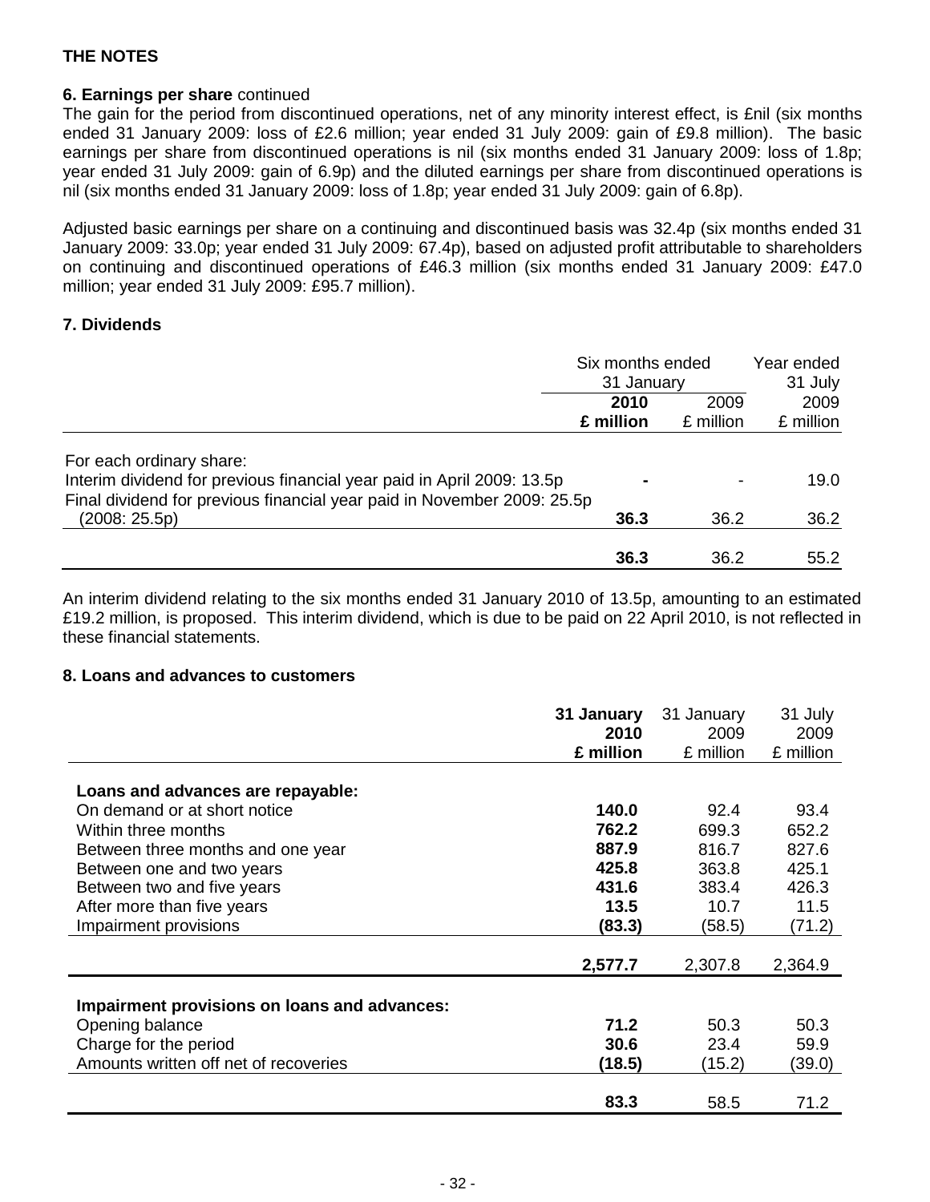## THE NOTES

### 6. Earnings per share continued

The gain for the period from discontinued operations, net of any minority interest effect, is £nil (six months ended 31 January 2009: loss of £2.6 million; year ended 31 July 2009: gain of £9.8 million). The basic earnings per share from discontinued operations is nil (six months ended 31 January 2009: loss of 1.8p; year ended 31 July 2009: gain of 6.9p) and the diluted earnings per share from discontinued operations is nil (six months ended 31 January 2009: loss of 1.8p; year ended 31 July 2009: gain of 6.8p).

Adjusted basic earnings per share on a continuing and discontinued basis was 32.4p (six months ended 31 January 2009: 33.0p; year ended 31 July 2009: 67.4p), based on adjusted profit attributable to shareholders on continuing and discontinued operations of £46.3 million (six months ended 31 January 2009: £47.0 million; year ended 31 July 2009: £95.7 million).

### 7. Dividends

| | Six months ended 31 January | | Year ended 31 July |
|---|---|---|---|
| | **2010** | 2009 | 2009 |
| | **£ million** | £ million | £ million |
| For each ordinary share: | | | |
| Interim dividend for previous financial year paid in April 2009: 13.5p | **-** | - | 19.0 |
| Final dividend for previous financial year paid in November 2009: 25.5p (2008: 25.5p) | **36.3** | 36.2 | 36.2 |
| | **36.3** | 36.2 | 55.2 |

An interim dividend relating to the six months ended 31 January 2010 of 13.5p, amounting to an estimated £19.2 million, is proposed. This interim dividend, which is due to be paid on 22 April 2010, is not reflected in these financial statements.

### 8. Loans and advances to customers

| | **31 January 2010** | 31 January 2009 | 31 July 2009 |
|---|---|---|---|
| | **£ million** | £ million | £ million |
| **Loans and advances are repayable:** | | | |
| On demand or at short notice | **140.0** | 92.4 | 93.4 |
| Within three months | **762.2** | 699.3 | 652.2 |
| Between three months and one year | **887.9** | 816.7 | 827.6 |
| Between one and two years | **425.8** | 363.8 | 425.1 |
| Between two and five years | **431.6** | 383.4 | 426.3 |
| After more than five years | **13.5** | 10.7 | 11.5 |
| Impairment provisions | **(83.3)** | (58.5) | (71.2) |
| | **2,577.7** | 2,307.8 | 2,364.9 |
| **Impairment provisions on loans and advances:** | | | |
| Opening balance | **71.2** | 50.3 | 50.3 |
| Charge for the period | **30.6** | 23.4 | 59.9 |
| Amounts written off net of recoveries | **(18.5)** | (15.2) | (39.0) |
| | **83.3** | 58.5 | 71.2 |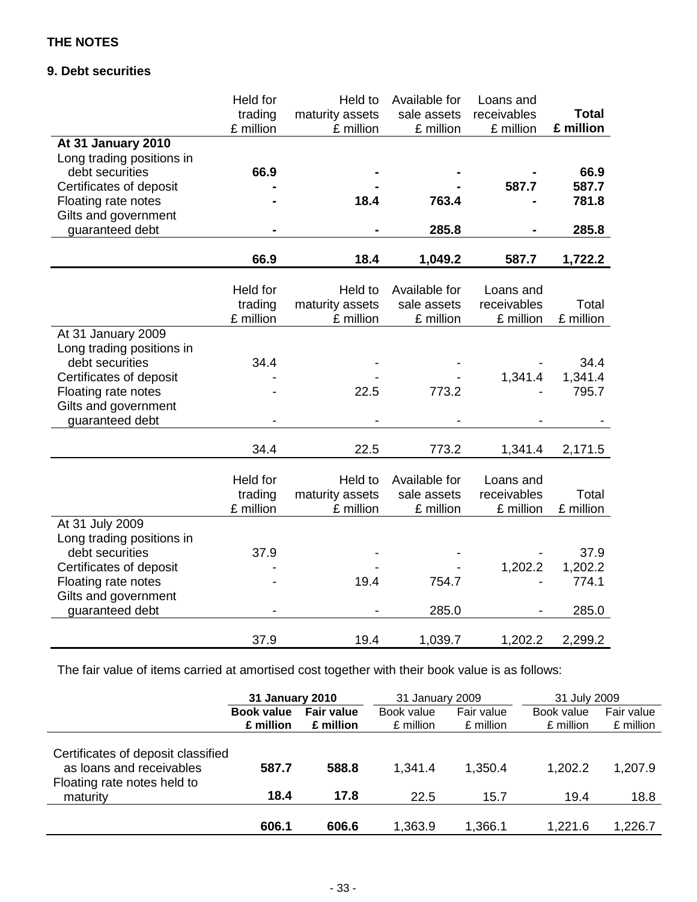**THE NOTES**

**9. Debt securities**

| | Held for trading £ million | Held to maturity assets £ million | Available for sale assets £ million | Loans and receivables £ million | **Total £ million** |
|---|---|---|---|---|---|
| **At 31 January 2010** | | | | | |
| Long trading positions in debt securities | **66.9** | **-** | **-** | **-** | **66.9** |
| Certificates of deposit | **-** | **-** | **-** | **587.7** | **587.7** |
| Floating rate notes | **-** | **18.4** | **763.4** | **-** | **781.8** |
| Gilts and government guaranteed debt | **-** | **-** | **285.8** | **-** | **285.8** |
| | **66.9** | **18.4** | **1,049.2** | **587.7** | **1,722.2** |

| | Held for trading £ million | Held to maturity assets £ million | Available for sale assets £ million | Loans and receivables £ million | Total £ million |
|---|---|---|---|---|---|
| At 31 January 2009 | | | | | |
| Long trading positions in debt securities | 34.4 | - | - | - | 34.4 |
| Certificates of deposit | - | - | - | 1,341.4 | 1,341.4 |
| Floating rate notes | - | 22.5 | 773.2 | - | 795.7 |
| Gilts and government guaranteed debt | - | - | - | - | - |
| | 34.4 | 22.5 | 773.2 | 1,341.4 | 2,171.5 |

| | Held for trading £ million | Held to maturity assets £ million | Available for sale assets £ million | Loans and receivables £ million | Total £ million |
|---|---|---|---|---|---|
| At 31 July 2009 | | | | | |
| Long trading positions in debt securities | 37.9 | - | - | - | 37.9 |
| Certificates of deposit | - | - | - | 1,202.2 | 1,202.2 |
| Floating rate notes | - | 19.4 | 754.7 | - | 774.1 |
| Gilts and government guaranteed debt | - | - | 285.0 | - | 285.0 |
| | 37.9 | 19.4 | 1,039.7 | 1,202.2 | 2,299.2 |

The fair value of items carried at amortised cost together with their book value is as follows:

| | **31 January 2010** | | 31 January 2009 | | 31 July 2009 | |
|---|---|---|---|---|---|---|
| | **Book value £ million** | **Fair value £ million** | Book value £ million | Fair value £ million | Book value £ million | Fair value £ million |
| Certificates of deposit classified as loans and receivables | **587.7** | **588.8** | 1,341.4 | 1,350.4 | 1,202.2 | 1,207.9 |
| Floating rate notes held to maturity | **18.4** | **17.8** | 22.5 | 15.7 | 19.4 | 18.8 |
| | **606.1** | **606.6** | 1,363.9 | 1,366.1 | 1,221.6 | 1,226.7 |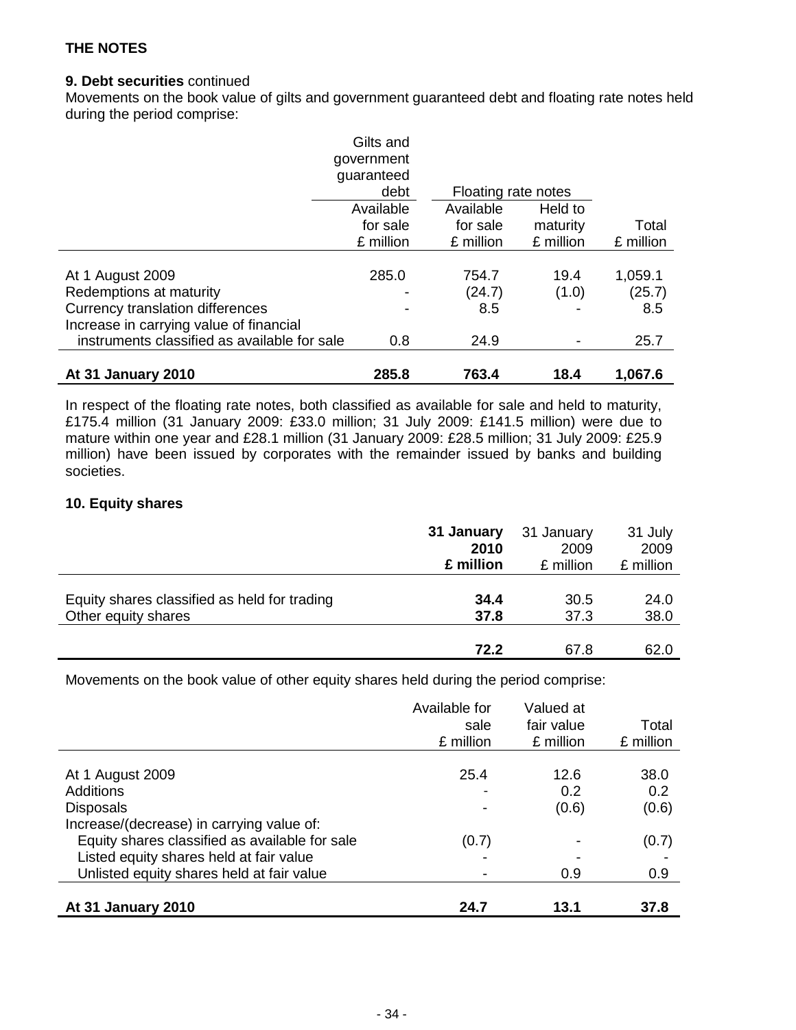**THE NOTES**

**9. Debt securities** continued

Movements on the book value of gilts and government guaranteed debt and floating rate notes held during the period comprise:

| | Gilts and government guaranteed debt | Floating rate notes | | |
|---|---|---|---|---|
| | Available for sale £ million | Available for sale £ million | Held to maturity £ million | Total £ million |
| At 1 August 2009 | 285.0 | 754.7 | 19.4 | 1,059.1 |
| Redemptions at maturity | - | (24.7) | (1.0) | (25.7) |
| Currency translation differences | - | 8.5 | - | 8.5 |
| Increase in carrying value of financial instruments classified as available for sale | 0.8 | 24.9 | - | 25.7 |
| **At 31 January 2010** | **285.8** | **763.4** | **18.4** | **1,067.6** |

In respect of the floating rate notes, both classified as available for sale and held to maturity, £175.4 million (31 January 2009: £33.0 million; 31 July 2009: £141.5 million) were due to mature within one year and £28.1 million (31 January 2009: £28.5 million; 31 July 2009: £25.9 million) have been issued by corporates with the remainder issued by banks and building societies.

**10. Equity shares**

| | **31 January 2010 £ million** | 31 January 2009 £ million | 31 July 2009 £ million |
|---|---|---|---|
| Equity shares classified as held for trading | **34.4** | 30.5 | 24.0 |
| Other equity shares | **37.8** | 37.3 | 38.0 |
| | **72.2** | 67.8 | 62.0 |

Movements on the book value of other equity shares held during the period comprise:

| | Available for sale £ million | Valued at fair value £ million | Total £ million |
|---|---|---|---|
| At 1 August 2009 | 25.4 | 12.6 | 38.0 |
| Additions | - | 0.2 | 0.2 |
| Disposals | - | (0.6) | (0.6) |
| Increase/(decrease) in carrying value of: | | | |
| Equity shares classified as available for sale | (0.7) | - | (0.7) |
| Listed equity shares held at fair value | - | - | - |
| Unlisted equity shares held at fair value | - | 0.9 | 0.9 |
| **At 31 January 2010** | **24.7** | **13.1** | **37.8** |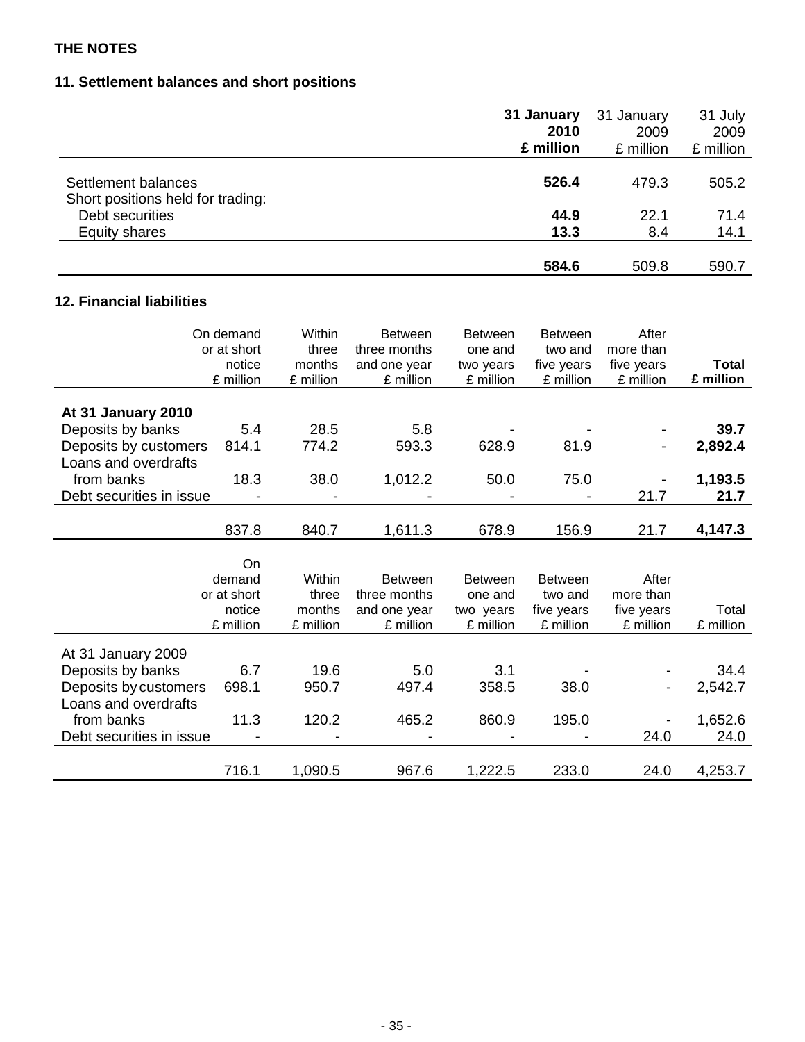**THE NOTES**

## 11. Settlement balances and short positions

| | **31 January 2010 £ million** | 31 January 2009 £ million | 31 July 2009 £ million |
|---|---|---|---|
| Settlement balances | **526.4** | 479.3 | 505.2 |
| Short positions held for trading: | | | |
| Debt securities | **44.9** | 22.1 | 71.4 |
| Equity shares | **13.3** | 8.4 | 14.1 |
| | **584.6** | 509.8 | 590.7 |

## 12. Financial liabilities

| | On demand or at short notice £ million | Within three months £ million | Between three months and one year £ million | Between one and two years £ million | Between two and five years £ million | After more than five years £ million | **Total £ million** |
|---|---|---|---|---|---|---|---|
| **At 31 January 2010** | | | | | | | |
| Deposits by banks | 5.4 | 28.5 | 5.8 | - | - | - | **39.7** |
| Deposits by customers | 814.1 | 774.2 | 593.3 | 628.9 | 81.9 | - | **2,892.4** |
| Loans and overdrafts from banks | 18.3 | 38.0 | 1,012.2 | 50.0 | 75.0 | - | **1,193.5** |
| Debt securities in issue | - | - | - | - | - | 21.7 | **21.7** |
| | 837.8 | 840.7 | 1,611.3 | 678.9 | 156.9 | 21.7 | **4,147.3** |

| | On demand or at short notice £ million | Within three months £ million | Between three months and one year £ million | Between one and two years £ million | Between two and five years £ million | After more than five years £ million | Total £ million |
|---|---|---|---|---|---|---|---|
| At 31 January 2009 | | | | | | | |
| Deposits by banks | 6.7 | 19.6 | 5.0 | 3.1 | - | - | 34.4 |
| Deposits by customers | 698.1 | 950.7 | 497.4 | 358.5 | 38.0 | - | 2,542.7 |
| Loans and overdrafts from banks | 11.3 | 120.2 | 465.2 | 860.9 | 195.0 | - | 1,652.6 |
| Debt securities in issue | - | - | - | - | - | 24.0 | 24.0 |
| | 716.1 | 1,090.5 | 967.6 | 1,222.5 | 233.0 | 24.0 | 4,253.7 |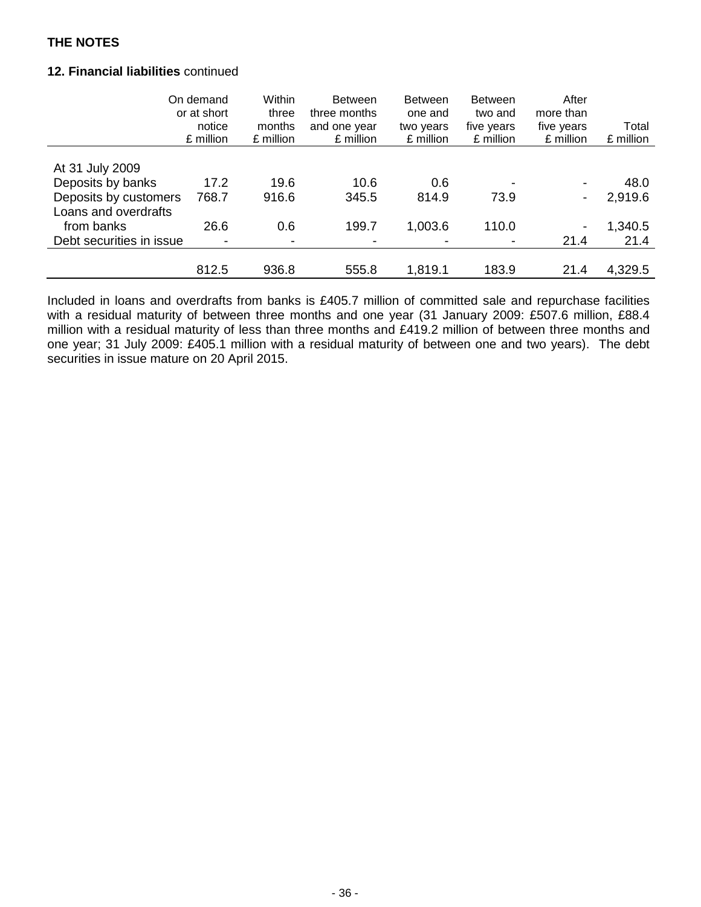**THE NOTES**

**12. Financial liabilities** continued

| | On demand or at short notice £ million | Within three months £ million | Between three months and one year £ million | Between one and two years £ million | Between two and five years £ million | After more than five years £ million | Total £ million |
|---|---|---|---|---|---|---|---|
| At 31 July 2009 | | | | | | | |
| Deposits by banks | 17.2 | 19.6 | 10.6 | 0.6 | - | - | 48.0 |
| Deposits by customers | 768.7 | 916.6 | 345.5 | 814.9 | 73.9 | - | 2,919.6 |
| Loans and overdrafts from banks | 26.6 | 0.6 | 199.7 | 1,003.6 | 110.0 | - | 1,340.5 |
| Debt securities in issue | - | - | - | - | - | 21.4 | 21.4 |
| | 812.5 | 936.8 | 555.8 | 1,819.1 | 183.9 | 21.4 | 4,329.5 |

Included in loans and overdrafts from banks is £405.7 million of committed sale and repurchase facilities with a residual maturity of between three months and one year (31 January 2009: £507.6 million, £88.4 million with a residual maturity of less than three months and £419.2 million of between three months and one year; 31 July 2009: £405.1 million with a residual maturity of between one and two years). The debt securities in issue mature on 20 April 2015.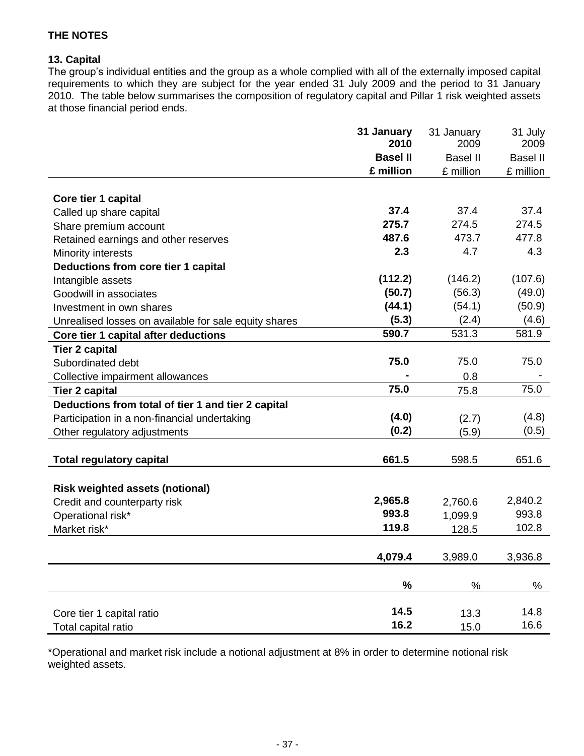**THE NOTES**

**13. Capital**

The group's individual entities and the group as a whole complied with all of the externally imposed capital requirements to which they are subject for the year ended 31 July 2009 and the period to 31 January 2010. The table below summarises the composition of regulatory capital and Pillar 1 risk weighted assets at those financial period ends.

| | **31 January 2010** | 31 January 2009 | 31 July 2009 |
|---|---|---|---|
| | **Basel II** | Basel II | Basel II |
| | **£ million** | £ million | £ million |
| **Core tier 1 capital** | | | |
| Called up share capital | **37.4** | 37.4 | 37.4 |
| Share premium account | **275.7** | 274.5 | 274.5 |
| Retained earnings and other reserves | **487.6** | 473.7 | 477.8 |
| Minority interests | **2.3** | 4.7 | 4.3 |
| **Deductions from core tier 1 capital** | | | |
| Intangible assets | **(112.2)** | (146.2) | (107.6) |
| Goodwill in associates | **(50.7)** | (56.3) | (49.0) |
| Investment in own shares | **(44.1)** | (54.1) | (50.9) |
| Unrealised losses on available for sale equity shares | **(5.3)** | (2.4) | (4.6) |
| **Core tier 1 capital after deductions** | **590.7** | 531.3 | 581.9 |
| **Tier 2 capital** | | | |
| Subordinated debt | **75.0** | 75.0 | 75.0 |
| Collective impairment allowances | **-** | 0.8 | - |
| **Tier 2 capital** | **75.0** | 75.8 | 75.0 |
| **Deductions from total of tier 1 and tier 2 capital** | | | |
| Participation in a non-financial undertaking | **(4.0)** | (2.7) | (4.8) |
| Other regulatory adjustments | **(0.2)** | (5.9) | (0.5) |
| **Total regulatory capital** | **661.5** | 598.5 | 651.6 |
| **Risk weighted assets (notional)** | | | |
| Credit and counterparty risk | **2,965.8** | 2,760.6 | 2,840.2 |
| Operational risk* | **993.8** | 1,099.9 | 993.8 |
| Market risk* | **119.8** | 128.5 | 102.8 |
| | **4,079.4** | 3,989.0 | 3,936.8 |
| | **%** | % | % |
| Core tier 1 capital ratio | **14.5** | 13.3 | 14.8 |
| Total capital ratio | **16.2** | 15.0 | 16.6 |

*Operational and market risk include a notional adjustment at 8% in order to determine notional risk weighted assets.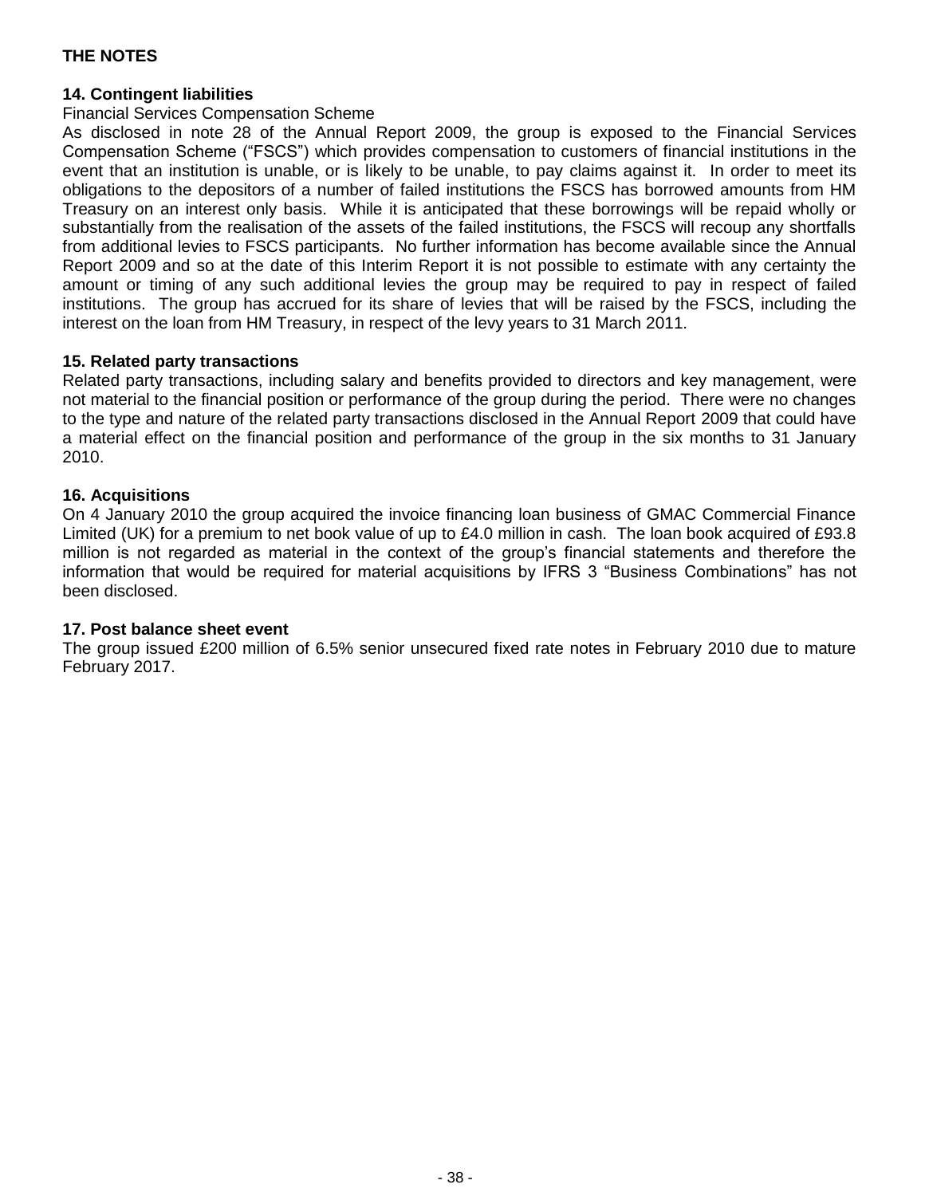## THE NOTES

### 14. Contingent liabilities

Financial Services Compensation Scheme

As disclosed in note 28 of the Annual Report 2009, the group is exposed to the Financial Services Compensation Scheme ("FSCS") which provides compensation to customers of financial institutions in the event that an institution is unable, or is likely to be unable, to pay claims against it. In order to meet its obligations to the depositors of a number of failed institutions the FSCS has borrowed amounts from HM Treasury on an interest only basis. While it is anticipated that these borrowings will be repaid wholly or substantially from the realisation of the assets of the failed institutions, the FSCS will recoup any shortfalls from additional levies to FSCS participants. No further information has become available since the Annual Report 2009 and so at the date of this Interim Report it is not possible to estimate with any certainty the amount or timing of any such additional levies the group may be required to pay in respect of failed institutions. The group has accrued for its share of levies that will be raised by the FSCS, including the interest on the loan from HM Treasury, in respect of the levy years to 31 March 2011.

### 15. Related party transactions

Related party transactions, including salary and benefits provided to directors and key management, were not material to the financial position or performance of the group during the period. There were no changes to the type and nature of the related party transactions disclosed in the Annual Report 2009 that could have a material effect on the financial position and performance of the group in the six months to 31 January 2010.

### 16. Acquisitions

On 4 January 2010 the group acquired the invoice financing loan business of GMAC Commercial Finance Limited (UK) for a premium to net book value of up to £4.0 million in cash. The loan book acquired of £93.8 million is not regarded as material in the context of the group's financial statements and therefore the information that would be required for material acquisitions by IFRS 3 "Business Combinations" has not been disclosed.

### 17. Post balance sheet event

The group issued £200 million of 6.5% senior unsecured fixed rate notes in February 2010 due to mature February 2017.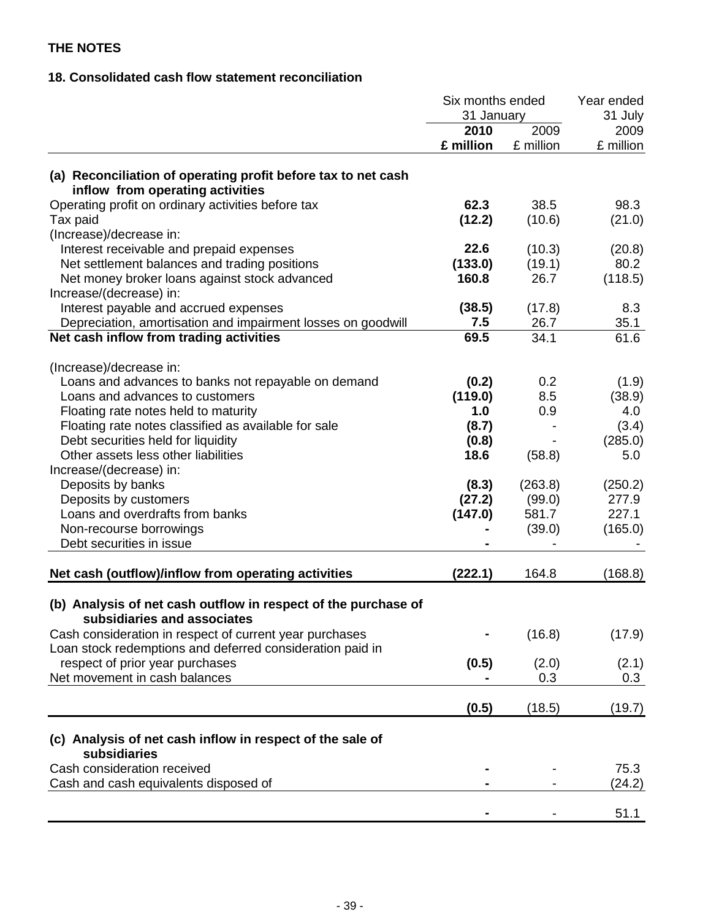**THE NOTES**

**18. Consolidated cash flow statement reconciliation**

| | Six months ended 31 January | | Year ended 31 July |
|---|---|---|---|
| | **2010** | 2009 | 2009 |
| | **£ million** | £ million | £ million |
| **(a) Reconciliation of operating profit before tax to net cash inflow from operating activities** | | | |
| Operating profit on ordinary activities before tax | **62.3** | 38.5 | 98.3 |
| Tax paid | **(12.2)** | (10.6) | (21.0) |
| (Increase)/decrease in: | | | |
| Interest receivable and prepaid expenses | **22.6** | (10.3) | (20.8) |
| Net settlement balances and trading positions | **(133.0)** | (19.1) | 80.2 |
| Net money broker loans against stock advanced | **160.8** | 26.7 | (118.5) |
| Increase/(decrease) in: | | | |
| Interest payable and accrued expenses | **(38.5)** | (17.8) | 8.3 |
| Depreciation, amortisation and impairment losses on goodwill | **7.5** | 26.7 | 35.1 |
| **Net cash inflow from trading activities** | **69.5** | 34.1 | 61.6 |
| (Increase)/decrease in: | | | |
| Loans and advances to banks not repayable on demand | **(0.2)** | 0.2 | (1.9) |
| Loans and advances to customers | **(119.0)** | 8.5 | (38.9) |
| Floating rate notes held to maturity | **1.0** | 0.9 | 4.0 |
| Floating rate notes classified as available for sale | **(8.7)** | - | (3.4) |
| Debt securities held for liquidity | **(0.8)** | - | (285.0) |
| Other assets less other liabilities | **18.6** | (58.8) | 5.0 |
| Increase/(decrease) in: | | | |
| Deposits by banks | **(8.3)** | (263.8) | (250.2) |
| Deposits by customers | **(27.2)** | (99.0) | 277.9 |
| Loans and overdrafts from banks | **(147.0)** | 581.7 | 227.1 |
| Non-recourse borrowings | **-** | (39.0) | (165.0) |
| Debt securities in issue | **-** | - | - |
| **Net cash (outflow)/inflow from operating activities** | **(222.1)** | 164.8 | (168.8) |
| **(b) Analysis of net cash outflow in respect of the purchase of subsidiaries and associates** | | | |
| Cash consideration in respect of current year purchases | **-** | (16.8) | (17.9) |
| Loan stock redemptions and deferred consideration paid in respect of prior year purchases | **(0.5)** | (2.0) | (2.1) |
| Net movement in cash balances | **-** | 0.3 | 0.3 |
| | **(0.5)** | (18.5) | (19.7) |
| **(c) Analysis of net cash inflow in respect of the sale of subsidiaries** | | | |
| Cash consideration received | **-** | - | 75.3 |
| Cash and cash equivalents disposed of | **-** | - | (24.2) |
| | **-** | - | 51.1 |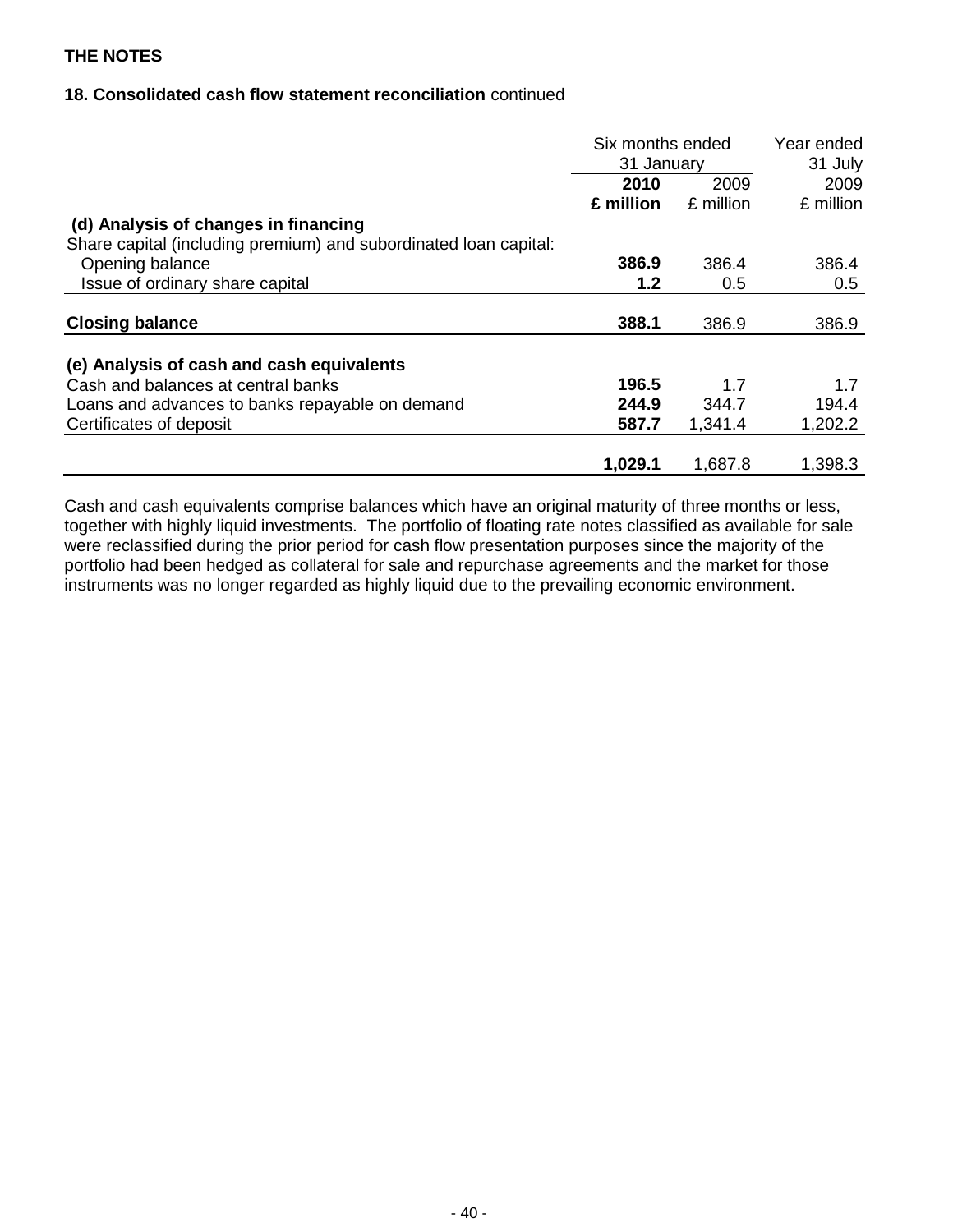**THE NOTES**

**18. Consolidated cash flow statement reconciliation** continued

| | Six months ended 31 January | | Year ended 31 July |
|---|---|---|---|
| | **2010** | 2009 | 2009 |
| | **£ million** | £ million | £ million |
| **(d) Analysis of changes in financing** | | | |
| Share capital (including premium) and subordinated loan capital: | | | |
| Opening balance | **386.9** | 386.4 | 386.4 |
| Issue of ordinary share capital | **1.2** | 0.5 | 0.5 |
| **Closing balance** | **388.1** | 386.9 | 386.9 |
| **(e) Analysis of cash and cash equivalents** | | | |
| Cash and balances at central banks | **196.5** | 1.7 | 1.7 |
| Loans and advances to banks repayable on demand | **244.9** | 344.7 | 194.4 |
| Certificates of deposit | **587.7** | 1,341.4 | 1,202.2 |
| | **1,029.1** | 1,687.8 | 1,398.3 |

Cash and cash equivalents comprise balances which have an original maturity of three months or less, together with highly liquid investments. The portfolio of floating rate notes classified as available for sale were reclassified during the prior period for cash flow presentation purposes since the majority of the portfolio had been hedged as collateral for sale and repurchase agreements and the market for those instruments was no longer regarded as highly liquid due to the prevailing economic environment.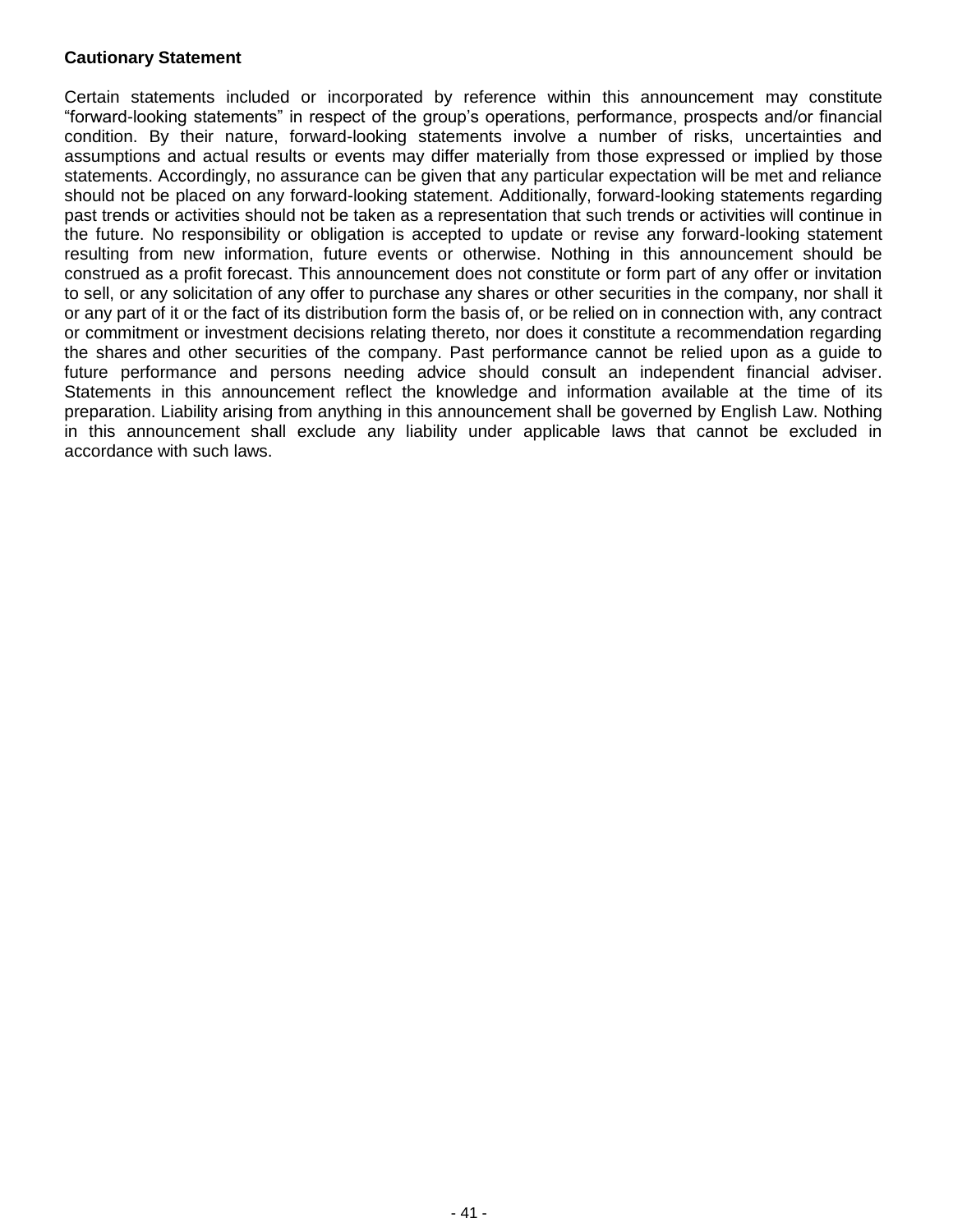**Cautionary Statement**

Certain statements included or incorporated by reference within this announcement may constitute "forward-looking statements" in respect of the group's operations, performance, prospects and/or financial condition. By their nature, forward-looking statements involve a number of risks, uncertainties and assumptions and actual results or events may differ materially from those expressed or implied by those statements. Accordingly, no assurance can be given that any particular expectation will be met and reliance should not be placed on any forward-looking statement. Additionally, forward-looking statements regarding past trends or activities should not be taken as a representation that such trends or activities will continue in the future. No responsibility or obligation is accepted to update or revise any forward-looking statement resulting from new information, future events or otherwise. Nothing in this announcement should be construed as a profit forecast. This announcement does not constitute or form part of any offer or invitation to sell, or any solicitation of any offer to purchase any shares or other securities in the company, nor shall it or any part of it or the fact of its distribution form the basis of, or be relied on in connection with, any contract or commitment or investment decisions relating thereto, nor does it constitute a recommendation regarding the shares and other securities of the company. Past performance cannot be relied upon as a guide to future performance and persons needing advice should consult an independent financial adviser. Statements in this announcement reflect the knowledge and information available at the time of its preparation. Liability arising from anything in this announcement shall be governed by English Law. Nothing in this announcement shall exclude any liability under applicable laws that cannot be excluded in accordance with such laws.